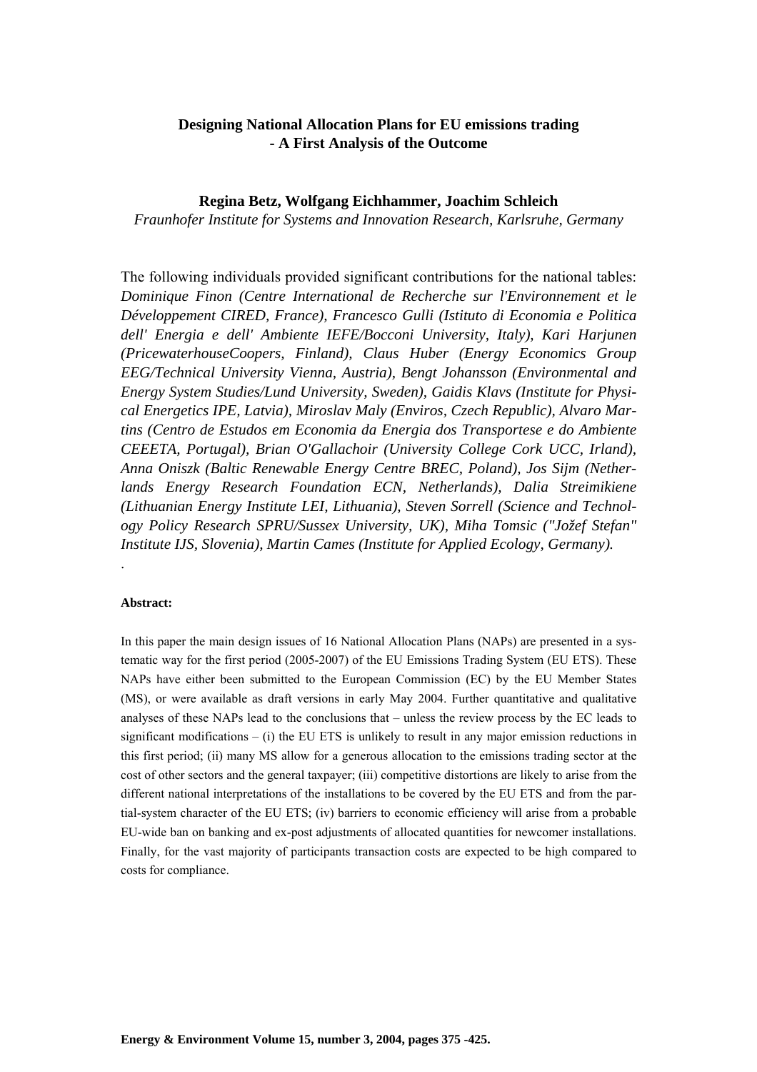# Designing National Allocation Plans for EU emissions trading - A First Analysis of the Outcome

**Regina Betz, Wolfgang Eichhammer, Joachim Schleich**

*Fraunhofer Institute for Systems and Innovation Research, Karlsruhe, Germany*

The following individuals provided significant contributions for the national tables: *Dominique Finon (Centre International de Recherche sur l'Environnement et le Développement CIRED, France), Francesco Gulli (Istituto di Economia e Politica dell' Energia e dell' Ambiente IEFE/Bocconi University, Italy), Kari Harjunen (PricewaterhouseCoopers, Finland), Claus Huber (Energy Economics Group EEG/Technical University Vienna, Austria), Bengt Johansson (Environmental and Energy System Studies/Lund University, Sweden), Gaidis Klavs (Institute for Physical Energetics IPE, Latvia), Miroslav Maly (Enviros, Czech Republic), Alvaro Martins (Centro de Estudos em Economia da Energia dos Transportese e do Ambiente CEEETA, Portugal), Brian O'Gallachoir (University College Cork UCC, Irland), Anna Oniszk (Baltic Renewable Energy Centre BREC, Poland), Jos Sijm (Netherlands Energy Research Foundation ECN, Netherlands), Dalia Streimikiene (Lithuanian Energy Institute LEI, Lithuania), Steven Sorrell (Science and Technology Policy Research SPRU/Sussex University, UK), Miha Tomsic ("Jožef Stefan" Institute IJS, Slovenia), Martin Cames (Institute for Applied Ecology, Germany).*

.

**Abstract:**

In this paper the main design issues of 16 National Allocation Plans (NAPs) are presented in a systematic way for the first period (2005-2007) of the EU Emissions Trading System (EU ETS). These NAPs have either been submitted to the European Commission (EC) by the EU Member States (MS), or were available as draft versions in early May 2004. Further quantitative and qualitative analyses of these NAPs lead to the conclusions that – unless the review process by the EC leads to significant modifications – (i) the EU ETS is unlikely to result in any major emission reductions in this first period; (ii) many MS allow for a generous allocation to the emissions trading sector at the cost of other sectors and the general taxpayer; (iii) competitive distortions are likely to arise from the different national interpretations of the installations to be covered by the EU ETS and from the partial-system character of the EU ETS; (iv) barriers to economic efficiency will arise from a probable EU-wide ban on banking and ex-post adjustments of allocated quantities for newcomer installations. Finally, for the vast majority of participants transaction costs are expected to be high compared to costs for compliance.

**Energy & Environment Volume 15, number 3, 2004, pages 375 -425.**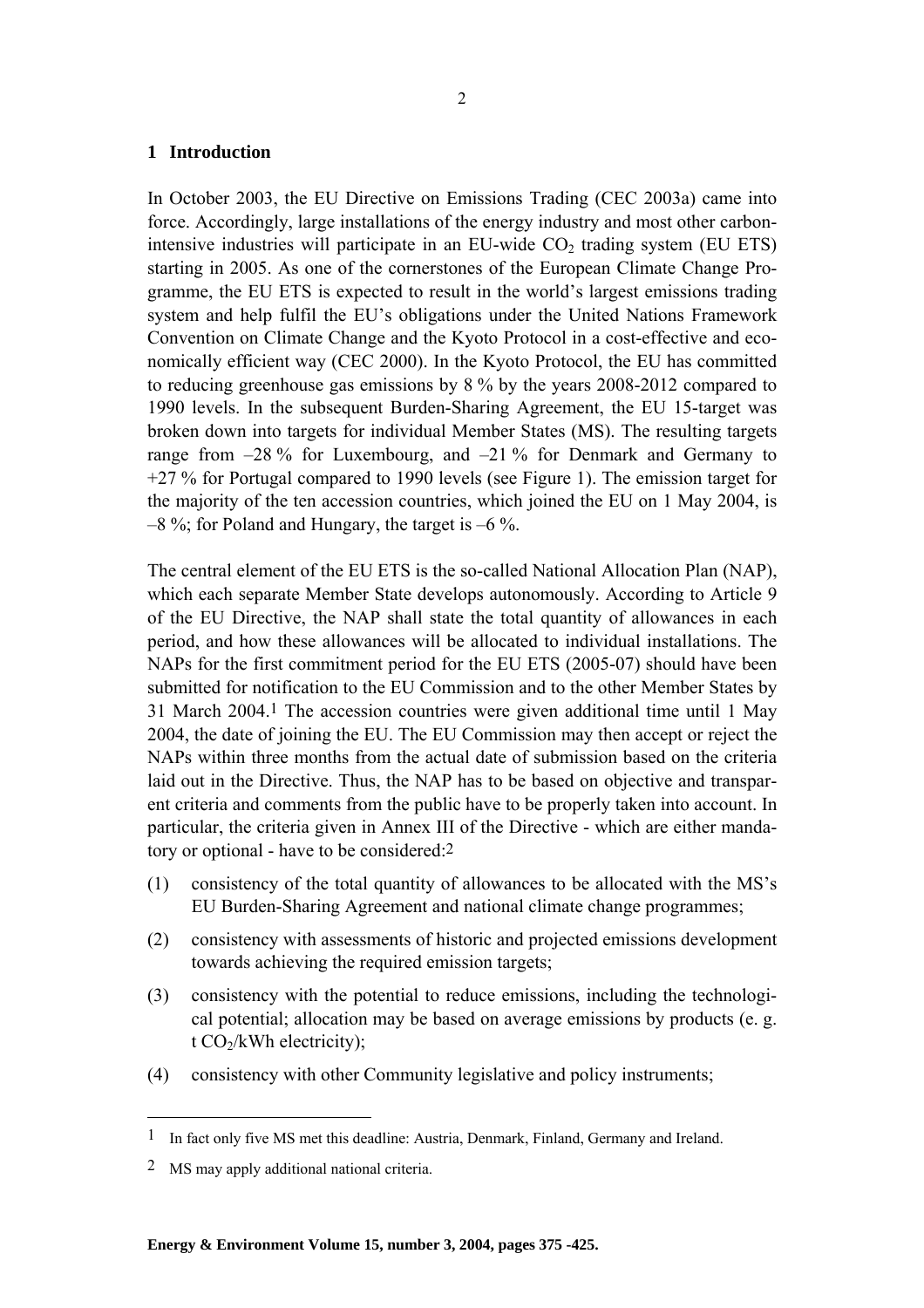## 1 Introduction

In October 2003, the EU Directive on Emissions Trading (CEC 2003a) came into force. Accordingly, large installations of the energy industry and most other carbon-intensive industries will participate in an EU-wide $CO_2$ trading system (EU ETS) starting in 2005. As one of the cornerstones of the European Climate Change Programme, the EU ETS is expected to result in the world's largest emissions trading system and help fulfil the EU's obligations under the United Nations Framework Convention on Climate Change and the Kyoto Protocol in a cost-effective and economically efficient way (CEC 2000). In the Kyoto Protocol, the EU has committed to reducing greenhouse gas emissions by 8 % by the years 2008-2012 compared to 1990 levels. In the subsequent Burden-Sharing Agreement, the EU 15-target was broken down into targets for individual Member States (MS). The resulting targets range from –28 % for Luxembourg, and –21 % for Denmark and Germany to +27 % for Portugal compared to 1990 levels (see Figure 1). The emission target for the majority of the ten accession countries, which joined the EU on 1 May 2004, is –8 %; for Poland and Hungary, the target is –6 %.

The central element of the EU ETS is the so-called National Allocation Plan (NAP), which each separate Member State develops autonomously. According to Article 9 of the EU Directive, the NAP shall state the total quantity of allowances in each period, and how these allowances will be allocated to individual installations. The NAPs for the first commitment period for the EU ETS (2005-07) should have been submitted for notification to the EU Commission and to the other Member States by 31 March 2004.[1] The accession countries were given additional time until 1 May 2004, the date of joining the EU. The EU Commission may then accept or reject the NAPs within three months from the actual date of submission based on the criteria laid out in the Directive. Thus, the NAP has to be based on objective and transparent criteria and comments from the public have to be properly taken into account. In particular, the criteria given in Annex III of the Directive - which are either mandatory or optional - have to be considered:[2]

(1) consistency of the total quantity of allowances to be allocated with the MS's EU Burden-Sharing Agreement and national climate change programmes;

(2) consistency with assessments of historic and projected emissions development towards achieving the required emission targets;

(3) consistency with the potential to reduce emissions, including the technological potential; allocation may be based on average emissions by products (e. g. t $CO_2$/kWh electricity);

(4) consistency with other Community legislative and policy instruments;

---

[1] In fact only five MS met this deadline: Austria, Denmark, Finland, Germany and Ireland.

[2] MS may apply additional national criteria.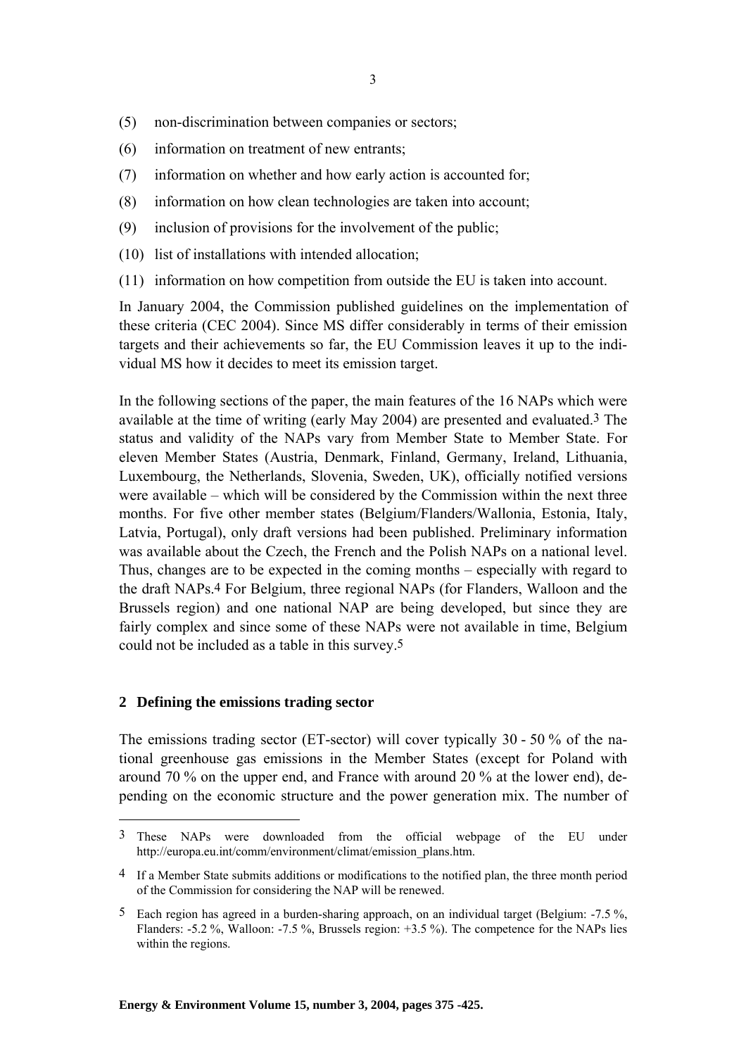(5) non-discrimination between companies or sectors;

(6) information on treatment of new entrants;

(7) information on whether and how early action is accounted for;

(8) information on how clean technologies are taken into account;

(9) inclusion of provisions for the involvement of the public;

(10) list of installations with intended allocation;

(11) information on how competition from outside the EU is taken into account.

In January 2004, the Commission published guidelines on the implementation of these criteria (CEC 2004). Since MS differ considerably in terms of their emission targets and their achievements so far, the EU Commission leaves it up to the individual MS how it decides to meet its emission target.

In the following sections of the paper, the main features of the 16 NAPs which were available at the time of writing (early May 2004) are presented and evaluated.[3] The status and validity of the NAPs vary from Member State to Member State. For eleven Member States (Austria, Denmark, Finland, Germany, Ireland, Lithuania, Luxembourg, the Netherlands, Slovenia, Sweden, UK), officially notified versions were available – which will be considered by the Commission within the next three months. For five other member states (Belgium/Flanders/Wallonia, Estonia, Italy, Latvia, Portugal), only draft versions had been published. Preliminary information was available about the Czech, the French and the Polish NAPs on a national level. Thus, changes are to be expected in the coming months – especially with regard to the draft NAPs.[4] For Belgium, three regional NAPs (for Flanders, Walloon and the Brussels region) and one national NAP are being developed, but since they are fairly complex and since some of these NAPs were not available in time, Belgium could not be included as a table in this survey.[5]

## 2 Defining the emissions trading sector

The emissions trading sector (ET-sector) will cover typically 30 - 50 % of the national greenhouse gas emissions in the Member States (except for Poland with around 70 % on the upper end, and France with around 20 % at the lower end), depending on the economic structure and the power generation mix. The number of

---

[3] These NAPs were downloaded from the official webpage of the EU under http://europa.eu.int/comm/environment/climat/emission_plans.htm.

[4] If a Member State submits additions or modifications to the notified plan, the three month period of the Commission for considering the NAP will be renewed.

[5] Each region has agreed in a burden-sharing approach, on an individual target (Belgium: -7.5 %, Flanders: -5.2 %, Walloon: -7.5 %, Brussels region: +3.5 %). The competence for the NAPs lies within the regions.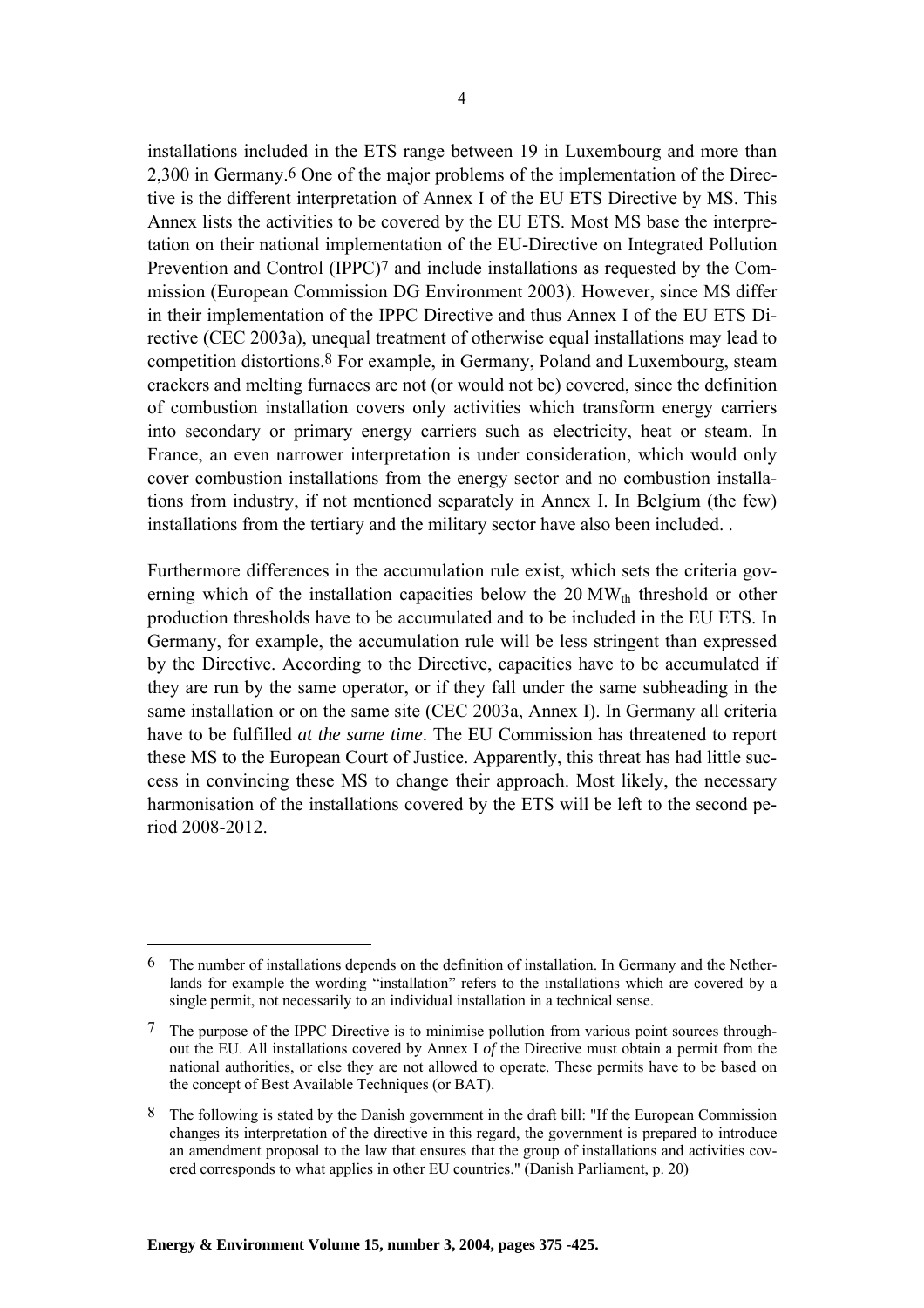installations included in the ETS range between 19 in Luxembourg and more than 2,300 in Germany.[6] One of the major problems of the implementation of the Directive is the different interpretation of Annex I of the EU ETS Directive by MS. This Annex lists the activities to be covered by the EU ETS. Most MS base the interpretation on their national implementation of the EU-Directive on Integrated Pollution Prevention and Control (IPPC)[7] and include installations as requested by the Commission (European Commission DG Environment 2003). However, since MS differ in their implementation of the IPPC Directive and thus Annex I of the EU ETS Directive (CEC 2003a), unequal treatment of otherwise equal installations may lead to competition distortions.[8] For example, in Germany, Poland and Luxembourg, steam crackers and melting furnaces are not (or would not be) covered, since the definition of combustion installation covers only activities which transform energy carriers into secondary or primary energy carriers such as electricity, heat or steam. In France, an even narrower interpretation is under consideration, which would only cover combustion installations from the energy sector and no combustion installations from industry, if not mentioned separately in Annex I. In Belgium (the few) installations from the tertiary and the military sector have also been included. .

Furthermore differences in the accumulation rule exist, which sets the criteria governing which of the installation capacities below the 20 $MW_{th}$ threshold or other production thresholds have to be accumulated and to be included in the EU ETS. In Germany, for example, the accumulation rule will be less stringent than expressed by the Directive. According to the Directive, capacities have to be accumulated if they are run by the same operator, or if they fall under the same subheading in the same installation or on the same site (CEC 2003a, Annex I). In Germany all criteria have to be fulfilled *at the same time*. The EU Commission has threatened to report these MS to the European Court of Justice. Apparently, this threat has had little success in convincing these MS to change their approach. Most likely, the necessary harmonisation of the installations covered by the ETS will be left to the second period 2008-2012.

---

[6] The number of installations depends on the definition of installation. In Germany and the Netherlands for example the wording "installation" refers to the installations which are covered by a single permit, not necessarily to an individual installation in a technical sense.

[7] The purpose of the IPPC Directive is to minimise pollution from various point sources throughout the EU. All installations covered by Annex I *of* the Directive must obtain a permit from the national authorities, or else they are not allowed to operate. These permits have to be based on the concept of Best Available Techniques (or BAT).

[8] The following is stated by the Danish government in the draft bill: "If the European Commission changes its interpretation of the directive in this regard, the government is prepared to introduce an amendment proposal to the law that ensures that the group of installations and activities covered corresponds to what applies in other EU countries." (Danish Parliament, p. 20)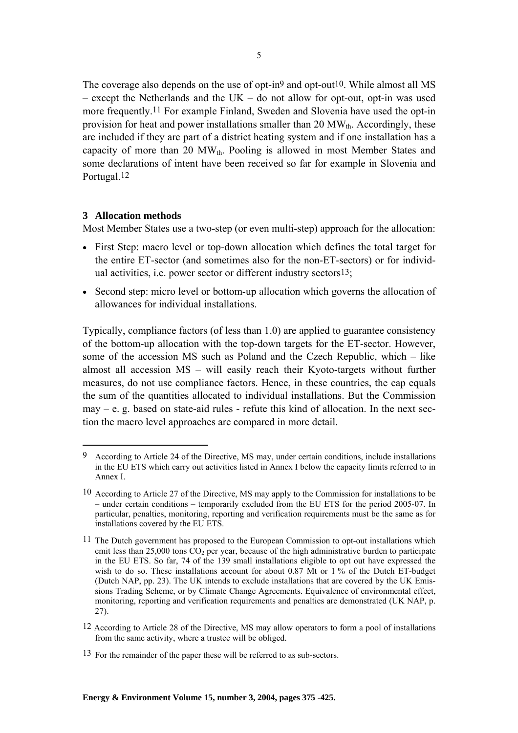The coverage also depends on the use of opt-in[9] and opt-out[10]. While almost all MS – except the Netherlands and the UK – do not allow for opt-out, opt-in was used more frequently.[11] For example Finland, Sweden and Slovenia have used the opt-in provision for heat and power installations smaller than 20 $MW_{th}$. Accordingly, these are included if they are part of a district heating system and if one installation has a capacity of more than 20 $MW_{th}$. Pooling is allowed in most Member States and some declarations of intent have been received so far for example in Slovenia and Portugal.[12]

## 3 Allocation methods

Most Member States use a two-step (or even multi-step) approach for the allocation:

- First Step: macro level or top-down allocation which defines the total target for the entire ET-sector (and sometimes also for the non-ET-sectors) or for individual activities, i.e. power sector or different industry sectors[13];
- Second step: micro level or bottom-up allocation which governs the allocation of allowances for individual installations.

Typically, compliance factors (of less than 1.0) are applied to guarantee consistency of the bottom-up allocation with the top-down targets for the ET-sector. However, some of the accession MS such as Poland and the Czech Republic, which – like almost all accession MS – will easily reach their Kyoto-targets without further measures, do not use compliance factors. Hence, in these countries, the cap equals the sum of the quantities allocated to individual installations. But the Commission may – e. g. based on state-aid rules - refute this kind of allocation. In the next section the macro level approaches are compared in more detail.

---

[9] According to Article 24 of the Directive, MS may, under certain conditions, include installations in the EU ETS which carry out activities listed in Annex I below the capacity limits referred to in Annex I.

[10] According to Article 27 of the Directive, MS may apply to the Commission for installations to be – under certain conditions – temporarily excluded from the EU ETS for the period 2005-07. In particular, penalties, monitoring, reporting and verification requirements must be the same as for installations covered by the EU ETS.

[11] The Dutch government has proposed to the European Commission to opt-out installations which emit less than 25,000 tons $CO_2$ per year, because of the high administrative burden to participate in the EU ETS. So far, 74 of the 139 small installations eligible to opt out have expressed the wish to do so. These installations account for about 0.87 Mt or 1 % of the Dutch ET-budget (Dutch NAP, pp. 23). The UK intends to exclude installations that are covered by the UK Emissions Trading Scheme, or by Climate Change Agreements. Equivalence of environmental effect, monitoring, reporting and verification requirements and penalties are demonstrated (UK NAP, p. 27).

[12] According to Article 28 of the Directive, MS may allow operators to form a pool of installations from the same activity, where a trustee will be obliged.

[13] For the remainder of the paper these will be referred to as sub-sectors.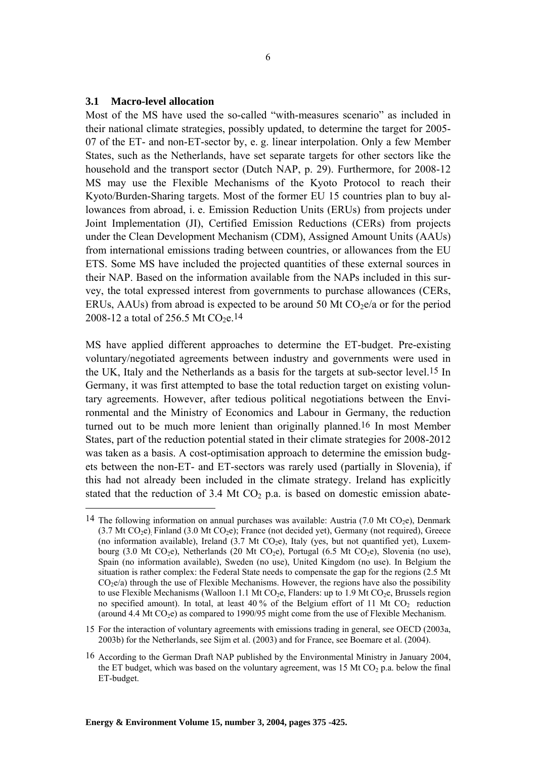## 3.1 Macro-level allocation

Most of the MS have used the so-called "with-measures scenario" as included in their national climate strategies, possibly updated, to determine the target for 2005-07 of the ET- and non-ET-sector by, e. g. linear interpolation. Only a few Member States, such as the Netherlands, have set separate targets for other sectors like the household and the transport sector (Dutch NAP, p. 29). Furthermore, for 2008-12 MS may use the Flexible Mechanisms of the Kyoto Protocol to reach their Kyoto/Burden-Sharing targets. Most of the former EU 15 countries plan to buy allowances from abroad, i. e. Emission Reduction Units (ERUs) from projects under Joint Implementation (JI), Certified Emission Reductions (CERs) from projects under the Clean Development Mechanism (CDM), Assigned Amount Units (AAUs) from international emissions trading between countries, or allowances from the EU ETS. Some MS have included the projected quantities of these external sources in their NAP. Based on the information available from the NAPs included in this survey, the total expressed interest from governments to purchase allowances (CERs, ERUs, AAUs) from abroad is expected to be around 50 Mt $CO_2$e/a or for the period 2008-12 a total of 256.5 Mt $CO_2$e.[14]

MS have applied different approaches to determine the ET-budget. Pre-existing voluntary/negotiated agreements between industry and governments were used in the UK, Italy and the Netherlands as a basis for the targets at sub-sector level.[15] In Germany, it was first attempted to base the total reduction target on existing voluntary agreements. However, after tedious political negotiations between the Environmental and the Ministry of Economics and Labour in Germany, the reduction turned out to be much more lenient than originally planned.[16] In most Member States, part of the reduction potential stated in their climate strategies for 2008-2012 was taken as a basis. A cost-optimisation approach to determine the emission budgets between the non-ET- and ET-sectors was rarely used (partially in Slovenia), if this had not already been included in the climate strategy. Ireland has explicitly stated that the reduction of 3.4 Mt $CO_2$ p.a. is based on domestic emission abate-

---

[14] The following information on annual purchases was available: Austria (7.0 Mt $CO_2$e), Denmark (3.7 Mt $CO_2$e), Finland (3.0 Mt $CO_2$e); France (not decided yet), Germany (not required), Greece (no information available), Ireland (3.7 Mt $CO_2$e), Italy (yes, but not quantified yet), Luxembourg (3.0 Mt $CO_2$e), Netherlands (20 Mt $CO_2$e), Portugal (6.5 Mt $CO_2$e), Slovenia (no use), Spain (no information available), Sweden (no use), United Kingdom (no use). In Belgium the situation is rather complex: the Federal State needs to compensate the gap for the regions (2.5 Mt $CO_2$e/a) through the use of Flexible Mechanisms. However, the regions have also the possibility to use Flexible Mechanisms (Walloon 1.1 Mt $CO_2$e, Flanders: up to 1.9 Mt $CO_2$e, Brussels region no specified amount). In total, at least 40 % of the Belgium effort of 11 Mt $CO_2$ reduction (around 4.4 Mt $CO_2$e) as compared to 1990/95 might come from the use of Flexible Mechanism.

[15] For the interaction of voluntary agreements with emissions trading in general, see OECD (2003a, 2003b) for the Netherlands, see Sijm et al. (2003) and for France, see Boemare et al. (2004).

[16] According to the German Draft NAP published by the Environmental Ministry in January 2004, the ET budget, which was based on the voluntary agreement, was 15 Mt $CO_2$ p.a. below the final ET-budget.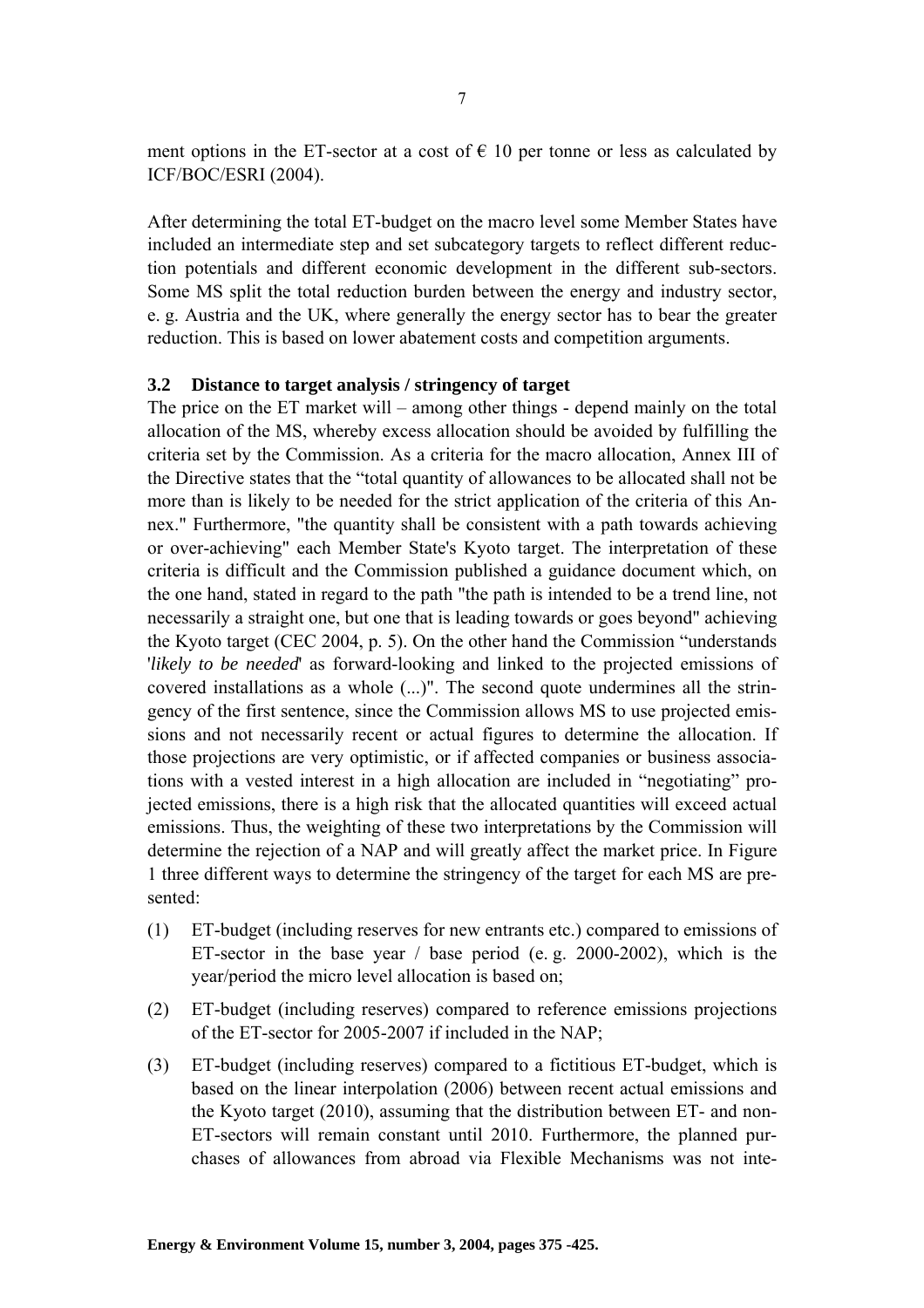ment options in the ET-sector at a cost of € 10 per tonne or less as calculated by ICF/BOC/ESRI (2004).

After determining the total ET-budget on the macro level some Member States have included an intermediate step and set subcategory targets to reflect different reduction potentials and different economic development in the different sub-sectors. Some MS split the total reduction burden between the energy and industry sector, e. g. Austria and the UK, where generally the energy sector has to bear the greater reduction. This is based on lower abatement costs and competition arguments.

### 3.2 Distance to target analysis / stringency of target

The price on the ET market will – among other things - depend mainly on the total allocation of the MS, whereby excess allocation should be avoided by fulfilling the criteria set by the Commission. As a criteria for the macro allocation, Annex III of the Directive states that the "total quantity of allowances to be allocated shall not be more than is likely to be needed for the strict application of the criteria of this Annex." Furthermore, "the quantity shall be consistent with a path towards achieving or over-achieving" each Member State's Kyoto target. The interpretation of these criteria is difficult and the Commission published a guidance document which, on the one hand, stated in regard to the path "the path is intended to be a trend line, not necessarily a straight one, but one that is leading towards or goes beyond" achieving the Kyoto target (CEC 2004, p. 5). On the other hand the Commission "understands '*likely to be needed*' as forward-looking and linked to the projected emissions of covered installations as a whole (...)". The second quote undermines all the stringency of the first sentence, since the Commission allows MS to use projected emissions and not necessarily recent or actual figures to determine the allocation. If those projections are very optimistic, or if affected companies or business associations with a vested interest in a high allocation are included in "negotiating" projected emissions, there is a high risk that the allocated quantities will exceed actual emissions. Thus, the weighting of these two interpretations by the Commission will determine the rejection of a NAP and will greatly affect the market price. In Figure 1 three different ways to determine the stringency of the target for each MS are presented:

(1) ET-budget (including reserves for new entrants etc.) compared to emissions of ET-sector in the base year / base period (e. g. 2000-2002), which is the year/period the micro level allocation is based on;

(2) ET-budget (including reserves) compared to reference emissions projections of the ET-sector for 2005-2007 if included in the NAP;

(3) ET-budget (including reserves) compared to a fictitious ET-budget, which is based on the linear interpolation (2006) between recent actual emissions and the Kyoto target (2010), assuming that the distribution between ET- and non-ET-sectors will remain constant until 2010. Furthermore, the planned purchases of allowances from abroad via Flexible Mechanisms was not inte-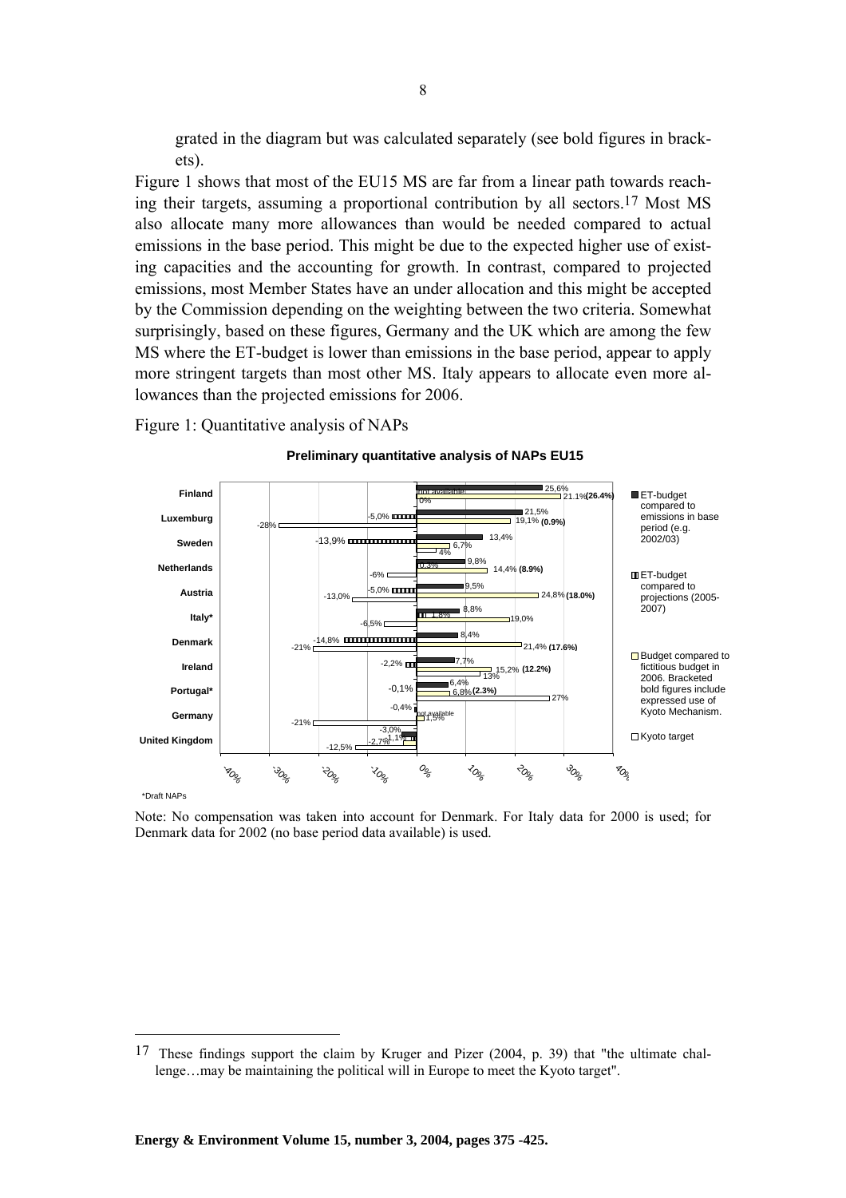grated in the diagram but was calculated separately (see bold figures in brackets).

Figure 1 shows that most of the EU15 MS are far from a linear path towards reaching their targets, assuming a proportional contribution by all sectors.[17] Most MS also allocate many more allowances than would be needed compared to actual emissions in the base period. This might be due to the expected higher use of existing capacities and the accounting for growth. In contrast, compared to projected emissions, most Member States have an under allocation and this might be accepted by the Commission depending on the weighting between the two criteria. Somewhat surprisingly, based on these figures, Germany and the UK which are among the few MS where the ET-budget is lower than emissions in the base period, appear to apply more stringent targets than most other MS. Italy appears to allocate even more allowances than the projected emissions for 2006.

Figure 1: Quantitative analysis of NAPs

**Preliminary quantitative analysis of NAPs EU15**

| | ET-budget compared to emissions in base period (e.g. 2002/03) | ET-budget compared to projections (2005-2007) | Budget compared to fictitious budget in 2006. Bracketed bold figures include expressed use of Kyoto Mechanism. | Kyoto target |
|---|---|---|---|---|
| Finland | 25,6% | not available | 21.1% **(26.4%)** | 0% |
| Luxemburg | 21,5% | -5,0% | 19,1% **(0.9%)** | -28% |
| Sweden | 13,4% | -13,9% | 6,7% | 4% |
| Netherlands | 9,8% | 0,3% | 14,4% **(8.9%)** | -6% |
| Austria | 9,5% | -5,0% | 24,8% **(18.0%)** | -13,0% |
| Italy* | 8,8% | 1,8% | 19,0% | -6,5% |
| Denmark | 8,4% | -14,8% | 21,4% **(17.6%)** | -21% |
| Ireland | 7,7% | -2,2% | 15,2% **(12.2%)** | 13% |
| Portugal* | 6,4% | -0,1% | 6,8% **(2.3%)** | 27% |
| Germany | -0,4% | not available | 1,5% | -21% |
| United Kingdom | -3,0% | -1,1% | -2,7% | -12,5% |

*Draft NAPs

Note: No compensation was taken into account for Denmark. For Italy data for 2000 is used; for Denmark data for 2002 (no base period data available) is used.

[17] These findings support the claim by Kruger and Pizer (2004, p. 39) that "the ultimate challenge…may be maintaining the political will in Europe to meet the Kyoto target".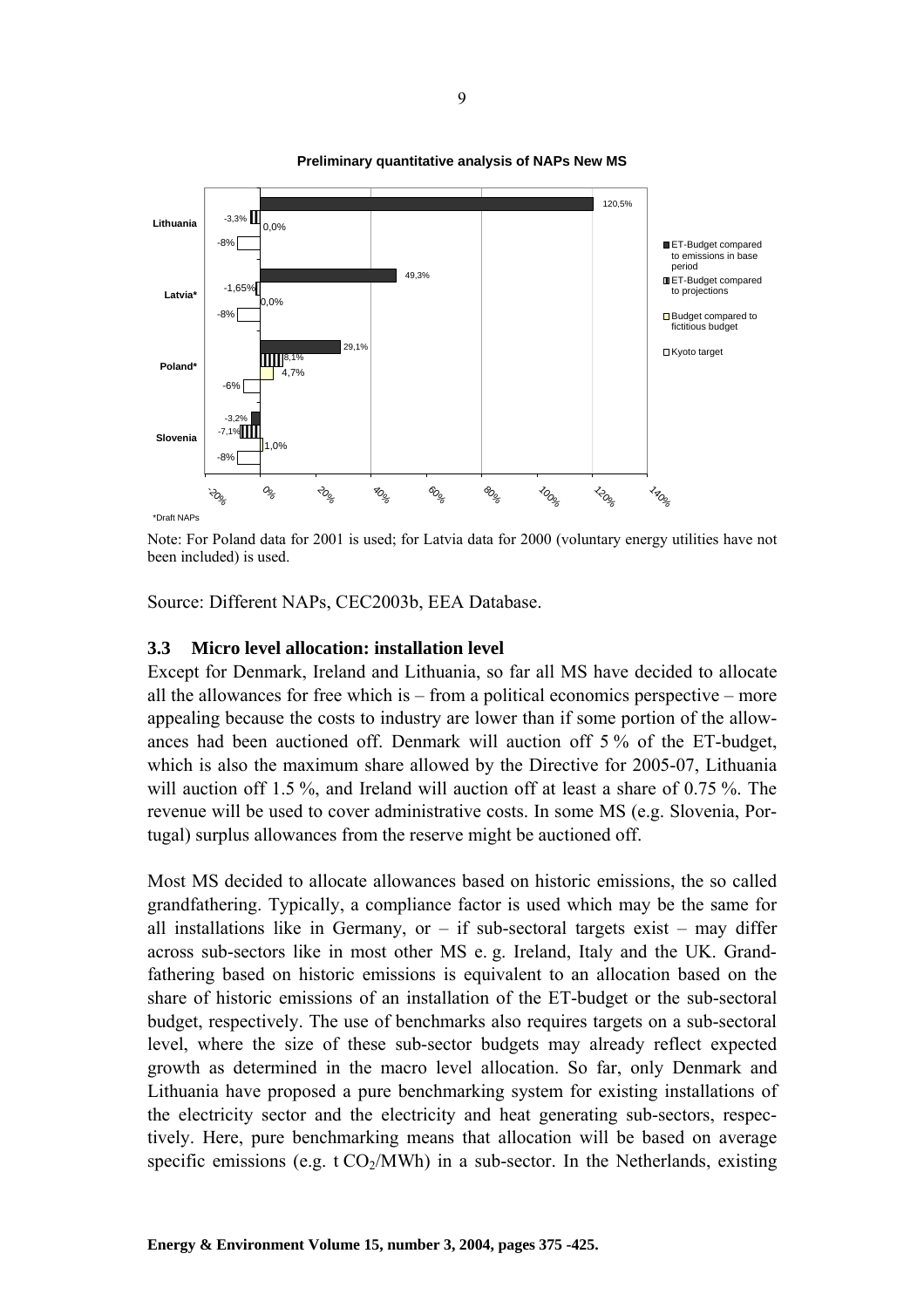**Preliminary quantitative analysis of NAPs New MS**

| | ET-Budget compared to emissions in base period | ET-Budget compared to projections | Budget compared to fictitious budget | Kyoto target |
|---|---|---|---|---|
| Lithuania | 120,5% | -3,3% | 0,0% | -8% |
| Latvia* | 49,3% | -1,65% | 0,0% | -8% |
| Poland* | 29,1% | 8,1% | 4,7% | -6% |
| Slovenia | -3,2% | -7,1% | 1,0% | -8% |

*Draft NAPs

Note: For Poland data for 2001 is used; for Latvia data for 2000 (voluntary energy utilities have not been included) is used.

Source: Different NAPs, CEC2003b, EEA Database.

### 3.3 Micro level allocation: installation level

Except for Denmark, Ireland and Lithuania, so far all MS have decided to allocate all the allowances for free which is – from a political economics perspective – more appealing because the costs to industry are lower than if some portion of the allowances had been auctioned off. Denmark will auction off 5 % of the ET-budget, which is also the maximum share allowed by the Directive for 2005-07, Lithuania will auction off 1.5 %, and Ireland will auction off at least a share of 0.75 %. The revenue will be used to cover administrative costs. In some MS (e.g. Slovenia, Portugal) surplus allowances from the reserve might be auctioned off.

Most MS decided to allocate allowances based on historic emissions, the so called grandfathering. Typically, a compliance factor is used which may be the same for all installations like in Germany, or – if sub-sectoral targets exist – may differ across sub-sectors like in most other MS e. g. Ireland, Italy and the UK. Grandfathering based on historic emissions is equivalent to an allocation based on the share of historic emissions of an installation of the ET-budget or the sub-sectoral budget, respectively. The use of benchmarks also requires targets on a sub-sectoral level, where the size of these sub-sector budgets may already reflect expected growth as determined in the macro level allocation. So far, only Denmark and Lithuania have proposed a pure benchmarking system for existing installations of the electricity sector and the electricity and heat generating sub-sectors, respectively. Here, pure benchmarking means that allocation will be based on average specific emissions (e.g. t $CO_2$/MWh) in a sub-sector. In the Netherlands, existing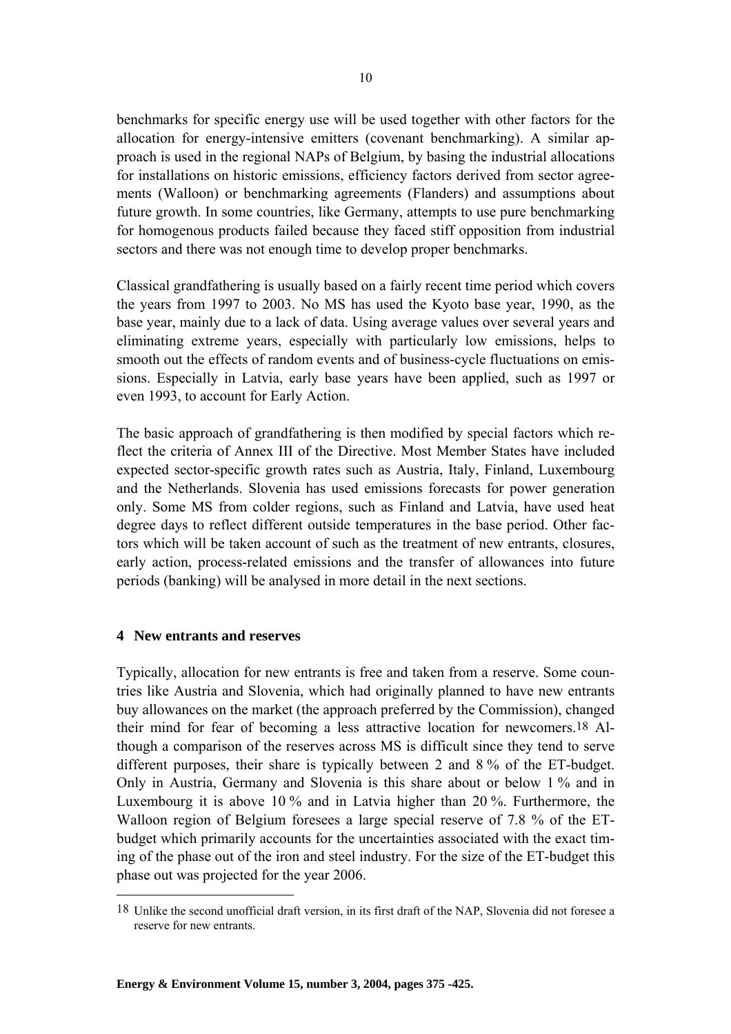benchmarks for specific energy use will be used together with other factors for the allocation for energy-intensive emitters (covenant benchmarking). A similar approach is used in the regional NAPs of Belgium, by basing the industrial allocations for installations on historic emissions, efficiency factors derived from sector agreements (Walloon) or benchmarking agreements (Flanders) and assumptions about future growth. In some countries, like Germany, attempts to use pure benchmarking for homogenous products failed because they faced stiff opposition from industrial sectors and there was not enough time to develop proper benchmarks.

Classical grandfathering is usually based on a fairly recent time period which covers the years from 1997 to 2003. No MS has used the Kyoto base year, 1990, as the base year, mainly due to a lack of data. Using average values over several years and eliminating extreme years, especially with particularly low emissions, helps to smooth out the effects of random events and of business-cycle fluctuations on emissions. Especially in Latvia, early base years have been applied, such as 1997 or even 1993, to account for Early Action.

The basic approach of grandfathering is then modified by special factors which reflect the criteria of Annex III of the Directive. Most Member States have included expected sector-specific growth rates such as Austria, Italy, Finland, Luxembourg and the Netherlands. Slovenia has used emissions forecasts for power generation only. Some MS from colder regions, such as Finland and Latvia, have used heat degree days to reflect different outside temperatures in the base period. Other factors which will be taken account of such as the treatment of new entrants, closures, early action, process-related emissions and the transfer of allowances into future periods (banking) will be analysed in more detail in the next sections.

## 4 New entrants and reserves

Typically, allocation for new entrants is free and taken from a reserve. Some countries like Austria and Slovenia, which had originally planned to have new entrants buy allowances on the market (the approach preferred by the Commission), changed their mind for fear of becoming a less attractive location for newcomers.[18] Although a comparison of the reserves across MS is difficult since they tend to serve different purposes, their share is typically between 2 and 8 % of the ET-budget. Only in Austria, Germany and Slovenia is this share about or below 1 % and in Luxembourg it is above 10 % and in Latvia higher than 20 %. Furthermore, the Walloon region of Belgium foresees a large special reserve of 7.8 % of the ET-budget which primarily accounts for the uncertainties associated with the exact timing of the phase out of the iron and steel industry. For the size of the ET-budget this phase out was projected for the year 2006.

[18] Unlike the second unofficial draft version, in its first draft of the NAP, Slovenia did not foresee a reserve for new entrants.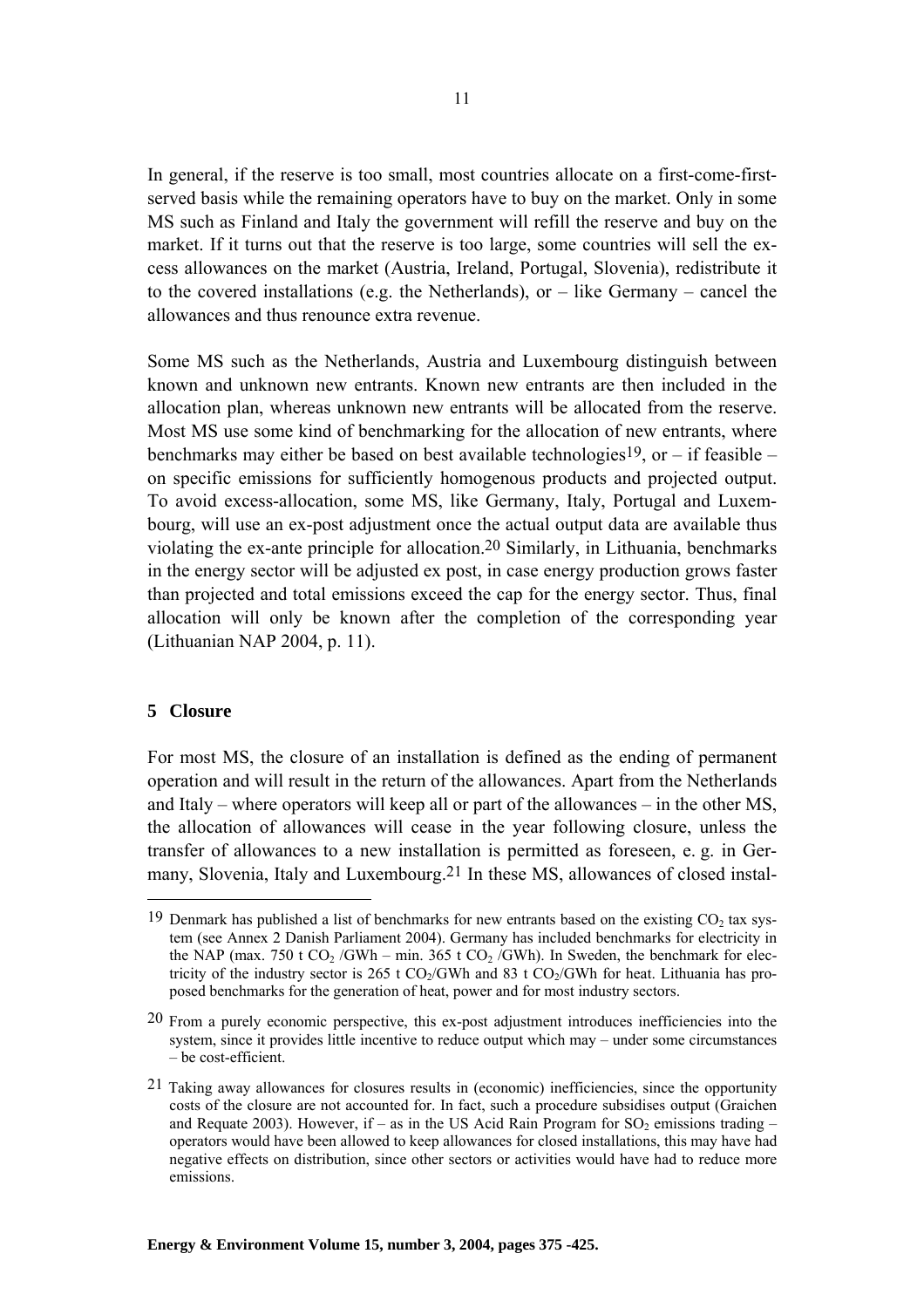In general, if the reserve is too small, most countries allocate on a first-come-first-served basis while the remaining operators have to buy on the market. Only in some MS such as Finland and Italy the government will refill the reserve and buy on the market. If it turns out that the reserve is too large, some countries will sell the excess allowances on the market (Austria, Ireland, Portugal, Slovenia), redistribute it to the covered installations (e.g. the Netherlands), or – like Germany – cancel the allowances and thus renounce extra revenue.

Some MS such as the Netherlands, Austria and Luxembourg distinguish between known and unknown new entrants. Known new entrants are then included in the allocation plan, whereas unknown new entrants will be allocated from the reserve. Most MS use some kind of benchmarking for the allocation of new entrants, where benchmarks may either be based on best available technologies[19], or – if feasible – on specific emissions for sufficiently homogenous products and projected output. To avoid excess-allocation, some MS, like Germany, Italy, Portugal and Luxembourg, will use an ex-post adjustment once the actual output data are available thus violating the ex-ante principle for allocation.[20] Similarly, in Lithuania, benchmarks in the energy sector will be adjusted ex post, in case energy production grows faster than projected and total emissions exceed the cap for the energy sector. Thus, final allocation will only be known after the completion of the corresponding year (Lithuanian NAP 2004, p. 11).

## 5 Closure

For most MS, the closure of an installation is defined as the ending of permanent operation and will result in the return of the allowances. Apart from the Netherlands and Italy – where operators will keep all or part of the allowances – in the other MS, the allocation of allowances will cease in the year following closure, unless the transfer of allowances to a new installation is permitted as foreseen, e. g. in Germany, Slovenia, Italy and Luxembourg.[21] In these MS, allowances of closed instal-

---

[19] Denmark has published a list of benchmarks for new entrants based on the existing $CO_2$ tax system (see Annex 2 Danish Parliament 2004). Germany has included benchmarks for electricity in the NAP (max. 750 t $CO_2$ /GWh – min. 365 t $CO_2$ /GWh). In Sweden, the benchmark for electricity of the industry sector is 265 t $CO_2$/GWh and 83 t $CO_2$/GWh for heat. Lithuania has proposed benchmarks for the generation of heat, power and for most industry sectors.

[20] From a purely economic perspective, this ex-post adjustment introduces inefficiencies into the system, since it provides little incentive to reduce output which may – under some circumstances – be cost-efficient.

[21] Taking away allowances for closures results in (economic) inefficiencies, since the opportunity costs of the closure are not accounted for. In fact, such a procedure subsidises output (Graichen and Requate 2003). However, if – as in the US Acid Rain Program for $SO_2$ emissions trading – operators would have been allowed to keep allowances for closed installations, this may have had negative effects on distribution, since other sectors or activities would have had to reduce more emissions.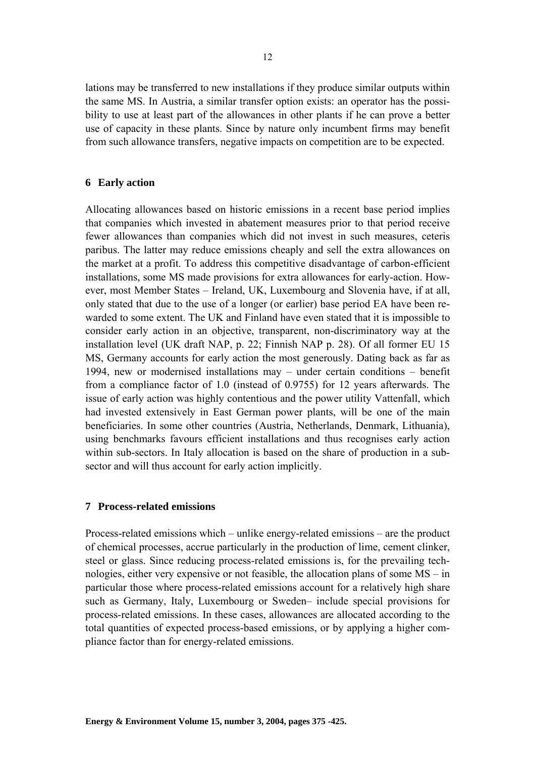lations may be transferred to new installations if they produce similar outputs within the same MS. In Austria, a similar transfer option exists: an operator has the possibility to use at least part of the allowances in other plants if he can prove a better use of capacity in these plants. Since by nature only incumbent firms may benefit from such allowance transfers, negative impacts on competition are to be expected.

## 6 Early action

Allocating allowances based on historic emissions in a recent base period implies that companies which invested in abatement measures prior to that period receive fewer allowances than companies which did not invest in such measures, ceteris paribus. The latter may reduce emissions cheaply and sell the extra allowances on the market at a profit. To address this competitive disadvantage of carbon-efficient installations, some MS made provisions for extra allowances for early-action. However, most Member States – Ireland, UK, Luxembourg and Slovenia have, if at all, only stated that due to the use of a longer (or earlier) base period EA have been rewarded to some extent. The UK and Finland have even stated that it is impossible to consider early action in an objective, transparent, non-discriminatory way at the installation level (UK draft NAP, p. 22; Finnish NAP p. 28). Of all former EU 15 MS, Germany accounts for early action the most generously. Dating back as far as 1994, new or modernised installations may – under certain conditions – benefit from a compliance factor of 1.0 (instead of 0.9755) for 12 years afterwards. The issue of early action was highly contentious and the power utility Vattenfall, which had invested extensively in East German power plants, will be one of the main beneficiaries. In some other countries (Austria, Netherlands, Denmark, Lithuania), using benchmarks favours efficient installations and thus recognises early action within sub-sectors. In Italy allocation is based on the share of production in a sub-sector and will thus account for early action implicitly.

## 7 Process-related emissions

Process-related emissions which – unlike energy-related emissions – are the product of chemical processes, accrue particularly in the production of lime, cement clinker, steel or glass. Since reducing process-related emissions is, for the prevailing technologies, either very expensive or not feasible, the allocation plans of some MS – in particular those where process-related emissions account for a relatively high share such as Germany, Italy, Luxembourg or Sweden– include special provisions for process-related emissions. In these cases, allowances are allocated according to the total quantities of expected process-based emissions, or by applying a higher compliance factor than for energy-related emissions.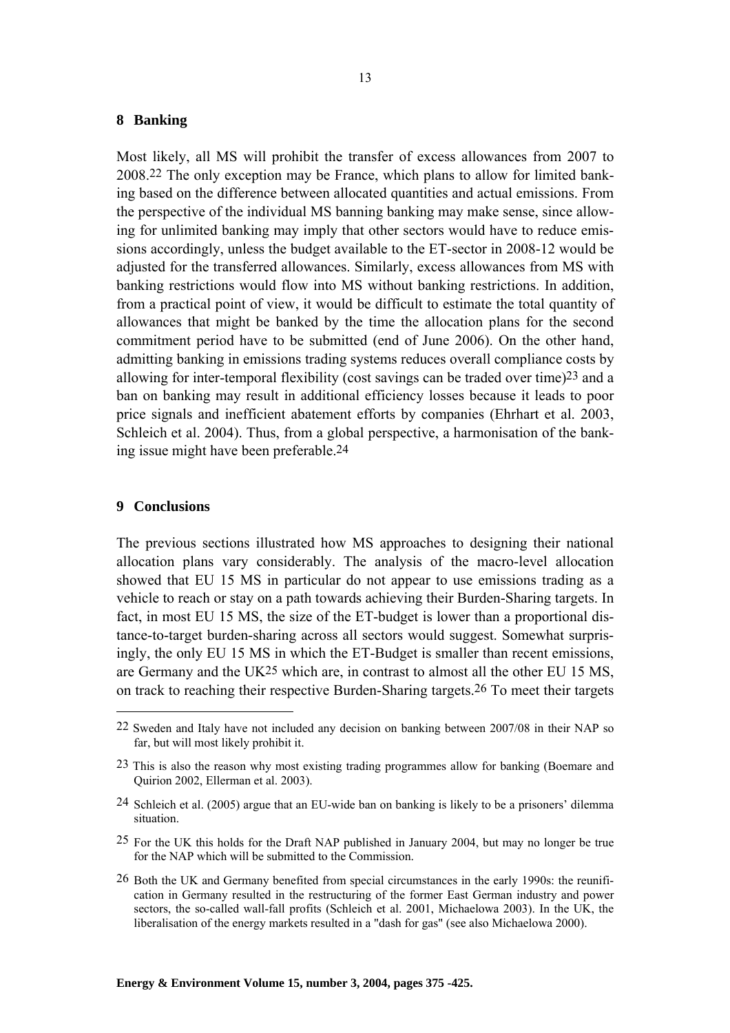## 8 Banking

Most likely, all MS will prohibit the transfer of excess allowances from 2007 to 2008.[22] The only exception may be France, which plans to allow for limited banking based on the difference between allocated quantities and actual emissions. From the perspective of the individual MS banning banking may make sense, since allowing for unlimited banking may imply that other sectors would have to reduce emissions accordingly, unless the budget available to the ET-sector in 2008-12 would be adjusted for the transferred allowances. Similarly, excess allowances from MS with banking restrictions would flow into MS without banking restrictions. In addition, from a practical point of view, it would be difficult to estimate the total quantity of allowances that might be banked by the time the allocation plans for the second commitment period have to be submitted (end of June 2006). On the other hand, admitting banking in emissions trading systems reduces overall compliance costs by allowing for inter-temporal flexibility (cost savings can be traded over time)[23] and a ban on banking may result in additional efficiency losses because it leads to poor price signals and inefficient abatement efforts by companies (Ehrhart et al. 2003, Schleich et al. 2004). Thus, from a global perspective, a harmonisation of the banking issue might have been preferable.[24]

## 9 Conclusions

The previous sections illustrated how MS approaches to designing their national allocation plans vary considerably. The analysis of the macro-level allocation showed that EU 15 MS in particular do not appear to use emissions trading as a vehicle to reach or stay on a path towards achieving their Burden-Sharing targets. In fact, in most EU 15 MS, the size of the ET-budget is lower than a proportional distance-to-target burden-sharing across all sectors would suggest. Somewhat surprisingly, the only EU 15 MS in which the ET-Budget is smaller than recent emissions, are Germany and the UK[25] which are, in contrast to almost all the other EU 15 MS, on track to reaching their respective Burden-Sharing targets.[26] To meet their targets

---

[22] Sweden and Italy have not included any decision on banking between 2007/08 in their NAP so far, but will most likely prohibit it.

[23] This is also the reason why most existing trading programmes allow for banking (Boemare and Quirion 2002, Ellerman et al. 2003).

[24] Schleich et al. (2005) argue that an EU-wide ban on banking is likely to be a prisoners' dilemma situation.

[25] For the UK this holds for the Draft NAP published in January 2004, but may no longer be true for the NAP which will be submitted to the Commission.

[26] Both the UK and Germany benefited from special circumstances in the early 1990s: the reunification in Germany resulted in the restructuring of the former East German industry and power sectors, the so-called wall-fall profits (Schleich et al. 2001, Michaelowa 2003). In the UK, the liberalisation of the energy markets resulted in a "dash for gas" (see also Michaelowa 2000).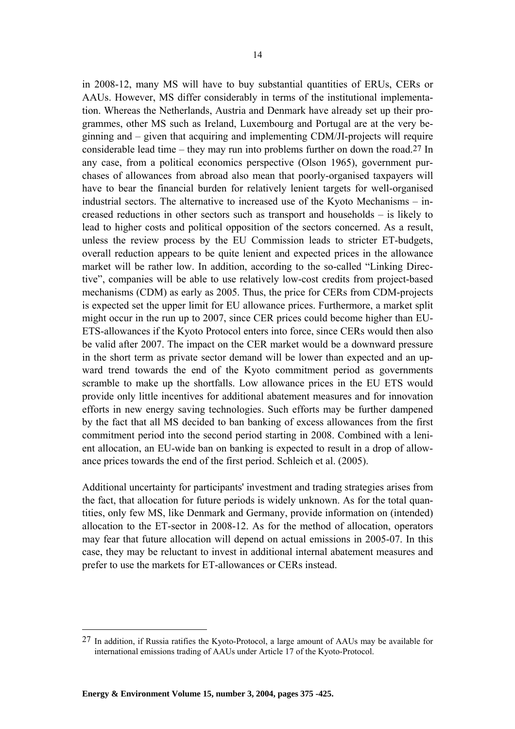in 2008-12, many MS will have to buy substantial quantities of ERUs, CERs or AAUs. However, MS differ considerably in terms of the institutional implementation. Whereas the Netherlands, Austria and Denmark have already set up their programmes, other MS such as Ireland, Luxembourg and Portugal are at the very beginning and – given that acquiring and implementing CDM/JI-projects will require considerable lead time – they may run into problems further on down the road.[27] In any case, from a political economics perspective (Olson 1965), government purchases of allowances from abroad also mean that poorly-organised taxpayers will have to bear the financial burden for relatively lenient targets for well-organised industrial sectors. The alternative to increased use of the Kyoto Mechanisms – increased reductions in other sectors such as transport and households – is likely to lead to higher costs and political opposition of the sectors concerned. As a result, unless the review process by the EU Commission leads to stricter ET-budgets, overall reduction appears to be quite lenient and expected prices in the allowance market will be rather low. In addition, according to the so-called "Linking Directive", companies will be able to use relatively low-cost credits from project-based mechanisms (CDM) as early as 2005. Thus, the price for CERs from CDM-projects is expected set the upper limit for EU allowance prices. Furthermore, a market split might occur in the run up to 2007, since CER prices could become higher than EU-ETS-allowances if the Kyoto Protocol enters into force, since CERs would then also be valid after 2007. The impact on the CER market would be a downward pressure in the short term as private sector demand will be lower than expected and an upward trend towards the end of the Kyoto commitment period as governments scramble to make up the shortfalls. Low allowance prices in the EU ETS would provide only little incentives for additional abatement measures and for innovation efforts in new energy saving technologies. Such efforts may be further dampened by the fact that all MS decided to ban banking of excess allowances from the first commitment period into the second period starting in 2008. Combined with a lenient allocation, an EU-wide ban on banking is expected to result in a drop of allowance prices towards the end of the first period. Schleich et al. (2005).

Additional uncertainty for participants' investment and trading strategies arises from the fact, that allocation for future periods is widely unknown. As for the total quantities, only few MS, like Denmark and Germany, provide information on (intended) allocation to the ET-sector in 2008-12. As for the method of allocation, operators may fear that future allocation will depend on actual emissions in 2005-07. In this case, they may be reluctant to invest in additional internal abatement measures and prefer to use the markets for ET-allowances or CERs instead.

---

[27] In addition, if Russia ratifies the Kyoto-Protocol, a large amount of AAUs may be available for international emissions trading of AAUs under Article 17 of the Kyoto-Protocol.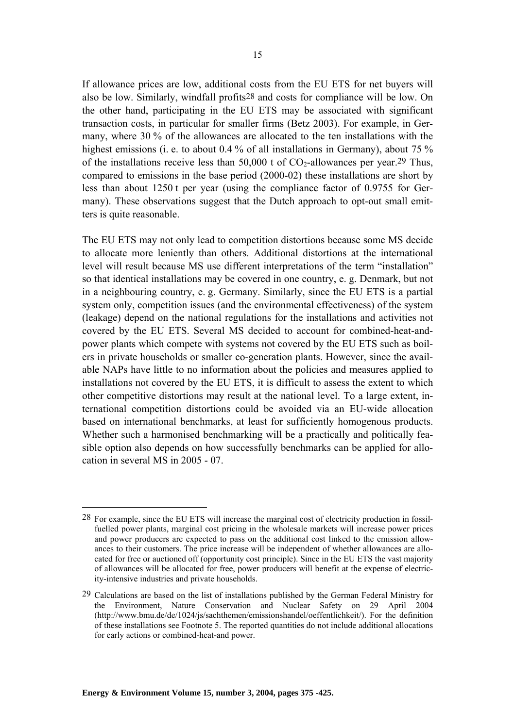If allowance prices are low, additional costs from the EU ETS for net buyers will also be low. Similarly, windfall profits[28] and costs for compliance will be low. On the other hand, participating in the EU ETS may be associated with significant transaction costs, in particular for smaller firms (Betz 2003). For example, in Germany, where 30 % of the allowances are allocated to the ten installations with the highest emissions (i. e. to about 0.4 % of all installations in Germany), about 75 % of the installations receive less than 50,000 t of $CO_2$-allowances per year.[29] Thus, compared to emissions in the base period (2000-02) these installations are short by less than about 1250 t per year (using the compliance factor of 0.9755 for Germany). These observations suggest that the Dutch approach to opt-out small emitters is quite reasonable.

The EU ETS may not only lead to competition distortions because some MS decide to allocate more leniently than others. Additional distortions at the international level will result because MS use different interpretations of the term "installation" so that identical installations may be covered in one country, e. g. Denmark, but not in a neighbouring country, e. g. Germany. Similarly, since the EU ETS is a partial system only, competition issues (and the environmental effectiveness) of the system (leakage) depend on the national regulations for the installations and activities not covered by the EU ETS. Several MS decided to account for combined-heat-and-power plants which compete with systems not covered by the EU ETS such as boilers in private households or smaller co-generation plants. However, since the available NAPs have little to no information about the policies and measures applied to installations not covered by the EU ETS, it is difficult to assess the extent to which other competitive distortions may result at the national level. To a large extent, international competition distortions could be avoided via an EU-wide allocation based on international benchmarks, at least for sufficiently homogenous products. Whether such a harmonised benchmarking will be a practically and politically feasible option also depends on how successfully benchmarks can be applied for allocation in several MS in 2005 - 07.

[28] For example, since the EU ETS will increase the marginal cost of electricity production in fossil-fuelled power plants, marginal cost pricing in the wholesale markets will increase power prices and power producers are expected to pass on the additional cost linked to the emission allowances to their customers. The price increase will be independent of whether allowances are allocated for free or auctioned off (opportunity cost principle). Since in the EU ETS the vast majority of allowances will be allocated for free, power producers will benefit at the expense of electricity-intensive industries and private households.

[29] Calculations are based on the list of installations published by the German Federal Ministry for the Environment, Nature Conservation and Nuclear Safety on 29 April 2004 (http://www.bmu.de/de/1024/js/sachthemen/emissionshandel/oeffentlichkeit/). For the definition of these installations see Footnote 5. The reported quantities do not include additional allocations for early actions or combined-heat-and power.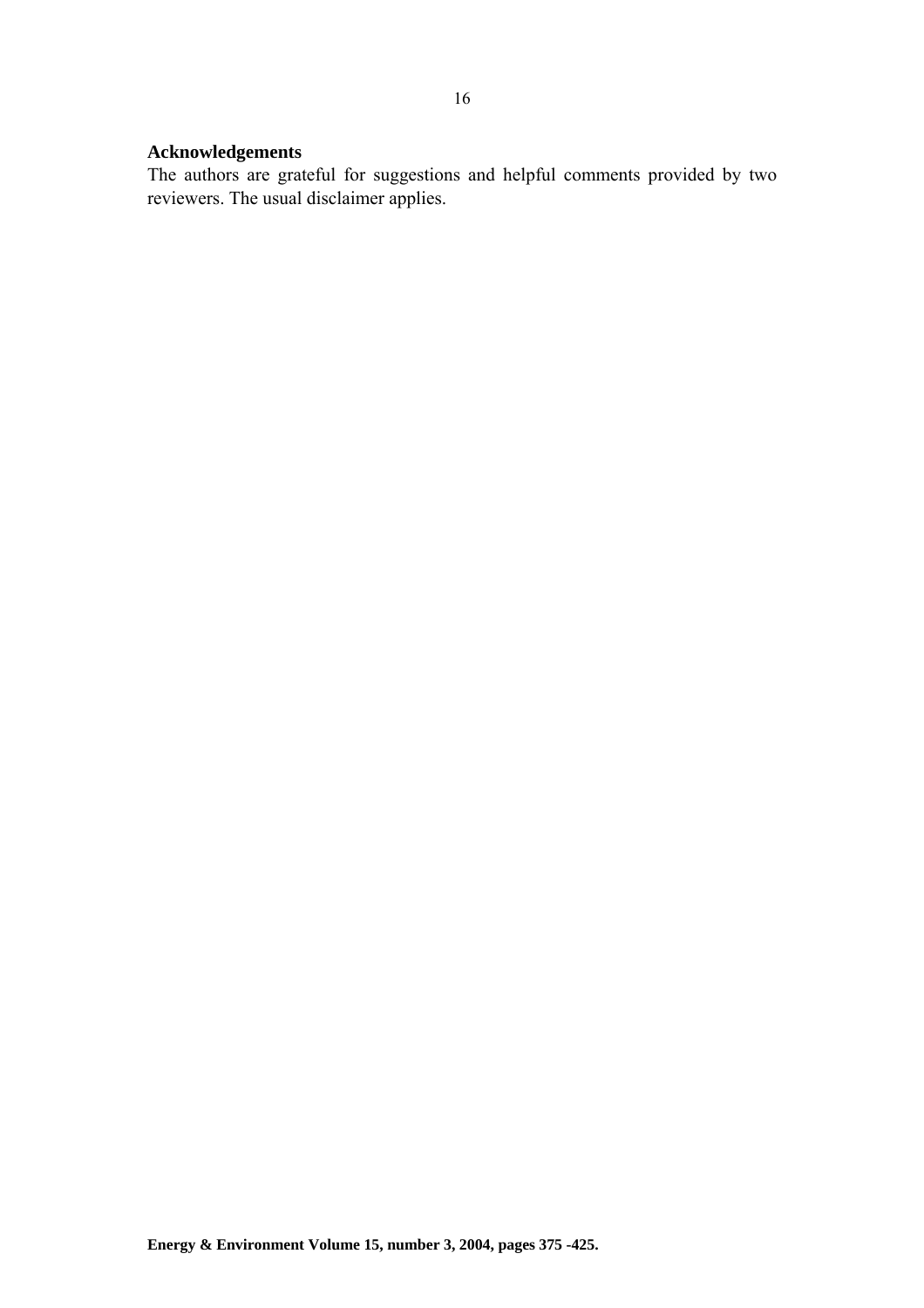## Acknowledgements

The authors are grateful for suggestions and helpful comments provided by two reviewers. The usual disclaimer applies.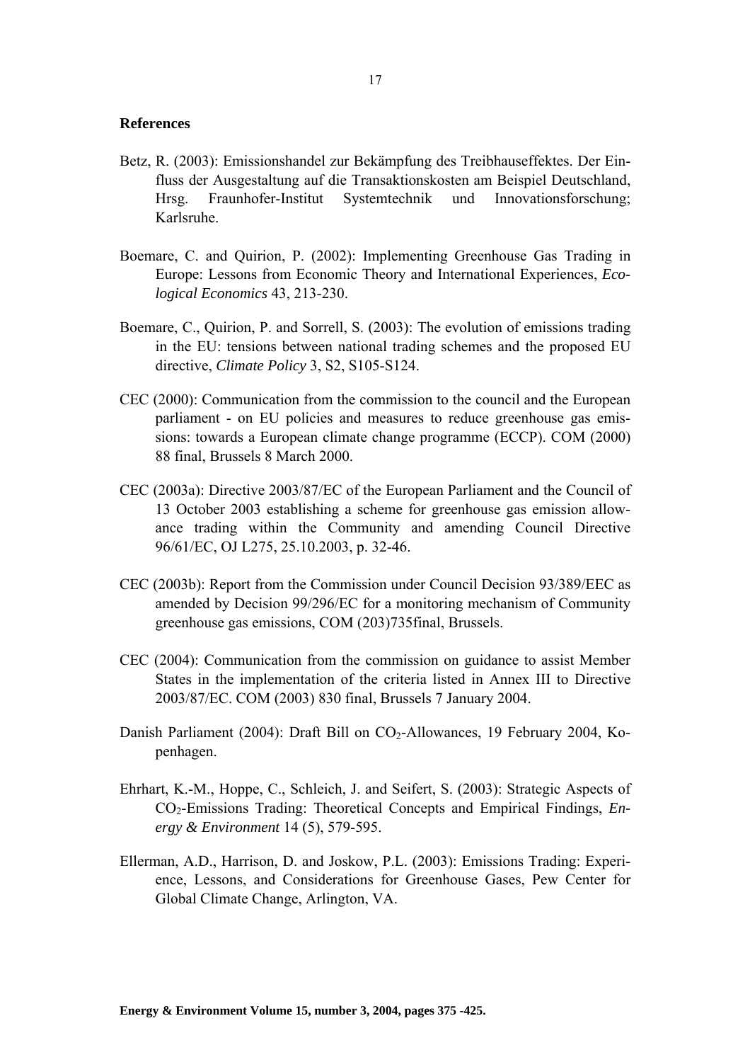## References

Betz, R. (2003): Emissionshandel zur Bekämpfung des Treibhauseffektes. Der Einfluss der Ausgestaltung auf die Transaktionskosten am Beispiel Deutschland, Hrsg. Fraunhofer-Institut Systemtechnik und Innovationsforschung; Karlsruhe.

Boemare, C. and Quirion, P. (2002): Implementing Greenhouse Gas Trading in Europe: Lessons from Economic Theory and International Experiences, *Ecological Economics* 43, 213-230.

Boemare, C., Quirion, P. and Sorrell, S. (2003): The evolution of emissions trading in the EU: tensions between national trading schemes and the proposed EU directive, *Climate Policy* 3, S2, S105-S124.

CEC (2000): Communication from the commission to the council and the European parliament - on EU policies and measures to reduce greenhouse gas emissions: towards a European climate change programme (ECCP). COM (2000) 88 final, Brussels 8 March 2000.

CEC (2003a): Directive 2003/87/EC of the European Parliament and the Council of 13 October 2003 establishing a scheme for greenhouse gas emission allowance trading within the Community and amending Council Directive 96/61/EC, OJ L275, 25.10.2003, p. 32-46.

CEC (2003b): Report from the Commission under Council Decision 93/389/EEC as amended by Decision 99/296/EC for a monitoring mechanism of Community greenhouse gas emissions, COM (203)735final, Brussels.

CEC (2004): Communication from the commission on guidance to assist Member States in the implementation of the criteria listed in Annex III to Directive 2003/87/EC. COM (2003) 830 final, Brussels 7 January 2004.

Danish Parliament (2004): Draft Bill on $CO_2$-Allowances, 19 February 2004, Kopenhagen.

Ehrhart, K.-M., Hoppe, C., Schleich, J. and Seifert, S. (2003): Strategic Aspects of $CO_2$-Emissions Trading: Theoretical Concepts and Empirical Findings, *Energy & Environment* 14 (5), 579-595.

Ellerman, A.D., Harrison, D. and Joskow, P.L. (2003): Emissions Trading: Experience, Lessons, and Considerations for Greenhouse Gases, Pew Center for Global Climate Change, Arlington, VA.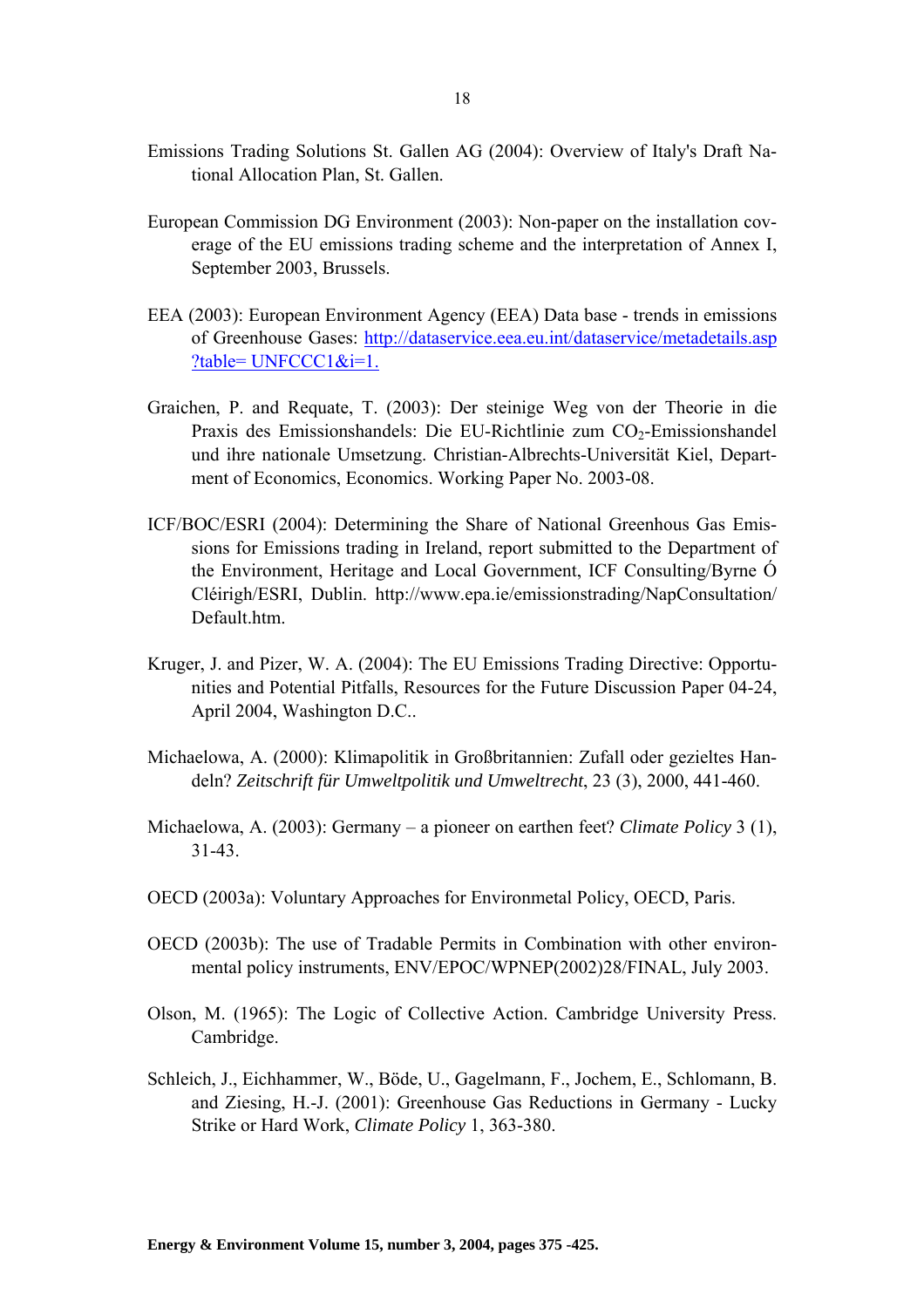Emissions Trading Solutions St. Gallen AG (2004): Overview of Italy's Draft National Allocation Plan, St. Gallen.

European Commission DG Environment (2003): Non-paper on the installation coverage of the EU emissions trading scheme and the interpretation of Annex I, September 2003, Brussels.

EEA (2003): European Environment Agency (EEA) Data base - trends in emissions of Greenhouse Gases: http://dataservice.eea.eu.int/dataservice/metadetails.asp?table= UNFCCC1&i=1.

Graichen, P. and Requate, T. (2003): Der steinige Weg von der Theorie in die Praxis des Emissionshandels: Die EU-Richtlinie zum $CO_2$-Emissionshandel und ihre nationale Umsetzung. Christian-Albrechts-Universität Kiel, Department of Economics, Economics. Working Paper No. 2003-08.

ICF/BOC/ESRI (2004): Determining the Share of National Greenhous Gas Emissions for Emissions trading in Ireland, report submitted to the Department of the Environment, Heritage and Local Government, ICF Consulting/Byrne Ó Cléirigh/ESRI, Dublin. http://www.epa.ie/emissionstrading/NapConsultation/Default.htm.

Kruger, J. and Pizer, W. A. (2004): The EU Emissions Trading Directive: Opportunities and Potential Pitfalls, Resources for the Future Discussion Paper 04-24, April 2004, Washington D.C..

Michaelowa, A. (2000): Klimapolitik in Großbritannien: Zufall oder gezieltes Handeln? *Zeitschrift für Umweltpolitik und Umweltrecht*, 23 (3), 2000, 441-460.

Michaelowa, A. (2003): Germany – a pioneer on earthen feet? *Climate Policy* 3 (1), 31-43.

OECD (2003a): Voluntary Approaches for Environmetal Policy, OECD, Paris.

OECD (2003b): The use of Tradable Permits in Combination with other environmental policy instruments, ENV/EPOC/WPNEP(2002)28/FINAL, July 2003.

Olson, M. (1965): The Logic of Collective Action. Cambridge University Press. Cambridge.

Schleich, J., Eichhammer, W., Böde, U., Gagelmann, F., Jochem, E., Schlomann, B. and Ziesing, H.-J. (2001): Greenhouse Gas Reductions in Germany - Lucky Strike or Hard Work, *Climate Policy* 1, 363-380.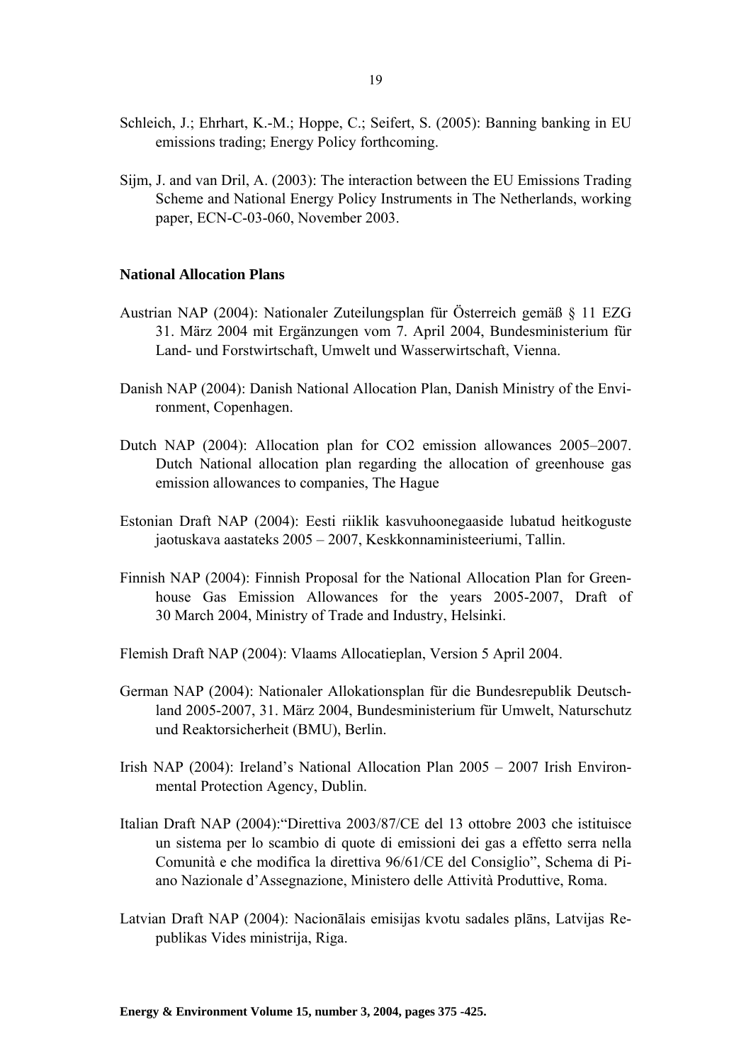Schleich, J.; Ehrhart, K.-M.; Hoppe, C.; Seifert, S. (2005): Banning banking in EU emissions trading; Energy Policy forthcoming.

Sijm, J. and van Dril, A. (2003): The interaction between the EU Emissions Trading Scheme and National Energy Policy Instruments in The Netherlands, working paper, ECN-C-03-060, November 2003.

### National Allocation Plans

Austrian NAP (2004): Nationaler Zuteilungsplan für Österreich gemäß § 11 EZG 31. März 2004 mit Ergänzungen vom 7. April 2004, Bundesministerium für Land- und Forstwirtschaft, Umwelt und Wasserwirtschaft, Vienna.

Danish NAP (2004): Danish National Allocation Plan, Danish Ministry of the Environment, Copenhagen.

Dutch NAP (2004): Allocation plan for CO2 emission allowances 2005–2007. Dutch National allocation plan regarding the allocation of greenhouse gas emission allowances to companies, The Hague

Estonian Draft NAP (2004): Eesti riiklik kasvuhoonegaaside lubatud heitkoguste jaotuskava aastateks 2005 – 2007, Keskkonnaministeeriumi, Tallin.

Finnish NAP (2004): Finnish Proposal for the National Allocation Plan for Greenhouse Gas Emission Allowances for the years 2005-2007, Draft of 30 March 2004, Ministry of Trade and Industry, Helsinki.

Flemish Draft NAP (2004): Vlaams Allocatieplan, Version 5 April 2004.

German NAP (2004): Nationaler Allokationsplan für die Bundesrepublik Deutschland 2005-2007, 31. März 2004, Bundesministerium für Umwelt, Naturschutz und Reaktorsicherheit (BMU), Berlin.

Irish NAP (2004): Ireland's National Allocation Plan 2005 – 2007 Irish Environmental Protection Agency, Dublin.

Italian Draft NAP (2004):"Direttiva 2003/87/CE del 13 ottobre 2003 che istituisce un sistema per lo scambio di quote di emissioni dei gas a effetto serra nella Comunità e che modifica la direttiva 96/61/CE del Consiglio", Schema di Piano Nazionale d'Assegnazione, Ministero delle Attività Produttive, Roma.

Latvian Draft NAP (2004): Nacionālais emisijas kvotu sadales plāns, Latvijas Republikas Vides ministrija, Riga.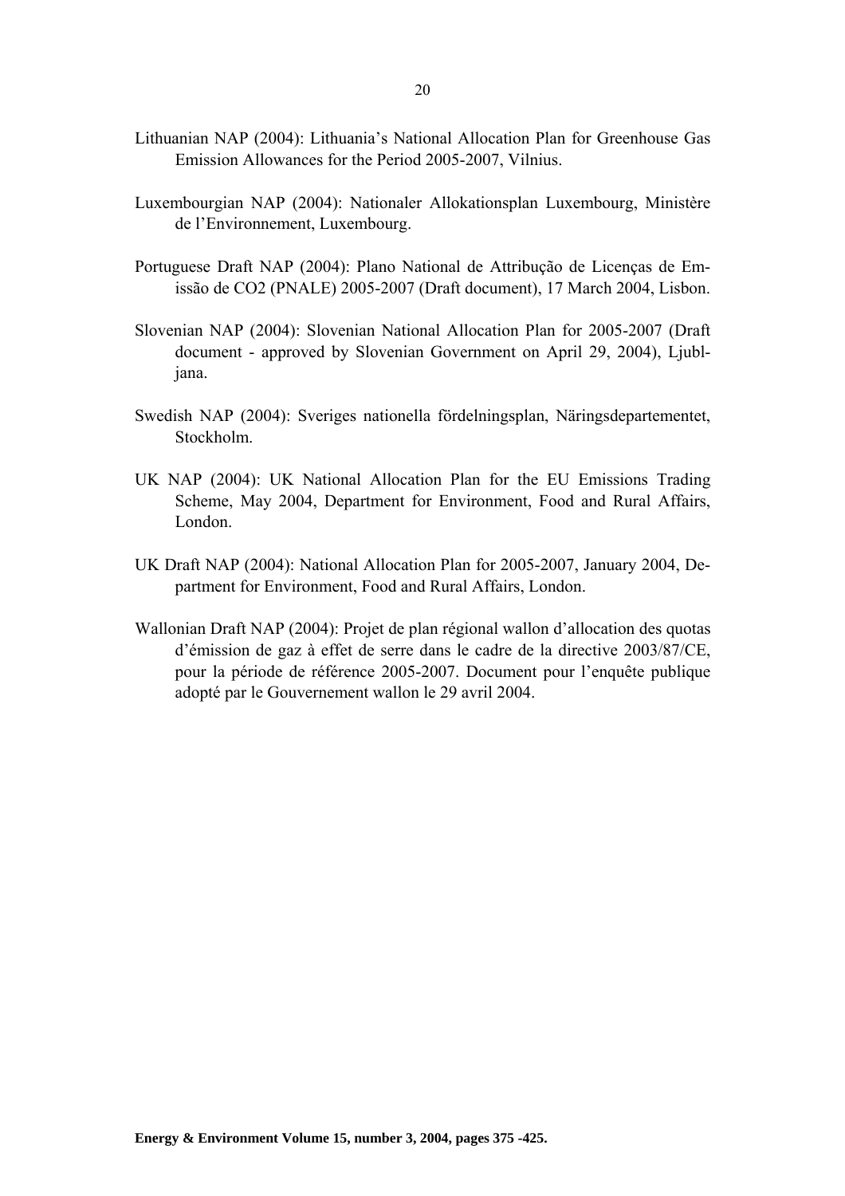Lithuanian NAP (2004): Lithuania's National Allocation Plan for Greenhouse Gas Emission Allowances for the Period 2005-2007, Vilnius.

Luxembourgian NAP (2004): Nationaler Allokationsplan Luxembourg, Ministère de l'Environnement, Luxembourg.

Portuguese Draft NAP (2004): Plano National de Attribução de Licenças de Emissão de CO2 (PNALE) 2005-2007 (Draft document), 17 March 2004, Lisbon.

Slovenian NAP (2004): Slovenian National Allocation Plan for 2005-2007 (Draft document - approved by Slovenian Government on April 29, 2004), Ljubljana.

Swedish NAP (2004): Sveriges nationella fördelningsplan, Näringsdepartementet, Stockholm.

UK NAP (2004): UK National Allocation Plan for the EU Emissions Trading Scheme, May 2004, Department for Environment, Food and Rural Affairs, London.

UK Draft NAP (2004): National Allocation Plan for 2005-2007, January 2004, Department for Environment, Food and Rural Affairs, London.

Wallonian Draft NAP (2004): Projet de plan régional wallon d'allocation des quotas d'émission de gaz à effet de serre dans le cadre de la directive 2003/87/CE, pour la période de référence 2005-2007. Document pour l'enquête publique adopté par le Gouvernement wallon le 29 avril 2004.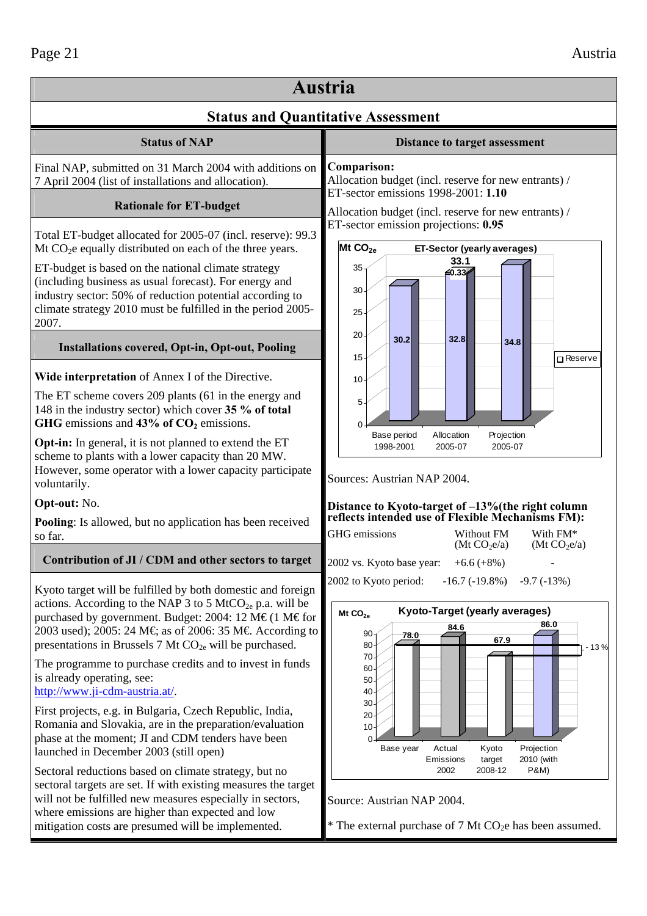# Austria

## Status and Quantitative Assessment

### Status of NAP

Final NAP, submitted on 31 March 2004 with additions on 7 April 2004 (list of installations and allocation).

### Rationale for ET-budget

Total ET-budget allocated for 2005-07 (incl. reserve): 99.3 Mt $CO_2e$ equally distributed on each of the three years.

ET-budget is based on the national climate strategy (including business as usual forecast). For energy and industry sector: 50% of reduction potential according to climate strategy 2010 must be fulfilled in the period 2005-2007.

### Installations covered, Opt-in, Opt-out, Pooling

**Wide interpretation** of Annex I of the Directive.

The ET scheme covers 209 plants (61 in the energy and 148 in the industry sector) which cover **35 % of total GHG** emissions and **43% of $CO_2$** emissions.

**Opt-in:** In general, it is not planned to extend the ET scheme to plants with a lower capacity than 20 MW. However, some operator with a lower capacity participate voluntarily.

**Opt-out:** No.

**Pooling**: Is allowed, but no application has been received so far.

### Contribution of JI / CDM and other sectors to target

Kyoto target will be fulfilled by both domestic and foreign actions. According to the NAP 3 to 5 $MtCO_{2e}$ p.a. will be purchased by government. Budget: 2004: 12 M€ (1 M€ for 2003 used); 2005: 24 M€; as of 2006: 35 M€. According to presentations in Brussels 7 Mt $CO_{2e}$ will be purchased.

The programme to purchase credits and to invest in funds is already operating, see: http://www.ji-cdm-austria.at/.

First projects, e.g. in Bulgaria, Czech Republic, India, Romania and Slovakia, are in the preparation/evaluation phase at the moment; JI and CDM tenders have been launched in December 2003 (still open)

Sectoral reductions based on climate strategy, but no sectoral targets are set. If with existing measures the target will not be fulfilled new measures especially in sectors, where emissions are higher than expected and low mitigation costs are presumed will be implemented.

### Distance to target assessment

**Comparison:**
Allocation budget (incl. reserve for new entrants) / ET-sector emissions 1998-2001: **1.10**

Allocation budget (incl. reserve for new entrants) / ET-sector emission projections: **0.95**

**ET-Sector (yearly averages)** (Mt $CO_{2e}$)

| | Base period 1998-2001 | Allocation 2005-07 | Projection 2005-07 |
|---|---|---|---|
| Value | 30.2 | 32.8 (+ Reserve 0.33; total 33.1) | 34.8 |

Sources: Austrian NAP 2004.

**Distance to Kyoto-target of –13%(the right column reflects intended use of Flexible Mechanisms FM):**

| GHG emissions | Without FM (Mt $CO_2e$/a) | With FM* (Mt $CO_2e$/a) |
|---|---|---|
| 2002 vs. Kyoto base year: | +6.6 (+8%) | - |
| 2002 to Kyoto period: | -16.7 (-19.8%) | -9.7 (-13%) |

**Kyoto-Target (yearly averages)** (Mt $CO_{2e}$)

| | Base year | Actual Emissions 2002 | Kyoto target 2008-12 | Projection 2010 (with P&M) |
|---|---|---|---|---|
| Value | 78.0 | 84.6 | 67.9 | 86.0 |

Source: Austrian NAP 2004.

\* The external purchase of 7 Mt $CO_2e$ has been assumed.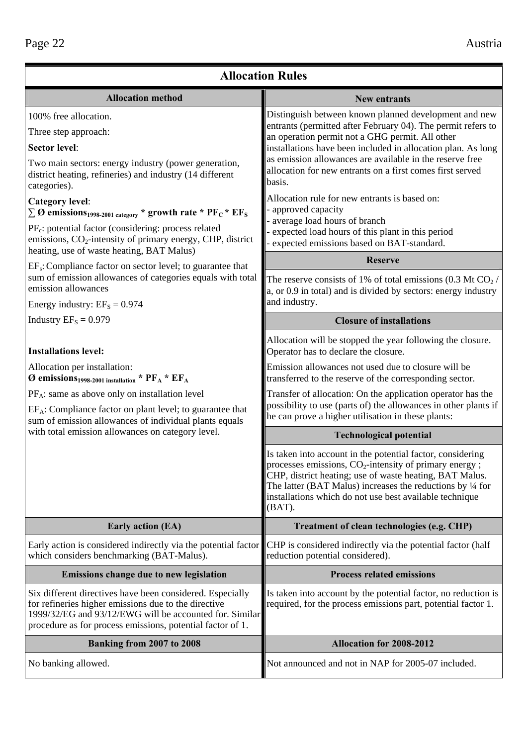## Allocation Rules

### Allocation method

100% free allocation.

Three step approach:

**Sector level**:

Two main sectors: energy industry (power generation, district heating, refineries) and industry (14 different categories).

**Category level**:
$\sum$ **Ø emissions$_{1998\text{-}2001\ category}$ * growth rate * $PF_C$ * $EF_S$**

$PF_c$: potential factor (considering: process related emissions, $CO_2$-intensity of primary energy, CHP, district heating, use of waste heating, BAT Malus)

$EF_s$: Compliance factor on sector level; to guarantee that sum of emission allowances of categories equals with total emission allowances

Energy industry: $EF_S = 0.974$

Industry $EF_S = 0.979$

**Installations level:**

Allocation per installation:
**Ø emissions$_{1998\text{-}2001\ installation}$ * $PF_A$ * $EF_A$**

$PF_A$: same as above only on installation level

$EF_A$: Compliance factor on plant level; to guarantee that sum of emission allowances of individual plants equals with total emission allowances on category level.

### New entrants

Distinguish between known planned development and new entrants (permitted after February 04). The permit refers to an operation permit not a GHG permit. All other installations have been included in allocation plan. As long as emission allowances are available in the reserve free allocation for new entrants on a first comes first served basis.

Allocation rule for new entrants is based on:
- approved capacity
- average load hours of branch
- expected load hours of this plant in this period
- expected emissions based on BAT-standard.

### Reserve

The reserve consists of 1% of total emissions (0.3 Mt $CO_2$ / a, or 0.9 in total) and is divided by sectors: energy industry and industry.

### Closure of installations

Allocation will be stopped the year following the closure. Operator has to declare the closure.

Emission allowances not used due to closure will be transferred to the reserve of the corresponding sector.

Transfer of allocation: On the application operator has the possibility to use (parts of) the allowances in other plants if he can prove a higher utilisation in these plants:

### Technological potential

Is taken into account in the potential factor, considering processes emissions, $CO_2$-intensity of primary energy ; CHP, district heating; use of waste heating, BAT Malus. The latter (BAT Malus) increases the reductions by ¼ for installations which do not use best available technique (BAT).

### Early action (EA)

Early action is considered indirectly via the potential factor which considers benchmarking (BAT-Malus).

### Treatment of clean technologies (e.g. CHP)

CHP is considered indirectly via the potential factor (half reduction potential considered).

### Emissions change due to new legislation

Six different directives have been considered. Especially for refineries higher emissions due to the directive 1999/32/EG and 93/12/EWG will be accounted for. Similar procedure as for process emissions, potential factor of 1.

### Process related emissions

Is taken into account by the potential factor, no reduction is required, for the process emissions part, potential factor 1.

### Banking from 2007 to 2008

No banking allowed.

### Allocation for 2008-2012

Not announced and not in NAP for 2005-07 included.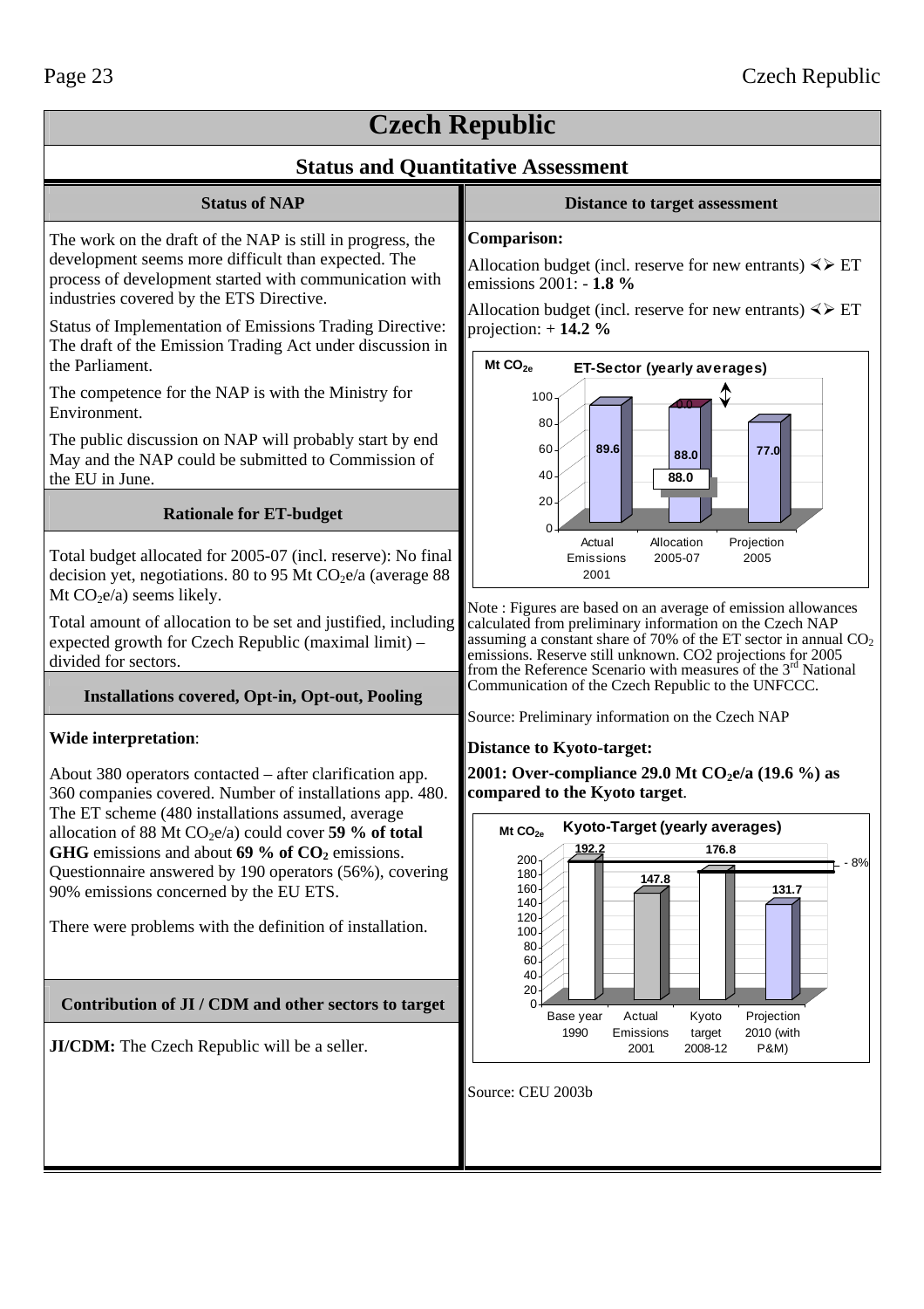# Czech Republic

## Status and Quantitative Assessment

### Status of NAP

The work on the draft of the NAP is still in progress, the development seems more difficult than expected. The process of development started with communication with industries covered by the ETS Directive.

Status of Implementation of Emissions Trading Directive: The draft of the Emission Trading Act under discussion in the Parliament.

The competence for the NAP is with the Ministry for Environment.

The public discussion on NAP will probably start by end May and the NAP could be submitted to Commission of the EU in June.

### Rationale for ET-budget

Total budget allocated for 2005-07 (incl. reserve): No final decision yet, negotiations. 80 to 95 Mt $CO_2$e/a (average 88 Mt $CO_2$e/a) seems likely.

Total amount of allocation to be set and justified, including expected growth for Czech Republic (maximal limit) – divided for sectors.

### Installations covered, Opt-in, Opt-out, Pooling

**Wide interpretation**:

About 380 operators contacted – after clarification app. 360 companies covered. Number of installations app. 480. The ET scheme (480 installations assumed, average allocation of 88 Mt $CO_2$e/a) could cover **59 % of total GHG** emissions and about **69 % of $CO_2$** emissions. Questionnaire answered by 190 operators (56%), covering 90% emissions concerned by the EU ETS.

There were problems with the definition of installation.

### Contribution of JI / CDM and other sectors to target

**JI/CDM:** The Czech Republic will be a seller.

### Distance to target assessment

**Comparison:**

Allocation budget (incl. reserve for new entrants) <> ET emissions 2001: - **1.8 %**

Allocation budget (incl. reserve for new entrants) <> ET projection: + **14.2 %**

**ET-Sector (yearly averages)** (Mt $CO_{2e}$)

| | Actual Emissions 2001 | Allocation 2005-07 | Projection 2005 |
|---|---|---|---|
| Mt $CO_{2e}$ | 89.6 | 88.0 (reserve 0.0) | 77.0 |

Note : Figures are based on an average of emission allowances calculated from preliminary information on the Czech NAP assuming a constant share of 70% of the ET sector in annual $CO_2$ emissions. Reserve still unknown. CO2 projections for 2005 from the Reference Scenario with measures of the 3rd National Communication of the Czech Republic to the UNFCCC.

Source: Preliminary information on the Czech NAP

**Distance to Kyoto-target:**

**2001: Over-compliance 29.0 Mt $CO_2$e/a (19.6 %) as compared to the Kyoto target**.

**Kyoto-Target (yearly averages)** (Mt $CO_{2e}$)

| | Base year 1990 | Actual Emissions 2001 | Kyoto target 2008-12 | Projection 2010 (with P&M) |
|---|---|---|---|---|
| Mt $CO_{2e}$ | 192.2 | 147.8 | 176.8 | 131.7 |

Kyoto target: - 8%

Source: CEU 2003b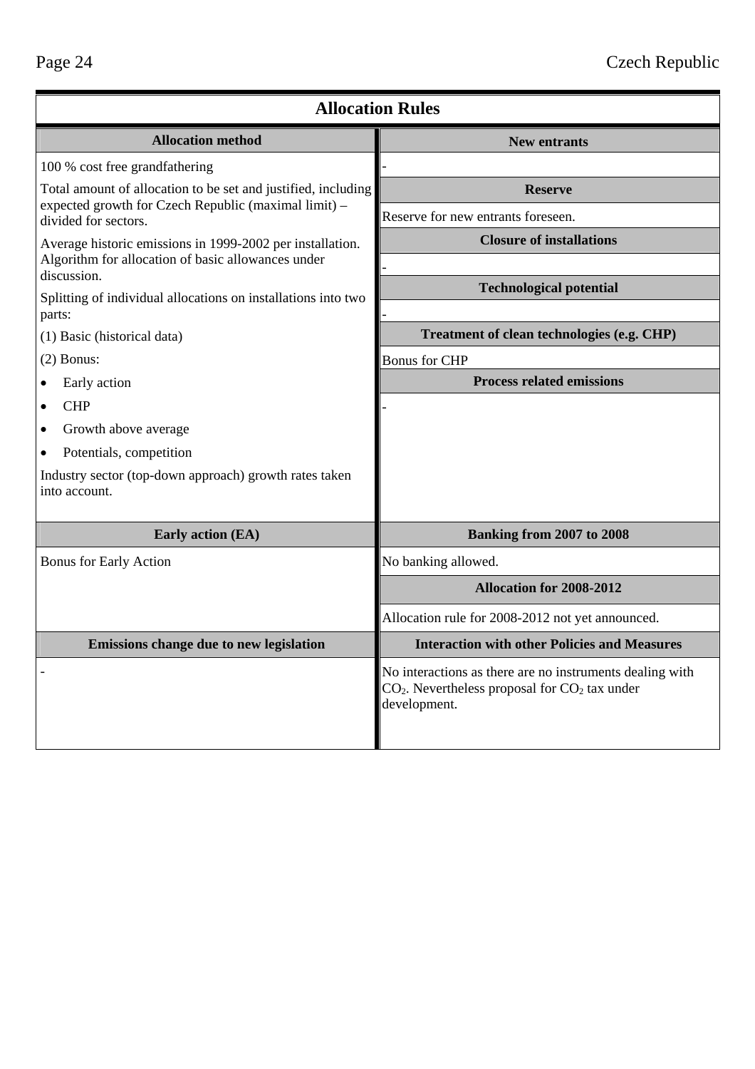## Allocation Rules

| Allocation method | New entrants |
|---|---|
| 100 % cost free grandfathering<br>Total amount of allocation to be set and justified, including expected growth for Czech Republic (maximal limit) – divided for sectors.<br>Average historic emissions in 1999-2002 per installation. Algorithm for allocation of basic allowances under discussion.<br>Splitting of individual allocations on installations into two parts:<br>(1) Basic (historical data)<br>(2) Bonus:<br>• Early action<br>• CHP<br>• Growth above average<br>• Potentials, competition<br>Industry sector (top-down approach) growth rates taken into account. | -<br>**Reserve**<br>Reserve for new entrants foreseen.<br>**Closure of installations**<br>-<br>**Technological potential**<br>-<br>**Treatment of clean technologies (e.g. CHP)**<br>Bonus for CHP<br>**Process related emissions**<br>- |
| **Early action (EA)** | **Banking from 2007 to 2008** |
| Bonus for Early Action | No banking allowed.<br>**Allocation for 2008-2012**<br>Allocation rule for 2008-2012 not yet announced. |
| **Emissions change due to new legislation** | **Interaction with other Policies and Measures** |
| - | No interactions as there are no instruments dealing with $CO_2$. Nevertheless proposal for $CO_2$ tax under development. |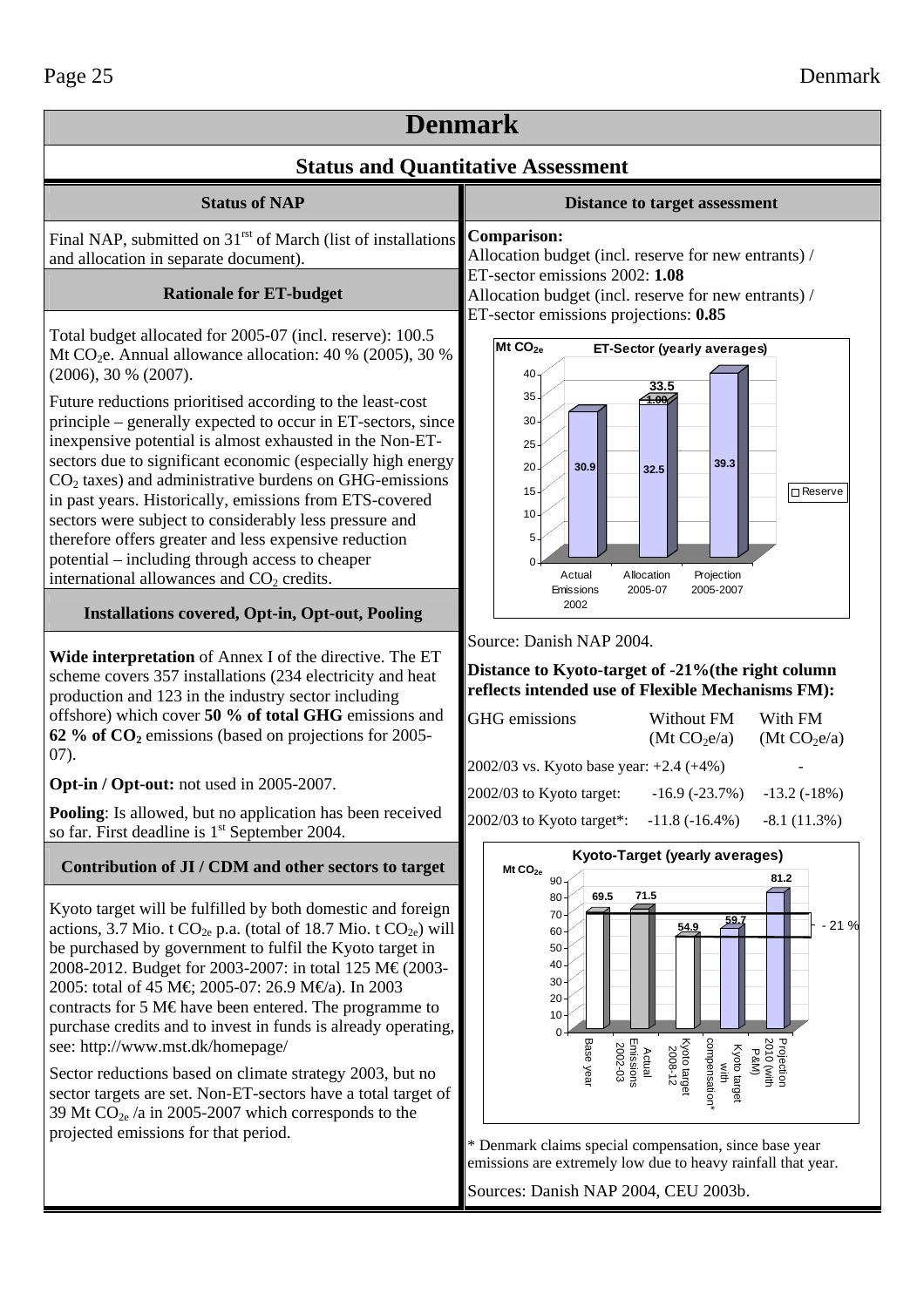# Denmark

## Status and Quantitative Assessment

### Status of NAP

Final NAP, submitted on 31[rst] of March (list of installations and allocation in separate document).

### Rationale for ET-budget

Total budget allocated for 2005-07 (incl. reserve): 100.5 Mt $CO_2$e. Annual allowance allocation: 40 % (2005), 30 % (2006), 30 % (2007).

Future reductions prioritised according to the least-cost principle – generally expected to occur in ET-sectors, since inexpensive potential is almost exhausted in the Non-ET-sectors due to significant economic (especially high energy $CO_2$ taxes) and administrative burdens on GHG-emissions in past years. Historically, emissions from ETS-covered sectors were subject to considerably less pressure and therefore offers greater and less expensive reduction potential – including through access to cheaper international allowances and $CO_2$ credits.

### Installations covered, Opt-in, Opt-out, Pooling

**Wide interpretation** of Annex I of the directive. The ET scheme covers 357 installations (234 electricity and heat production and 123 in the industry sector including offshore) which cover **50 % of total GHG** emissions and **62 % of $CO_2$** emissions (based on projections for 2005-07).

**Opt-in / Opt-out:** not used in 2005-2007.

**Pooling**: Is allowed, but no application has been received so far. First deadline is 1[st] September 2004.

### Contribution of JI / CDM and other sectors to target

Kyoto target will be fulfilled by both domestic and foreign actions, 3.7 Mio. t $CO_{2e}$ p.a. (total of 18.7 Mio. t $CO_{2e}$) will be purchased by government to fulfil the Kyoto target in 2008-2012. Budget for 2003-2007: in total 125 M€ (2003-2005: total of 45 M€; 2005-07: 26.9 M€/a). In 2003 contracts for 5 M€ have been entered. The programme to purchase credits and to invest in funds is already operating, see: http://www.mst.dk/homepage/

Sector reductions based on climate strategy 2003, but no sector targets are set. Non-ET-sectors have a total target of 39 Mt $CO_{2e}$ /a in 2005-2007 which corresponds to the projected emissions for that period.

### Distance to target assessment

**Comparison:**
Allocation budget (incl. reserve for new entrants) / ET-sector emissions 2002: **1.08**
Allocation budget (incl. reserve for new entrants) / ET-sector emissions projections: **0.85**

**ET-Sector (yearly averages)** ($Mt\ CO_{2e}$)

| | Actual Emissions 2002 | Allocation 2005-07 | Projection 2005-2007 |
|---|---|---|---|
| Value | 30.9 | 32.5 (+1.00 Reserve; total 33.5) | 39.3 |

Source: Danish NAP 2004.

**Distance to Kyoto-target of -21%(the right column reflects intended use of Flexible Mechanisms FM):**

| GHG emissions | Without FM ($Mt\ CO_2e/a$) | With FM ($Mt\ CO_2e/a$) |
|---|---|---|
| 2002/03 vs. Kyoto base year: | +2.4 (+4%) | - |
| 2002/03 to Kyoto target: | -16.9 (-23.7%) | -13.2 (-18%) |
| 2002/03 to Kyoto target*: | -11.8 (-16.4%) | -8.1 (11.3%) |

**Kyoto-Target (yearly averages)** ($Mt\ CO_{2e}$)

| Base year | Actual Emissions 2002-03 | Kyoto target 2008-12 | Kyoto target with compensation* | Projection 2010 (with P&M) |
|---|---|---|---|---|
| 69.5 | 71.5 | 54.9 | 59.7 | 81.2 |

- 21 %

\* Denmark claims special compensation, since base year emissions are extremely low due to heavy rainfall that year.

Sources: Danish NAP 2004, CEU 2003b.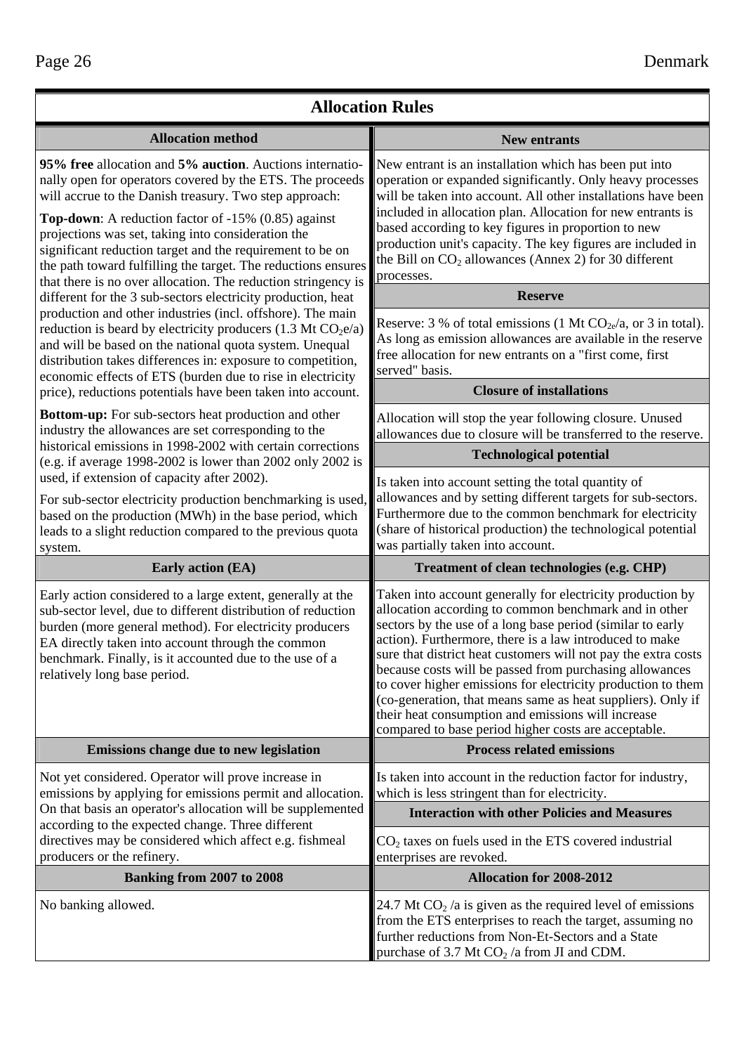## Allocation Rules

### Allocation method

**95% free** allocation and **5% auction**. Auctions internationally open for operators covered by the ETS. The proceeds will accrue to the Danish treasury. Two step approach:

**Top-down**: A reduction factor of -15% (0.85) against projections was set, taking into consideration the significant reduction target and the requirement to be on the path toward fulfilling the target. The reductions ensures that there is no over allocation. The reduction stringency is different for the 3 sub-sectors electricity production, heat production and other industries (incl. offshore). The main reduction is beard by electricity producers (1.3 Mt $CO_2$e/a) and will be based on the national quota system. Unequal distribution takes differences in: exposure to competition, economic effects of ETS (burden due to rise in electricity price), reductions potentials have been taken into account.

**Bottom-up:** For sub-sectors heat production and other industry the allowances are set corresponding to the historical emissions in 1998-2002 with certain corrections (e.g. if average 1998-2002 is lower than 2002 only 2002 is used, if extension of capacity after 2002).

For sub-sector electricity production benchmarking is used, based on the production (MWh) in the base period, which leads to a slight reduction compared to the previous quota system.

### New entrants

New entrant is an installation which has been put into operation or expanded significantly. Only heavy processes will be taken into account. All other installations have been included in allocation plan. Allocation for new entrants is based according to key figures in proportion to new production unit's capacity. The key figures are included in the Bill on $CO_2$ allowances (Annex 2) for 30 different processes.

### Reserve

Reserve: 3 % of total emissions (1 Mt $CO_{2e}$/a, or 3 in total). As long as emission allowances are available in the reserve free allocation for new entrants on a "first come, first served" basis.

### Closure of installations

Allocation will stop the year following closure. Unused allowances due to closure will be transferred to the reserve.

### Technological potential

Is taken into account setting the total quantity of allowances and by setting different targets for sub-sectors. Furthermore due to the common benchmark for electricity (share of historical production) the technological potential was partially taken into account.

### Early action (EA)

Early action considered to a large extent, generally at the sub-sector level, due to different distribution of reduction burden (more general method). For electricity producers EA directly taken into account through the common benchmark. Finally, is it accounted due to the use of a relatively long base period.

### Treatment of clean technologies (e.g. CHP)

Taken into account generally for electricity production by allocation according to common benchmark and in other sectors by the use of a long base period (similar to early action). Furthermore, there is a law introduced to make sure that district heat customers will not pay the extra costs because costs will be passed from purchasing allowances to cover higher emissions for electricity production to them (co-generation, that means same as heat suppliers). Only if their heat consumption and emissions will increase compared to base period higher costs are acceptable.

### Emissions change due to new legislation

Not yet considered. Operator will prove increase in emissions by applying for emissions permit and allocation. On that basis an operator's allocation will be supplemented according to the expected change. Three different directives may be considered which affect e.g. fishmeal producers or the refinery.

### Process related emissions

Is taken into account in the reduction factor for industry, which is less stringent than for electricity.

### Interaction with other Policies and Measures

$CO_2$ taxes on fuels used in the ETS covered industrial enterprises are revoked.

### Banking from 2007 to 2008

No banking allowed.

### Allocation for 2008-2012

24.7 Mt $CO_2$ /a is given as the required level of emissions from the ETS enterprises to reach the target, assuming no further reductions from Non-Et-Sectors and a State purchase of 3.7 Mt $CO_2$ /a from JI and CDM.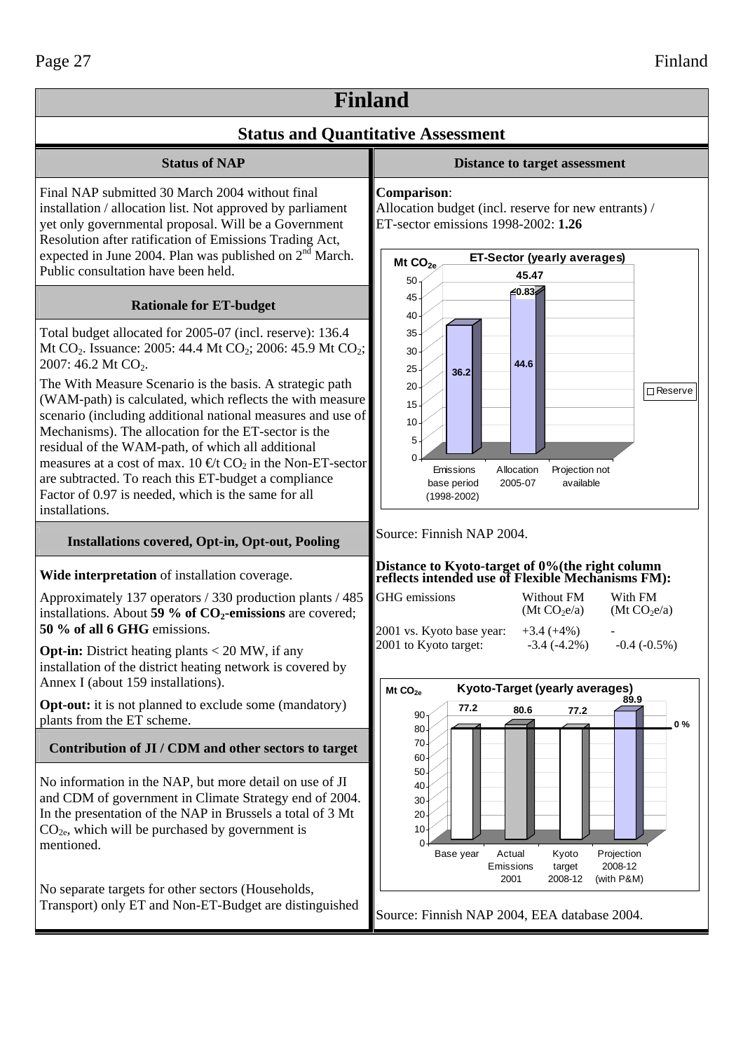# Finland

## Status and Quantitative Assessment

### Status of NAP

Final NAP submitted 30 March 2004 without final installation / allocation list. Not approved by parliament yet only governmental proposal. Will be a Government Resolution after ratification of Emissions Trading Act, expected in June 2004. Plan was published on 2nd March. Public consultation have been held.

### Rationale for ET-budget

Total budget allocated for 2005-07 (incl. reserve): 136.4 Mt $CO_2$. Issuance: 2005: 44.4 Mt $CO_2$; 2006: 45.9 Mt $CO_2$; 2007: 46.2 Mt $CO_2$.

The With Measure Scenario is the basis. A strategic path (WAM-path) is calculated, which reflects the with measure scenario (including additional national measures and use of Mechanisms). The allocation for the ET-sector is the residual of the WAM-path, of which all additional measures at a cost of max. 10 €/t $CO_2$ in the Non-ET-sector are subtracted. To reach this ET-budget a compliance Factor of 0.97 is needed, which is the same for all installations.

### Installations covered, Opt-in, Opt-out, Pooling

**Wide interpretation** of installation coverage.

Approximately 137 operators / 330 production plants / 485 installations. About **59 % of $CO_2$-emissions** are covered; **50 % of all 6 GHG** emissions.

**Opt-in:** District heating plants < 20 MW, if any installation of the district heating network is covered by Annex I (about 159 installations).

**Opt-out:** it is not planned to exclude some (mandatory) plants from the ET scheme.

### Contribution of JI / CDM and other sectors to target

No information in the NAP, but more detail on use of JI and CDM of government in Climate Strategy end of 2004. In the presentation of the NAP in Brussels a total of 3 Mt $CO_{2e}$, which will be purchased by government is mentioned.

No separate targets for other sectors (Households, Transport) only ET and Non-ET-Budget are distinguished

### Distance to target assessment

**Comparison**:
Allocation budget (incl. reserve for new entrants) / ET-sector emissions 1998-2002: **1.26**

ET-Sector (yearly averages), Mt $CO_{2e}$

| | Emissions base period (1998-2002) | Allocation 2005-07 | Projection not available |
|---|---|---|---|
| Value | 36.2 | 44.6 | |
| Reserve | | 0.83 | |
| Total | | 45.47 | |

Source: Finnish NAP 2004.

**Distance to Kyoto-target of 0%(the right column reflects intended use of Flexible Mechanisms FM):**

| GHG emissions | Without FM (Mt $CO_2$e/a) | With FM (Mt $CO_2$e/a) |
|---|---|---|
| 2001 vs. Kyoto base year: | +3.4 (+4%) | - |
| 2001 to Kyoto target: | -3.4 (-4.2%) | -0.4 (-0.5%) |

Kyoto-Target (yearly averages), Mt $CO_{2e}$

| Base year | Actual Emissions 2001 | Kyoto target 2008-12 | Projection 2008-12 (with P&M) |
|---|---|---|---|
| 77.2 | 80.6 | 77.2 | 89.9 |

Source: Finnish NAP 2004, EEA database 2004.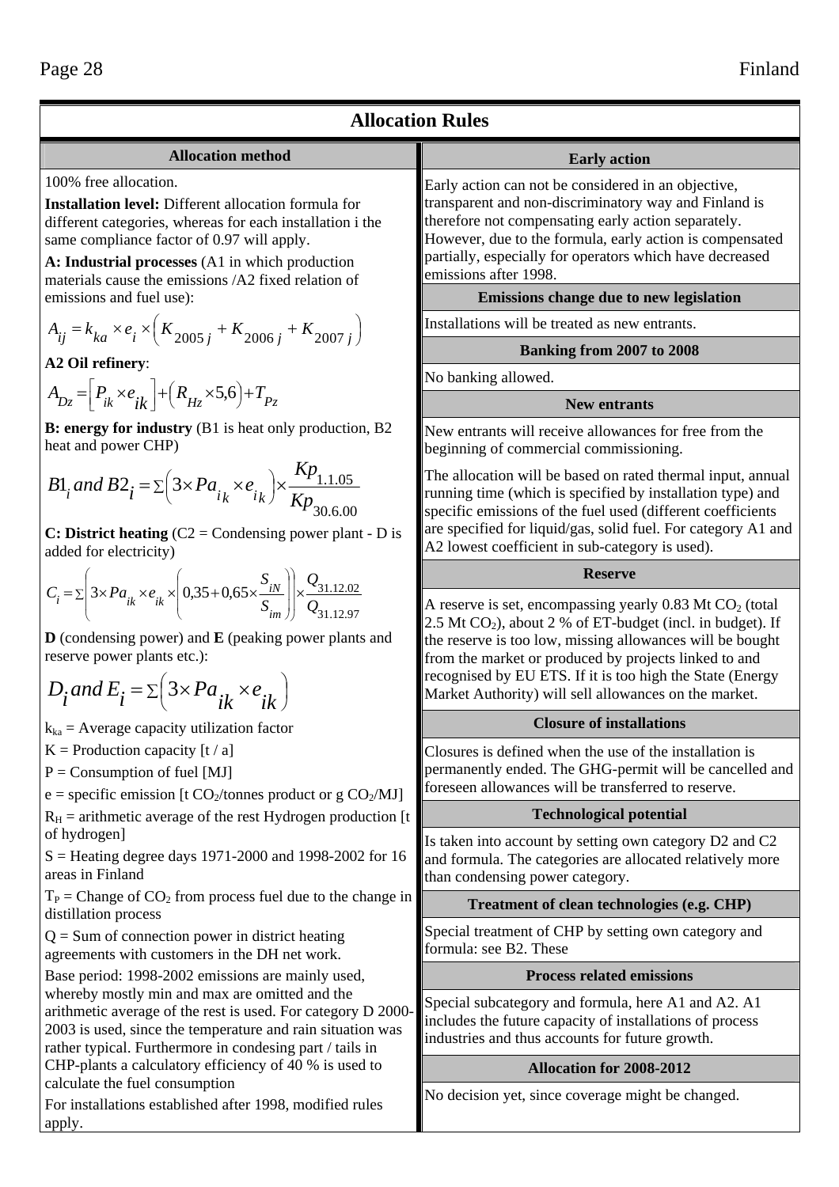## Allocation Rules

### Allocation method

100% free allocation.

**Installation level:** Different allocation formula for different categories, whereas for each installation i the same compliance factor of 0.97 will apply.

**A: Industrial processes** (A1 in which production materials cause the emissions /A2 fixed relation of emissions and fuel use):

$$A_{ij} = k_{ka} \times e_i \times \left( K_{2005\,j} + K_{2006\,j} + K_{2007\,j} \right)$$

**A2 Oil refinery**:

$$A_{Dz} = \left[ P_{ik} \times e_{ik} \right] + \left( R_{Hz} \times 5{,}6 \right) + T_{Pz}$$

**B: energy for industry** (B1 is heat only production, B2 heat and power CHP)

$$B1_i \; and \; B2_i = \Sigma \left( 3 \times Pa_{ik} \times e_{ik} \right) \times \frac{Kp_{1.1.05}}{Kp_{30.6.00}}$$

**C: District heating** (C2 = Condensing power plant - D is added for electricity)

$$C_i = \Sigma \left( 3 \times Pa_{ik} \times e_{ik} \times \left( 0{,}35 + 0{,}65 \times \frac{S_{iN}}{S_{im}} \right) \right) \times \frac{Q_{31.12.02}}{Q_{31.12.97}}$$

**D** (condensing power) and **E** (peaking power plants and reserve power plants etc.):

$$D_i \; and \; E_i = \Sigma \left( 3 \times Pa_{ik} \times e_{ik} \right)$$

$k_{ka}$ = Average capacity utilization factor

K = Production capacity [t / a]

P = Consumption of fuel [MJ]

e = specific emission [t $CO_2$/tonnes product or g $CO_2$/MJ]

$R_H$ = arithmetic average of the rest Hydrogen production [t of hydrogen]

S = Heating degree days 1971-2000 and 1998-2002 for 16 areas in Finland

$T_P$ = Change of $CO_2$ from process fuel due to the change in distillation process

Q = Sum of connection power in district heating agreements with customers in the DH net work.

Base period: 1998-2002 emissions are mainly used, whereby mostly min and max are omitted and the arithmetic average of the rest is used. For category D 2000-2003 is used, since the temperature and rain situation was rather typical. Furthermore in condesing part / tails in CHP-plants a calculatory efficiency of 40 % is used to calculate the fuel consumption

For installations established after 1998, modified rules apply.

### Early action

Early action can not be considered in an objective, transparent and non-discriminatory way and Finland is therefore not compensating early action separately. However, due to the formula, early action is compensated partially, especially for operators which have decreased emissions after 1998.

### Emissions change due to new legislation

Installations will be treated as new entrants.

### Banking from 2007 to 2008

No banking allowed.

### New entrants

New entrants will receive allowances for free from the beginning of commercial commissioning.

The allocation will be based on rated thermal input, annual running time (which is specified by installation type) and specific emissions of the fuel used (different coefficients are specified for liquid/gas, solid fuel. For category A1 and A2 lowest coefficient in sub-category is used).

### Reserve

A reserve is set, encompassing yearly 0.83 Mt $CO_2$ (total 2.5 Mt $CO_2$), about 2 % of ET-budget (incl. in budget). If the reserve is too low, missing allowances will be bought from the market or produced by projects linked to and recognised by EU ETS. If it is too high the State (Energy Market Authority) will sell allowances on the market.

### Closure of installations

Closures is defined when the use of the installation is permanently ended. The GHG-permit will be cancelled and foreseen allowances will be transferred to reserve.

### Technological potential

Is taken into account by setting own category D2 and C2 and formula. The categories are allocated relatively more than condensing power category.

### Treatment of clean technologies (e.g. CHP)

Special treatment of CHP by setting own category and formula: see B2. These

### Process related emissions

Special subcategory and formula, here A1 and A2. A1 includes the future capacity of installations of process industries and thus accounts for future growth.

### Allocation for 2008-2012

No decision yet, since coverage might be changed.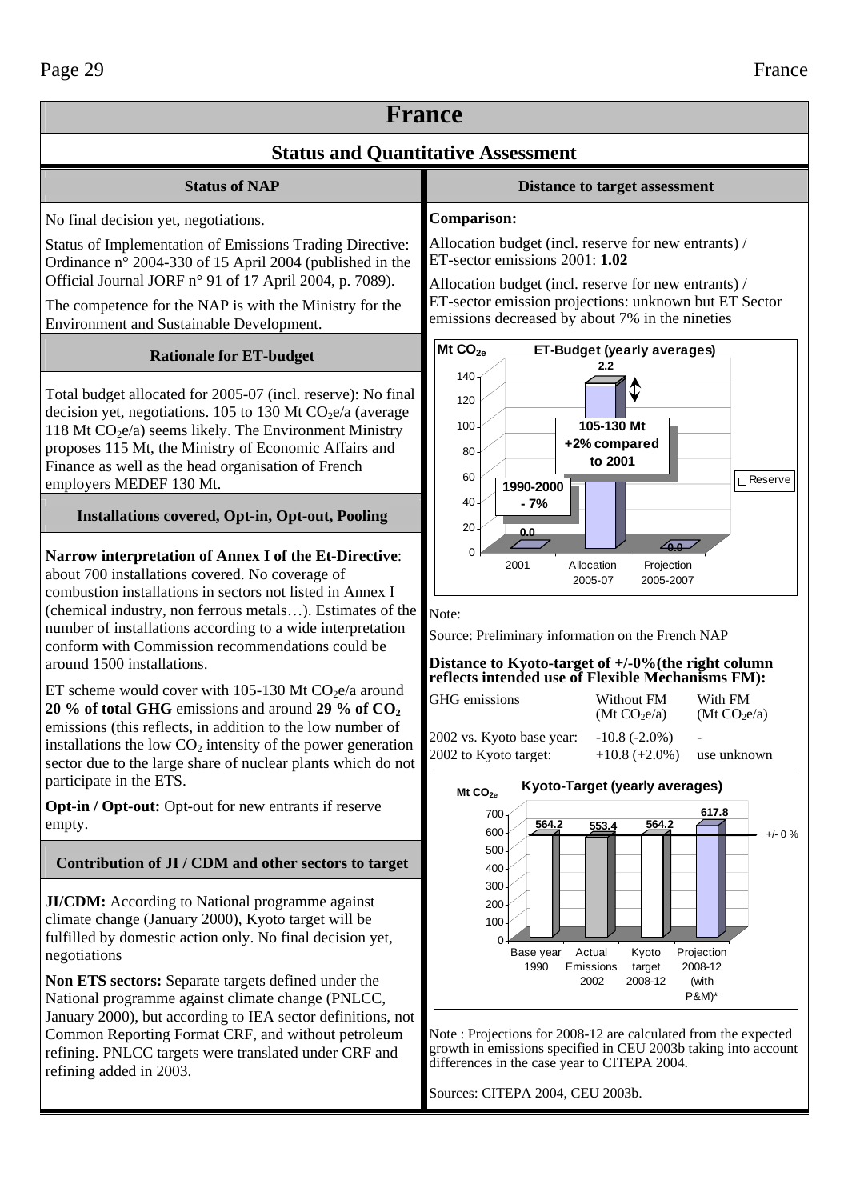# France

## Status and Quantitative Assessment

### Status of NAP

No final decision yet, negotiations.

Status of Implementation of Emissions Trading Directive: Ordinance n° 2004-330 of 15 April 2004 (published in the Official Journal JORF n° 91 of 17 April 2004, p. 7089).

The competence for the NAP is with the Ministry for the Environment and Sustainable Development.

### Rationale for ET-budget

Total budget allocated for 2005-07 (incl. reserve): No final decision yet, negotiations. 105 to 130 Mt $CO_2$e/a (average 118 Mt $CO_2$e/a) seems likely. The Environment Ministry proposes 115 Mt, the Ministry of Economic Affairs and Finance as well as the head organisation of French employers MEDEF 130 Mt.

### Installations covered, Opt-in, Opt-out, Pooling

**Narrow interpretation of Annex I of the Et-Directive**: about 700 installations covered. No coverage of combustion installations in sectors not listed in Annex I (chemical industry, non ferrous metals…). Estimates of the number of installations according to a wide interpretation conform with Commission recommendations could be around 1500 installations.

ET scheme would cover with 105-130 Mt $CO_2$e/a around **20 % of total GHG** emissions and around **29 % of $CO_2$** emissions (this reflects, in addition to the low number of installations the low $CO_2$ intensity of the power generation sector due to the large share of nuclear plants which do not participate in the ETS.

**Opt-in / Opt-out:** Opt-out for new entrants if reserve empty.

### Contribution of JI / CDM and other sectors to target

**JI/CDM:** According to National programme against climate change (January 2000), Kyoto target will be fulfilled by domestic action only. No final decision yet, negotiations

**Non ETS sectors:** Separate targets defined under the National programme against climate change (PNLCC, January 2000), but according to IEA sector definitions, not Common Reporting Format CRF, and without petroleum refining. PNLCC targets were translated under CRF and refining added in 2003.

### Distance to target assessment

**Comparison:**

Allocation budget (incl. reserve for new entrants) / ET-sector emissions 2001: **1.02**

Allocation budget (incl. reserve for new entrants) / ET-sector emission projections: unknown but ET Sector emissions decreased by about 7% in the nineties

**ET-Budget (yearly averages)** (Mt $CO_{2e}$)

| | 2001 | Allocation 2005-07 | Projection 2005-2007 |
|---|---|---|---|
| Value | 0.0 | 105-130 Mt (+2% compared to 2001) | 0.0 |
| Reserve | | 2.2 | |

1990-2000: - 7%

Note:

Source: Preliminary information on the French NAP

**Distance to Kyoto-target of +/-0%(the right column reflects intended use of Flexible Mechanisms FM):**

| GHG emissions | Without FM (Mt $CO_2$e/a) | With FM (Mt $CO_2$e/a) |
|---|---|---|
| 2002 vs. Kyoto base year: | -10.8 (-2.0%) | - |
| 2002 to Kyoto target: | +10.8 (+2.0%) | use unknown |

**Kyoto-Target (yearly averages)** (Mt $CO_{2e}$)

| Base year 1990 | Actual Emissions 2002 | Kyoto target 2008-12 | Projection 2008-12 (with P&M)* |
|---|---|---|---|
| 564.2 | 553.4 | 564.2 | 617.8 |

+/- 0 %

Note : Projections for 2008-12 are calculated from the expected growth in emissions specified in CEU 2003b taking into account differences in the case year to CITEPA 2004.

Sources: CITEPA 2004, CEU 2003b.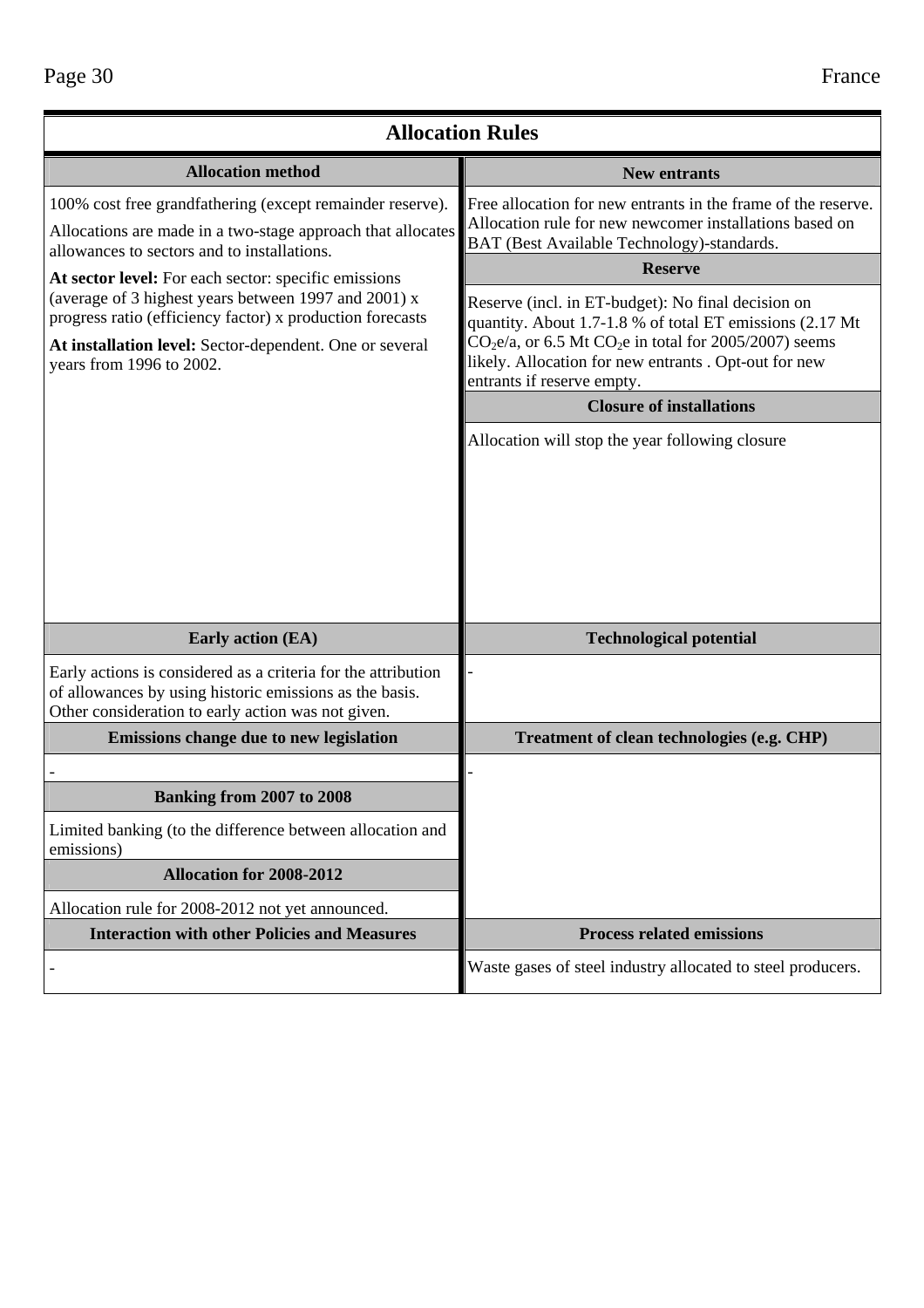## Allocation Rules

### Allocation method

100% cost free grandfathering (except remainder reserve).

Allocations are made in a two-stage approach that allocates allowances to sectors and to installations.

**At sector level:** For each sector: specific emissions (average of 3 highest years between 1997 and 2001) x progress ratio (efficiency factor) x production forecasts

**At installation level:** Sector-dependent. One or several years from 1996 to 2002.

### New entrants

Free allocation for new entrants in the frame of the reserve. Allocation rule for new newcomer installations based on BAT (Best Available Technology)-standards.

### Reserve

Reserve (incl. in ET-budget): No final decision on quantity. About 1.7-1.8 % of total ET emissions (2.17 Mt $CO_2$e/a, or 6.5 Mt $CO_2$e in total for 2005/2007) seems likely. Allocation for new entrants . Opt-out for new entrants if reserve empty.

### Closure of installations

Allocation will stop the year following closure

### Early action (EA)

Early actions is considered as a criteria for the attribution of allowances by using historic emissions as the basis. Other consideration to early action was not given.

### Technological potential

-

### Emissions change due to new legislation

-

### Banking from 2007 to 2008

Limited banking (to the difference between allocation and emissions)

### Allocation for 2008-2012

Allocation rule for 2008-2012 not yet announced.

### Treatment of clean technologies (e.g. CHP)

-

### Interaction with other Policies and Measures

-

### Process related emissions

Waste gases of steel industry allocated to steel producers.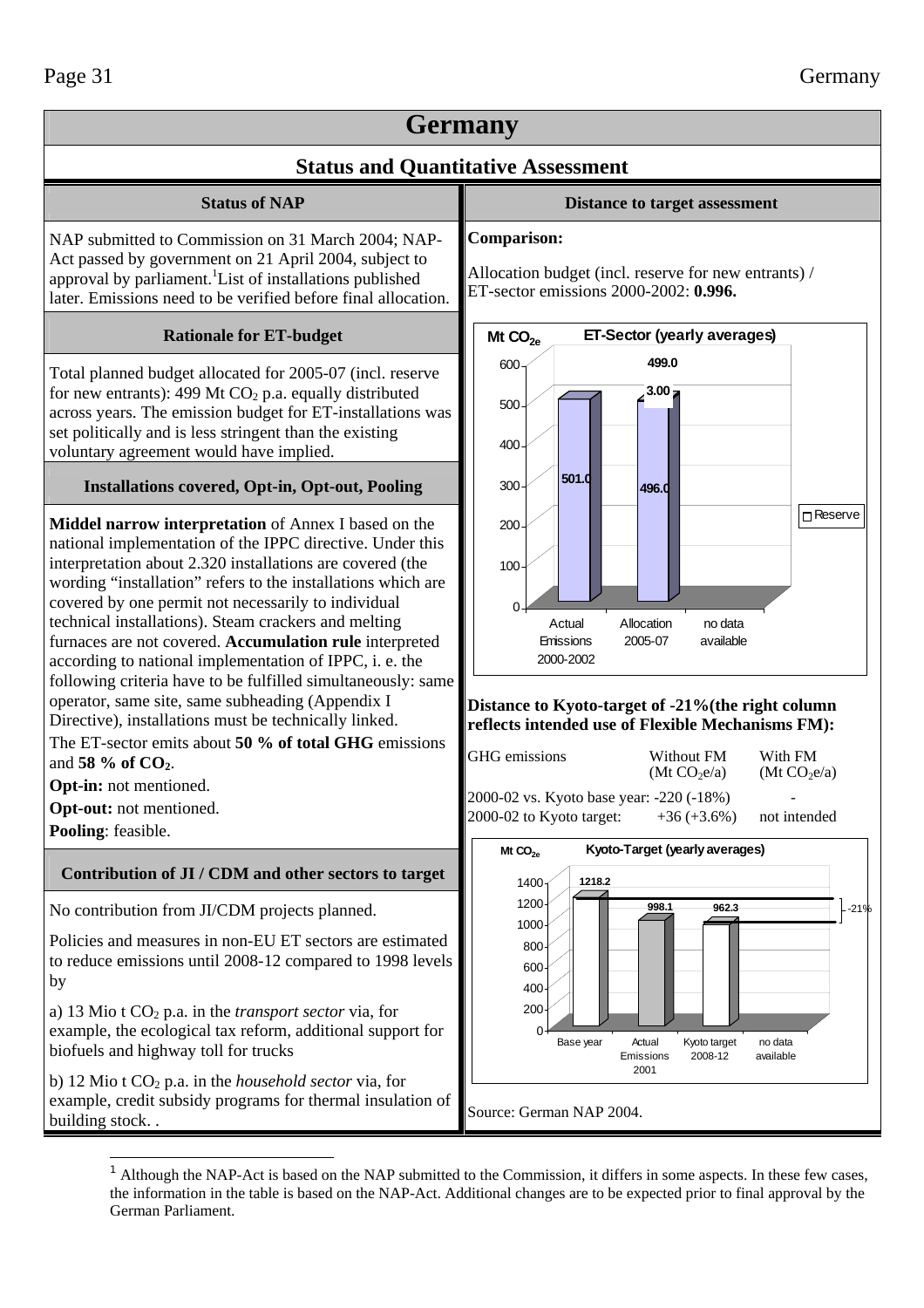# Germany

## Status and Quantitative Assessment

### Status of NAP

NAP submitted to Commission on 31 March 2004; NAP-Act passed by government on 21 April 2004, subject to approval by parliament.[1] List of installations published later. Emissions need to be verified before final allocation.

### Rationale for ET-budget

Total planned budget allocated for 2005-07 (incl. reserve for new entrants): 499 Mt $CO_2$ p.a. equally distributed across years. The emission budget for ET-installations was set politically and is less stringent than the existing voluntary agreement would have implied.

### Installations covered, Opt-in, Opt-out, Pooling

**Middel narrow interpretation** of Annex I based on the national implementation of the IPPC directive. Under this interpretation about 2.320 installations are covered (the wording "installation" refers to the installations which are covered by one permit not necessarily to individual technical installations). Steam crackers and melting furnaces are not covered. **Accumulation rule** interpreted according to national implementation of IPPC, i. e. the following criteria have to be fulfilled simultaneously: same operator, same site, same subheading (Appendix I Directive), installations must be technically linked.

The ET-sector emits about **50 % of total GHG** emissions and **58 % of $CO_2$**.

**Opt-in:** not mentioned.

**Opt-out:** not mentioned.

**Pooling**: feasible.

### Contribution of JI / CDM and other sectors to target

No contribution from JI/CDM projects planned.

Policies and measures in non-EU ET sectors are estimated to reduce emissions until 2008-12 compared to 1998 levels by

a) 13 Mio t $CO_2$ p.a. in the *transport sector* via, for example, the ecological tax reform, additional support for biofuels and highway toll for trucks

b) 12 Mio t $CO_2$ p.a. in the *household sector* via, for example, credit subsidy programs for thermal insulation of building stock. .

### Distance to target assessment

**Comparison:**

Allocation budget (incl. reserve for new entrants) / ET-sector emissions 2000-2002: **0.996.**

**ET-Sector (yearly averages)** ($Mt\ CO_{2e}$)

| | Actual Emissions 2000-2002 | Allocation 2005-07 | no data available |
|---|---|---|---|
| Value | 501.0 | 496.0 | |
| Reserve | | 3.00 | |
| Total | | 499.0 | |

**Distance to Kyoto-target of -21%(the right column reflects intended use of Flexible Mechanisms FM):**

| GHG emissions | Without FM ($Mt\ CO_2e/a$) | With FM ($Mt\ CO_2e/a$) |
|---|---|---|
| 2000-02 vs. Kyoto base year: | -220 (-18%) | - |
| 2000-02 to Kyoto target: | +36 (+3.6%) | not intended |

**Kyoto-Target (yearly averages)** ($Mt\ CO_{2e}$)

| Base year | Actual Emissions 2001 | Kyoto target 2008-12 | no data available |
|---|---|---|---|
| 1218.2 | 998.1 | 962.3 | |

-21%

Source: German NAP 2004.

---

[1] Although the NAP-Act is based on the NAP submitted to the Commission, it differs in some aspects. In these few cases, the information in the table is based on the NAP-Act. Additional changes are to be expected prior to final approval by the German Parliament.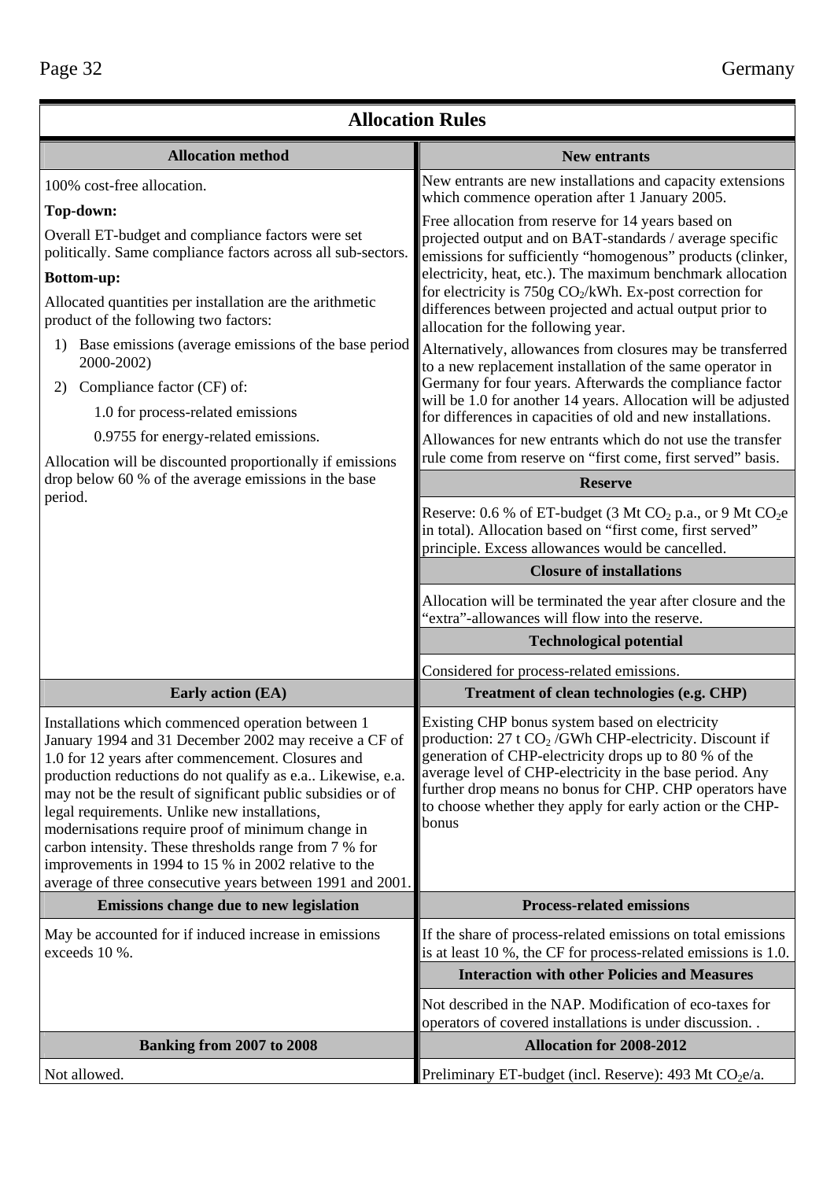## Allocation Rules

### Allocation method

100% cost-free allocation.

**Top-down:**

Overall ET-budget and compliance factors were set politically. Same compliance factors across all sub-sectors.

**Bottom-up:**

Allocated quantities per installation are the arithmetic product of the following two factors:

1) Base emissions (average emissions of the base period 2000-2002)
2) Compliance factor (CF) of:
   - 1.0 for process-related emissions
   - 0.9755 for energy-related emissions.

Allocation will be discounted proportionally if emissions drop below 60 % of the average emissions in the base period.

### New entrants

New entrants are new installations and capacity extensions which commence operation after 1 January 2005.

Free allocation from reserve for 14 years based on projected output and on BAT-standards / average specific emissions for sufficiently "homogenous" products (clinker, electricity, heat, etc.). The maximum benchmark allocation for electricity is 750g $CO_2$/kWh. Ex-post correction for differences between projected and actual output prior to allocation for the following year.

Alternatively, allowances from closures may be transferred to a new replacement installation of the same operator in Germany for four years. Afterwards the compliance factor will be 1.0 for another 14 years. Allocation will be adjusted for differences in capacities of old and new installations.

Allowances for new entrants which do not use the transfer rule come from reserve on "first come, first served" basis.

### Reserve

Reserve: 0.6 % of ET-budget (3 Mt $CO_2$ p.a., or 9 Mt $CO_2$e in total). Allocation based on "first come, first served" principle. Excess allowances would be cancelled.

### Closure of installations

Allocation will be terminated the year after closure and the "extra"-allowances will flow into the reserve.

### Technological potential

Considered for process-related emissions.

### Early action (EA)

Installations which commenced operation between 1 January 1994 and 31 December 2002 may receive a CF of 1.0 for 12 years after commencement. Closures and production reductions do not qualify as e.a.. Likewise, e.a. may not be the result of significant public subsidies or of legal requirements. Unlike new installations, modernisations require proof of minimum change in carbon intensity. These thresholds range from 7 % for improvements in 1994 to 15 % in 2002 relative to the average of three consecutive years between 1991 and 2001.

### Treatment of clean technologies (e.g. CHP)

Existing CHP bonus system based on electricity production: 27 t $CO_2$ /GWh CHP-electricity. Discount if generation of CHP-electricity drops up to 80 % of the average level of CHP-electricity in the base period. Any further drop means no bonus for CHP. CHP operators have to choose whether they apply for early action or the CHP-bonus

### Emissions change due to new legislation

May be accounted for if induced increase in emissions exceeds 10 %.

### Process-related emissions

If the share of process-related emissions on total emissions is at least 10 %, the CF for process-related emissions is 1.0.

### Interaction with other Policies and Measures

Not described in the NAP. Modification of eco-taxes for operators of covered installations is under discussion. .

### Banking from 2007 to 2008

Not allowed.

### Allocation for 2008-2012

Preliminary ET-budget (incl. Reserve): 493 Mt $CO_2$e/a.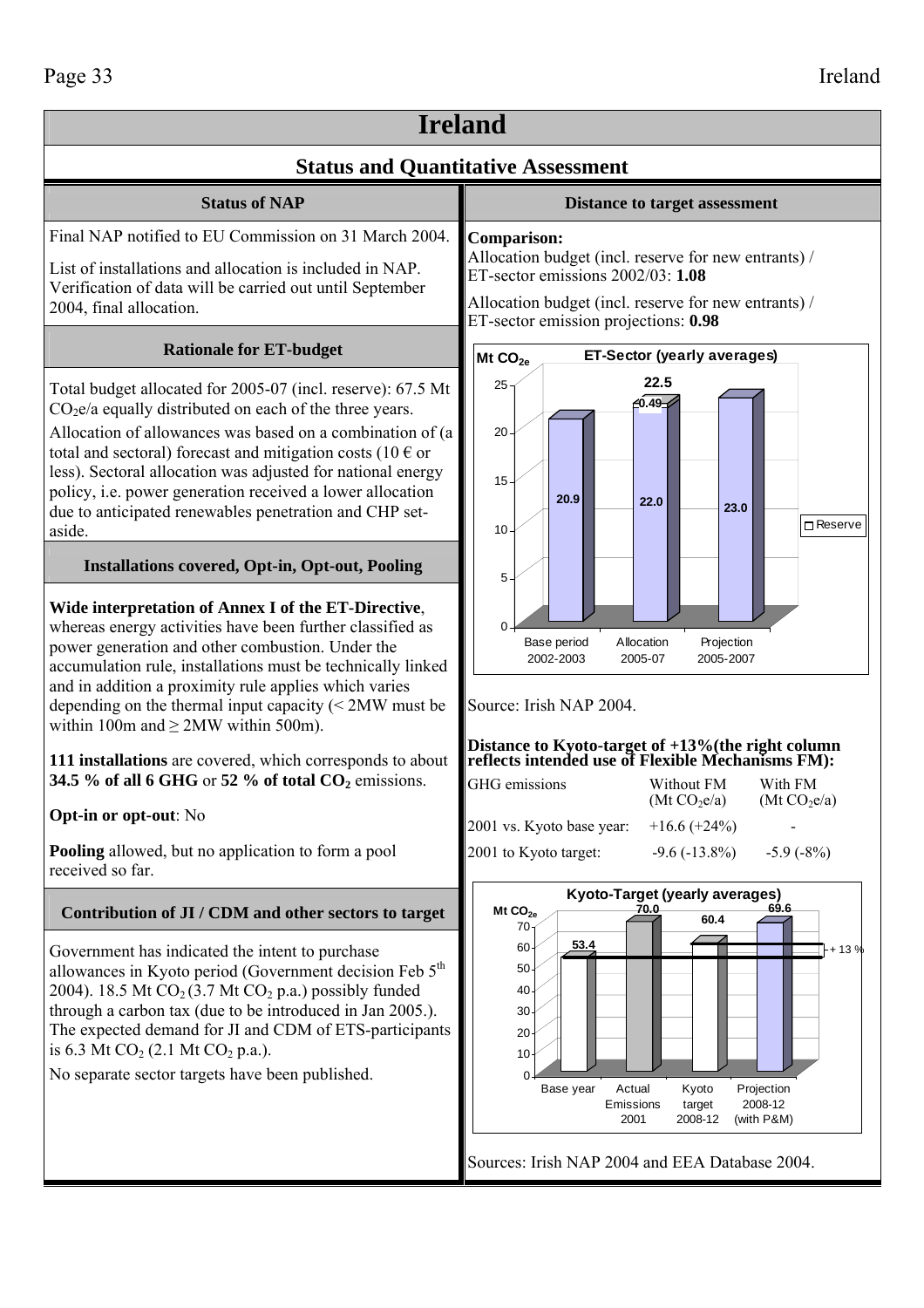# Ireland

## Status and Quantitative Assessment

### Status of NAP

Final NAP notified to EU Commission on 31 March 2004.

List of installations and allocation is included in NAP. Verification of data will be carried out until September 2004, final allocation.

### Rationale for ET-budget

Total budget allocated for 2005-07 (incl. reserve): 67.5 Mt $CO_2$e/a equally distributed on each of the three years.

Allocation of allowances was based on a combination of (a total and sectoral) forecast and mitigation costs (10 € or less). Sectoral allocation was adjusted for national energy policy, i.e. power generation received a lower allocation due to anticipated renewables penetration and CHP set-aside.

### Installations covered, Opt-in, Opt-out, Pooling

**Wide interpretation of Annex I of the ET-Directive**, whereas energy activities have been further classified as power generation and other combustion. Under the accumulation rule, installations must be technically linked and in addition a proximity rule applies which varies depending on the thermal input capacity (< 2MW must be within 100m and ≥ 2MW within 500m).

**111 installations** are covered, which corresponds to about **34.5 % of all 6 GHG** or **52 % of total $CO_2$** emissions.

**Opt-in or opt-out**: No

**Pooling** allowed, but no application to form a pool received so far.

### Contribution of JI / CDM and other sectors to target

Government has indicated the intent to purchase allowances in Kyoto period (Government decision Feb 5th 2004). 18.5 Mt $CO_2$ (3.7 Mt $CO_2$ p.a.) possibly funded through a carbon tax (due to be introduced in Jan 2005.). The expected demand for JI and CDM of ETS-participants is 6.3 Mt $CO_2$ (2.1 Mt $CO_2$ p.a.).

No separate sector targets have been published.

### Distance to target assessment

**Comparison:**

Allocation budget (incl. reserve for new entrants) / ET-sector emissions 2002/03: **1.08**

Allocation budget (incl. reserve for new entrants) / ET-sector emission projections: **0.98**

**ET-Sector (yearly averages)** (Mt $CO_{2e}$)

| | Base period 2002-2003 | Allocation 2005-07 | Projection 2005-2007 |
|---|---|---|---|
| Value | 20.9 | 22.0 (+ 0.49 Reserve = 22.5) | 23.0 |

Source: Irish NAP 2004.

**Distance to Kyoto-target of +13%(the right column reflects intended use of Flexible Mechanisms FM):**

| GHG emissions | Without FM (Mt $CO_2$e/a) | With FM (Mt $CO_2$e/a) |
|---|---|---|
| 2001 vs. Kyoto base year: | +16.6 (+24%) | - |
| 2001 to Kyoto target: | -9.6 (-13.8%) | -5.9 (-8%) |

**Kyoto-Target (yearly averages)** (Mt $CO_{2e}$)

| | Base year | Actual Emissions 2001 | Kyoto target 2008-12 | Projection 2008-12 (with P&M) |
|---|---|---|---|---|
| Value | 53.4 | 70.0 | 60.4 (+ 13 %) | 69.6 |

Sources: Irish NAP 2004 and EEA Database 2004.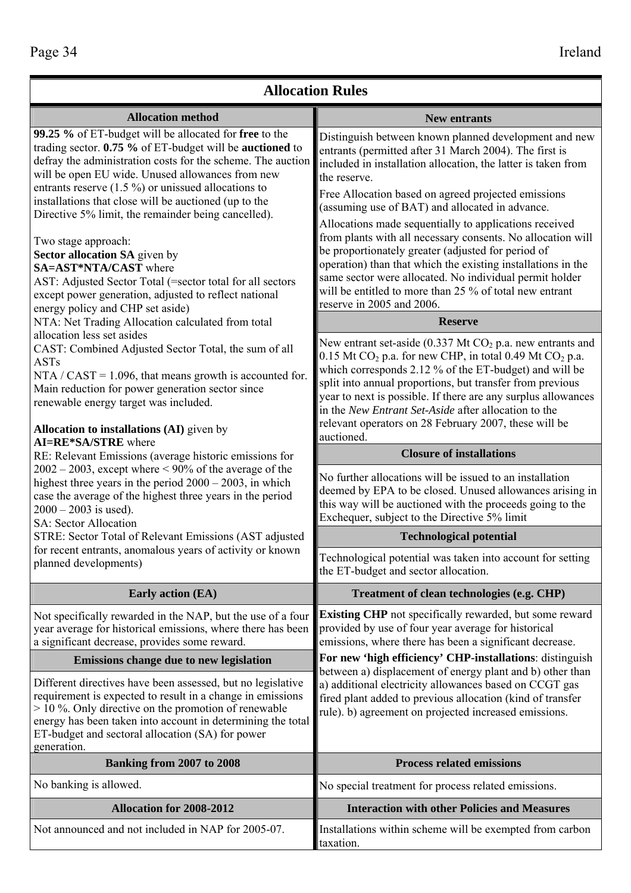# Allocation Rules

## Allocation method

**99.25 %** of ET-budget will be allocated for **free** to the trading sector. **0.75 %** of ET-budget will be **auctioned** to defray the administration costs for the scheme. The auction will be open EU wide. Unused allowances from new entrants reserve (1.5 %) or unissued allocations to installations that close will be auctioned (up to the Directive 5% limit, the remainder being cancelled).

Two stage approach:
**Sector allocation SA** given by
**SA=AST\*NTA/CAST** where
AST: Adjusted Sector Total (=sector total for all sectors except power generation, adjusted to reflect national energy policy and CHP set aside)
NTA: Net Trading Allocation calculated from total allocation less set asides
CAST: Combined Adjusted Sector Total, the sum of all ASTs
NTA / CAST = 1.096, that means growth is accounted for. Main reduction for power generation sector since renewable energy target was included.

**Allocation to installations (AI)** given by
**AI=RE\*SA/STRE** where
RE: Relevant Emissions (average historic emissions for 2002 – 2003, except where < 90% of the average of the highest three years in the period 2000 – 2003, in which case the average of the highest three years in the period 2000 – 2003 is used).
SA: Sector Allocation
STRE: Sector Total of Relevant Emissions (AST adjusted for recent entrants, anomalous years of activity or known planned developments)

## New entrants

Distinguish between known planned development and new entrants (permitted after 31 March 2004). The first is included in installation allocation, the latter is taken from the reserve.

Free Allocation based on agreed projected emissions (assuming use of BAT) and allocated in advance.

Allocations made sequentially to applications received from plants with all necessary consents. No allocation will be proportionately greater (adjusted for period of operation) than that which the existing installations in the same sector were allocated. No individual permit holder will be entitled to more than 25 % of total new entrant reserve in 2005 and 2006.

## Reserve

New entrant set-aside (0.337 Mt $CO_2$ p.a. new entrants and 0.15 Mt $CO_2$ p.a. for new CHP, in total 0.49 Mt $CO_2$ p.a. which corresponds 2.12 % of the ET-budget) and will be split into annual proportions, but transfer from previous year to next is possible. If there are any surplus allowances in the *New Entrant Set-Aside* after allocation to the relevant operators on 28 February 2007, these will be auctioned.

## Closure of installations

No further allocations will be issued to an installation deemed by EPA to be closed. Unused allowances arising in this way will be auctioned with the proceeds going to the Exchequer, subject to the Directive 5% limit

## Technological potential

Technological potential was taken into account for setting the ET-budget and sector allocation.

## Early action (EA)

Not specifically rewarded in the NAP, but the use of a four year average for historical emissions, where there has been a significant decrease, provides some reward.

## Emissions change due to new legislation

Different directives have been assessed, but no legislative requirement is expected to result in a change in emissions > 10 %. Only directive on the promotion of renewable energy has been taken into account in determining the total ET-budget and sectoral allocation (SA) for power generation.

## Treatment of clean technologies (e.g. CHP)

**Existing CHP** not specifically rewarded, but some reward provided by use of four year average for historical emissions, where there has been a significant decrease.
**For new 'high efficiency' CHP-installations**: distinguish between a) displacement of energy plant and b) other than a) additional electricity allowances based on CCGT gas fired plant added to previous allocation (kind of transfer rule). b) agreement on projected increased emissions.

## Banking from 2007 to 2008

No banking is allowed.

## Process related emissions

No special treatment for process related emissions.

## Allocation for 2008-2012

Not announced and not included in NAP for 2005-07.

## Interaction with other Policies and Measures

Installations within scheme will be exempted from carbon taxation.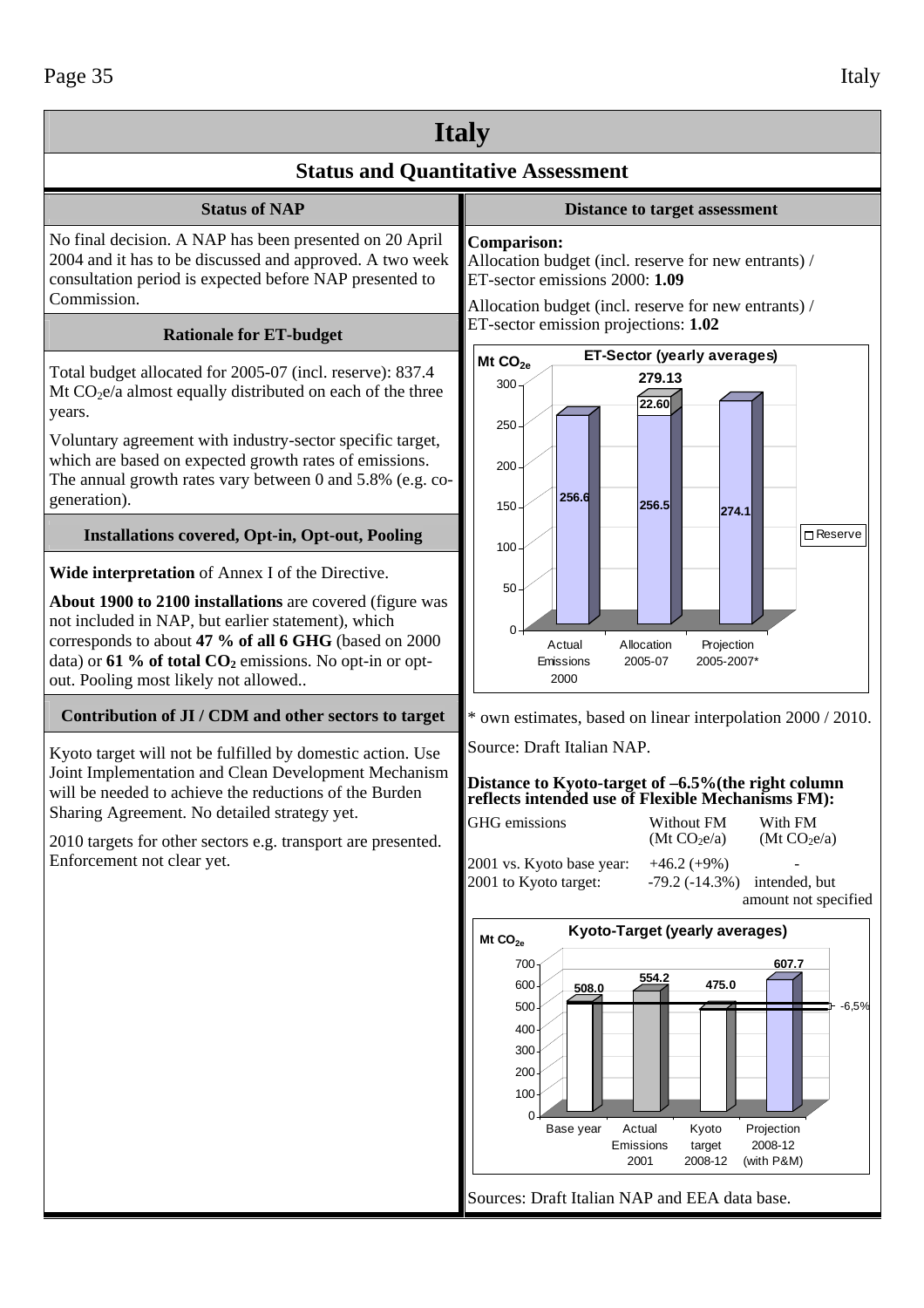# Italy

## Status and Quantitative Assessment

### Status of NAP

No final decision. A NAP has been presented on 20 April 2004 and it has to be discussed and approved. A two week consultation period is expected before NAP presented to Commission.

### Rationale for ET-budget

Total budget allocated for 2005-07 (incl. reserve): 837.4 Mt $CO_2$e/a almost equally distributed on each of the three years.

Voluntary agreement with industry-sector specific target, which are based on expected growth rates of emissions. The annual growth rates vary between 0 and 5.8% (e.g. co-generation).

### Installations covered, Opt-in, Opt-out, Pooling

**Wide interpretation** of Annex I of the Directive.

**About 1900 to 2100 installations** are covered (figure was not included in NAP, but earlier statement), which corresponds to about **47 % of all 6 GHG** (based on 2000 data) or **61 % of total $CO_2$** emissions. No opt-in or opt-out. Pooling most likely not allowed..

### Contribution of JI / CDM and other sectors to target

Kyoto target will not be fulfilled by domestic action. Use Joint Implementation and Clean Development Mechanism will be needed to achieve the reductions of the Burden Sharing Agreement. No detailed strategy yet.

2010 targets for other sectors e.g. transport are presented. Enforcement not clear yet.

### Distance to target assessment

**Comparison:**

Allocation budget (incl. reserve for new entrants) / ET-sector emissions 2000: **1.09**

Allocation budget (incl. reserve for new entrants) / ET-sector emission projections: **1.02**

**ET-Sector (yearly averages)** (Mt $CO_{2e}$)

| | Actual Emissions 2000 | Allocation 2005-07 | Projection 2005-2007* |
|---|---|---|---|
| Value | 256.6 | 256.5 | 274.1 |
| Reserve | | 22.60 | |
| Total | | 279.13 | |

\* own estimates, based on linear interpolation 2000 / 2010.

Source: Draft Italian NAP.

**Distance to Kyoto-target of –6.5%(the right column reflects intended use of Flexible Mechanisms FM):**

| GHG emissions | Without FM (Mt $CO_2$e/a) | With FM (Mt $CO_2$e/a) |
|---|---|---|
| 2001 vs. Kyoto base year: | +46.2 (+9%) | - |
| 2001 to Kyoto target: | -79.2 (-14.3%) | intended, but amount not specified |

**Kyoto-Target (yearly averages)** (Mt $CO_{2e}$)

| Base year | Actual Emissions 2001 | Kyoto target 2008-12 | Projection 2008-12 (with P&M) |
|---|---|---|---|
| 508.0 | 554.2 | 475.0 | 607.7 |

Target line: -6,5%

Sources: Draft Italian NAP and EEA data base.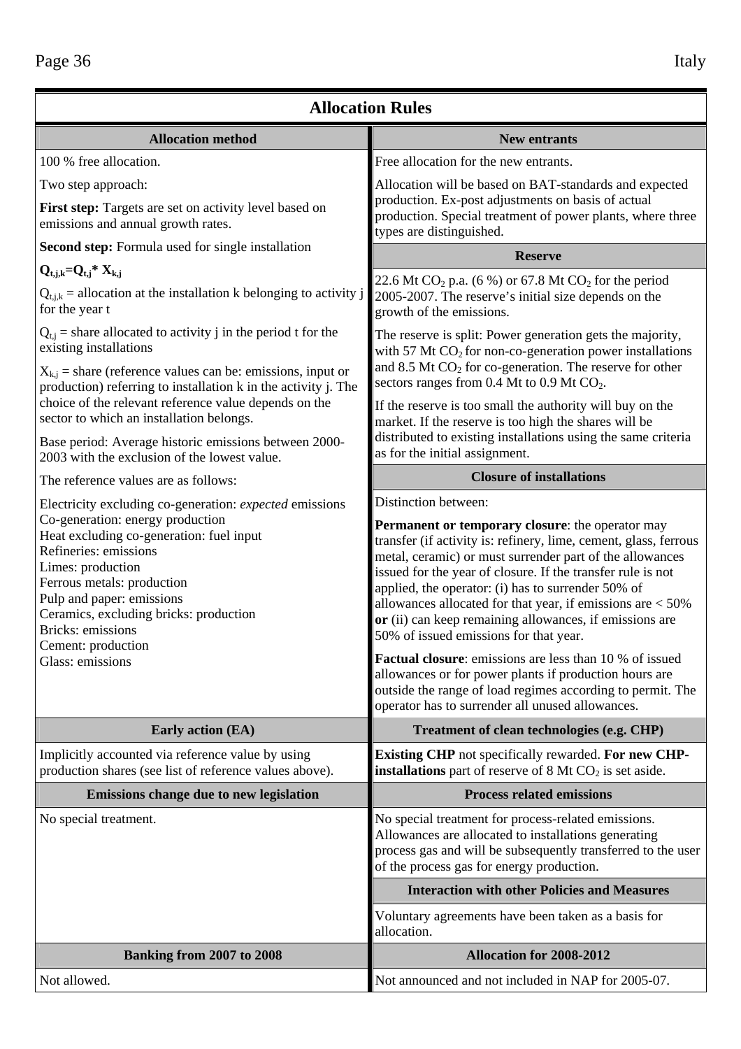## Allocation Rules

### Allocation method

100 % free allocation.

Two step approach:

**First step:** Targets are set on activity level based on emissions and annual growth rates.

**Second step:** Formula used for single installation

$$Q_{t,j,k}=Q_{t,j} * X_{k,j}$$

$Q_{t,j,k}$ = allocation at the installation k belonging to activity j for the year t

$Q_{t,j}$ = share allocated to activity j in the period t for the existing installations

$X_{k,j}$ = share (reference values can be: emissions, input or production) referring to installation k in the activity j. The choice of the relevant reference value depends on the sector to which an installation belongs.

Base period: Average historic emissions between 2000-2003 with the exclusion of the lowest value.

The reference values are as follows:

Electricity excluding co-generation: *expected* emissions
Co-generation: energy production
Heat excluding co-generation: fuel input
Refineries: emissions
Limes: production
Ferrous metals: production
Pulp and paper: emissions
Ceramics, excluding bricks: production
Bricks: emissions
Cement: production
Glass: emissions

### New entrants

Free allocation for the new entrants.

Allocation will be based on BAT-standards and expected production. Ex-post adjustments on basis of actual production. Special treatment of power plants, where three types are distinguished.

### Reserve

22.6 Mt $CO_2$ p.a. (6 %) or 67.8 Mt $CO_2$ for the period 2005-2007. The reserve's initial size depends on the growth of the emissions.

The reserve is split: Power generation gets the majority, with 57 Mt $CO_2$ for non-co-generation power installations and 8.5 Mt $CO_2$ for co-generation. The reserve for other sectors ranges from 0.4 Mt to 0.9 Mt $CO_2$.

If the reserve is too small the authority will buy on the market. If the reserve is too high the shares will be distributed to existing installations using the same criteria as for the initial assignment.

### Closure of installations

Distinction between:

**Permanent or temporary closure**: the operator may transfer (if activity is: refinery, lime, cement, glass, ferrous metal, ceramic) or must surrender part of the allowances issued for the year of closure. If the transfer rule is not applied, the operator: (i) has to surrender 50% of allowances allocated for that year, if emissions are < 50% **or** (ii) can keep remaining allowances, if emissions are 50% of issued emissions for that year.

**Factual closure**: emissions are less than 10 % of issued allowances or for power plants if production hours are outside the range of load regimes according to permit. The operator has to surrender all unused allowances.

### Early action (EA)

Implicitly accounted via reference value by using production shares (see list of reference values above).

### Treatment of clean technologies (e.g. CHP)

**Existing CHP** not specifically rewarded. **For new CHP-installations** part of reserve of 8 Mt $CO_2$ is set aside.

### Emissions change due to new legislation

No special treatment.

### Process related emissions

No special treatment for process-related emissions. Allowances are allocated to installations generating process gas and will be subsequently transferred to the user of the process gas for energy production.

### Interaction with other Policies and Measures

Voluntary agreements have been taken as a basis for allocation.

### Banking from 2007 to 2008

Not allowed.

### Allocation for 2008-2012

Not announced and not included in NAP for 2005-07.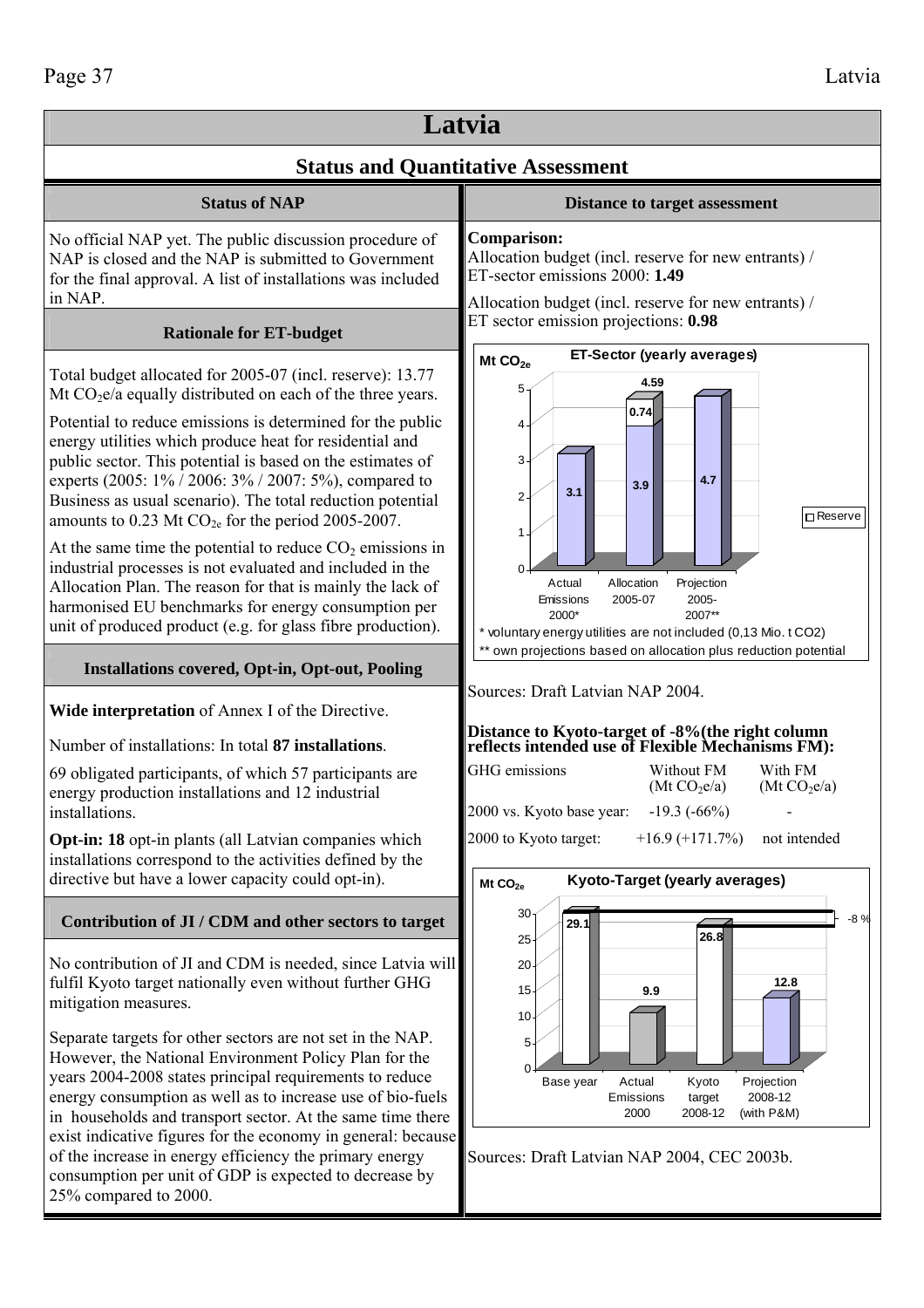# Latvia

## Status and Quantitative Assessment

### Status of NAP

No official NAP yet. The public discussion procedure of NAP is closed and the NAP is submitted to Government for the final approval. A list of installations was included in NAP.

### Rationale for ET-budget

Total budget allocated for 2005-07 (incl. reserve): 13.77 Mt $CO_2$e/a equally distributed on each of the three years.

Potential to reduce emissions is determined for the public energy utilities which produce heat for residential and public sector. This potential is based on the estimates of experts (2005: 1% / 2006: 3% / 2007: 5%), compared to Business as usual scenario). The total reduction potential amounts to 0.23 Mt $CO_{2e}$ for the period 2005-2007.

At the same time the potential to reduce $CO_2$ emissions in industrial processes is not evaluated and included in the Allocation Plan. The reason for that is mainly the lack of harmonised EU benchmarks for energy consumption per unit of produced product (e.g. for glass fibre production).

### Installations covered, Opt-in, Opt-out, Pooling

**Wide interpretation** of Annex I of the Directive.

Number of installations: In total **87 installations**.

69 obligated participants, of which 57 participants are energy production installations and 12 industrial installations.

**Opt-in: 18** opt-in plants (all Latvian companies which installations correspond to the activities defined by the directive but have a lower capacity could opt-in).

### Contribution of JI / CDM and other sectors to target

No contribution of JI and CDM is needed, since Latvia will fulfil Kyoto target nationally even without further GHG mitigation measures.

Separate targets for other sectors are not set in the NAP. However, the National Environment Policy Plan for the years 2004-2008 states principal requirements to reduce energy consumption as well as to increase use of bio-fuels in households and transport sector. At the same time there exist indicative figures for the economy in general: because of the increase in energy efficiency the primary energy consumption per unit of GDP is expected to decrease by 25% compared to 2000.

### Distance to target assessment

**Comparison:**

Allocation budget (incl. reserve for new entrants) / ET-sector emissions 2000: **1.49**

Allocation budget (incl. reserve for new entrants) / ET sector emission projections: **0.98**

**ET-Sector (yearly averages)** (Mt $CO_{2e}$)

| | Actual Emissions 2000* | Allocation 2005-07 | Projection 2005-2007** |
|---|---|---|---|
| Value | 3.1 | 3.9 | 4.7 |
| Reserve | | 0.74 | |
| Total | | 4.59 | |

\* voluntary energy utilities are not included (0,13 Mio. t CO2)

\*\* own projections based on allocation plus reduction potential

Sources: Draft Latvian NAP 2004.

**Distance to Kyoto-target of -8%(the right column reflects intended use of Flexible Mechanisms FM):**

| GHG emissions | Without FM (Mt $CO_2$e/a) | With FM (Mt $CO_2$e/a) |
|---|---|---|
| 2000 vs. Kyoto base year: | -19.3 (-66%) | - |
| 2000 to Kyoto target: | +16.9 (+171.7%) | not intended |

**Kyoto-Target (yearly averages)** (Mt $CO_{2e}$)

| Base year | Actual Emissions 2000 | Kyoto target 2008-12 | Projection 2008-12 (with P&M) |
|---|---|---|---|
| 29.1 | 9.9 | 26.8 | 12.8 |

-8 %

Sources: Draft Latvian NAP 2004, CEC 2003b.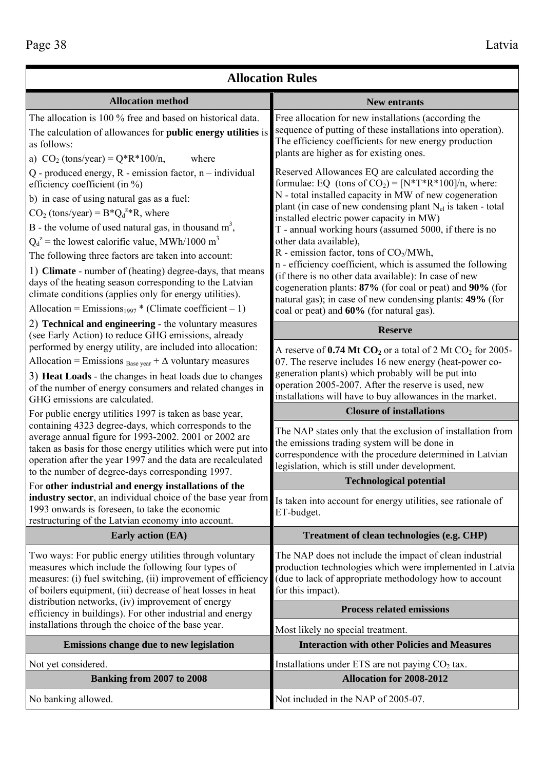## Allocation Rules

### Allocation method

The allocation is 100 % free and based on historical data.

The calculation of allowances for **public energy utilities** is as follows:

a) $CO_2$ (tons/year) = Q*R*100/n, where

Q - produced energy, R - emission factor, n – individual efficiency coefficient (in %)

b) in case of using natural gas as a fuel:

$CO_2$ (tons/year) = $B*Q_d^z*R$, where

B - the volume of used natural gas, in thousand $m^3$,

$Q_d^z$ = the lowest calorific value, MWh/1000 $m^3$

The following three factors are taken into account:

1) **Climate** - number of (heating) degree-days, that means days of the heating season corresponding to the Latvian climate conditions (applies only for energy utilities).

Allocation = $Emissions_{1997}$ * (Climate coefficient – 1)

2) **Technical and engineering** - the voluntary measures (see Early Action) to reduce GHG emissions, already performed by energy utility, are included into allocation:

Allocation = $Emissions_{\text{Base year}}$ + Δ voluntary measures

3) **Heat Loads** - the changes in heat loads due to changes of the number of energy consumers and related changes in GHG emissions are calculated.

For public energy utilities 1997 is taken as base year, containing 4323 degree-days, which corresponds to the average annual figure for 1993-2002. 2001 or 2002 are taken as basis for those energy utilities which were put into operation after the year 1997 and the data are recalculated to the number of degree-days corresponding 1997.

For **other industrial and energy installations of the industry sector**, an individual choice of the base year from 1993 onwards is foreseen, to take the economic restructuring of the Latvian economy into account.

### Early action (EA)

Two ways: For public energy utilities through voluntary measures which include the following four types of measures: (i) fuel switching, (ii) improvement of efficiency of boilers equipment, (iii) decrease of heat losses in heat distribution networks, (iv) improvement of energy efficiency in buildings). For other industrial and energy installations through the choice of the base year.

### Emissions change due to new legislation

Not yet considered.

### Banking from 2007 to 2008

No banking allowed.

### New entrants

Free allocation for new installations (according the sequence of putting of these installations into operation). The efficiency coefficients for new energy production plants are higher as for existing ones.

Reserved Allowances EQ are calculated according the formulae: EQ (tons of $CO_2$) = [N*T*R*100]/n, where:
N - total installed capacity in MW of new cogeneration plant (in case of new condensing plant $N_{el}$ is taken - total installed electric power capacity in MW)
T - annual working hours (assumed 5000, if there is no other data available),
R - emission factor, tons of $CO_2$/MWh,
n - efficiency coefficient, which is assumed the following (if there is no other data available): In case of new cogeneration plants: **87%** (for coal or peat) and **90%** (for natural gas); in case of new condensing plants: **49%** (for coal or peat) and **60%** (for natural gas).

### Reserve

A reserve of **0.74 Mt $CO_2$** or a total of 2 Mt $CO_2$ for 2005-07. The reserve includes 16 new energy (heat-power co-generation plants) which probably will be put into operation 2005-2007. After the reserve is used, new installations will have to buy allowances in the market.

### Closure of installations

The NAP states only that the exclusion of installation from the emissions trading system will be done in correspondence with the procedure determined in Latvian legislation, which is still under development.

### Technological potential

Is taken into account for energy utilities, see rationale of ET-budget.

### Treatment of clean technologies (e.g. CHP)

The NAP does not include the impact of clean industrial production technologies which were implemented in Latvia (due to lack of appropriate methodology how to account for this impact).

### Process related emissions

Most likely no special treatment.

### Interaction with other Policies and Measures

Installations under ETS are not paying $CO_2$ tax.

### Allocation for 2008-2012

Not included in the NAP of 2005-07.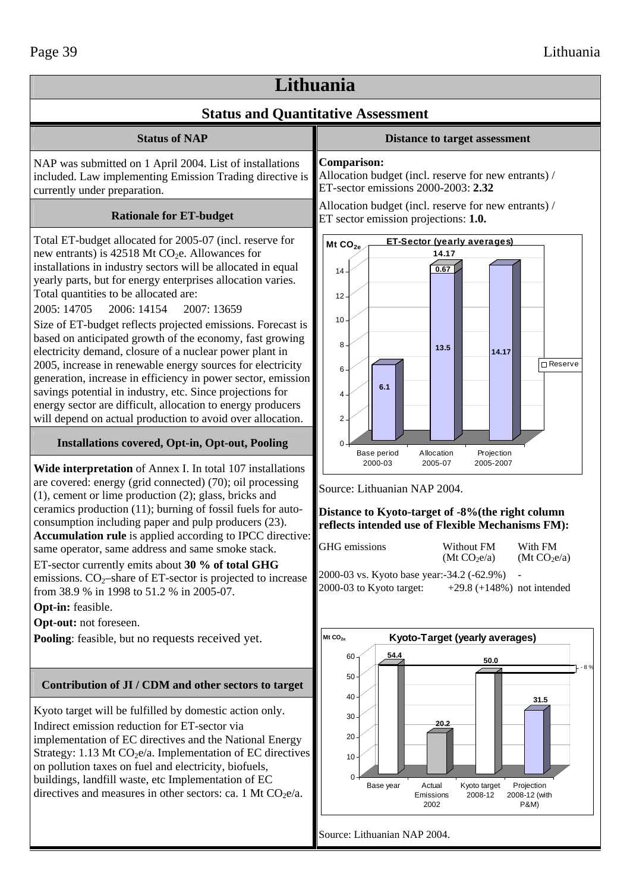# Lithuania

## Status and Quantitative Assessment

### Status of NAP

NAP was submitted on 1 April 2004. List of installations included. Law implementing Emission Trading directive is currently under preparation.

### Rationale for ET-budget

Total ET-budget allocated for 2005-07 (incl. reserve for new entrants) is 42518 Mt $CO_2$e. Allowances for installations in industry sectors will be allocated in equal yearly parts, but for energy enterprises allocation varies. Total quantities to be allocated are:

2005: 14705    2006: 14154    2007: 13659

Size of ET-budget reflects projected emissions. Forecast is based on anticipated growth of the economy, fast growing electricity demand, closure of a nuclear power plant in 2005, increase in renewable energy sources for electricity generation, increase in efficiency in power sector, emission savings potential in industry, etc. Since projections for energy sector are difficult, allocation to energy producers will depend on actual production to avoid over allocation.

### Installations covered, Opt-in, Opt-out, Pooling

**Wide interpretation** of Annex I. In total 107 installations are covered: energy (grid connected) (70); oil processing (1), cement or lime production (2); glass, bricks and ceramics production (11); burning of fossil fuels for auto-consumption including paper and pulp producers (23). **Accumulation rule** is applied according to IPCC directive: same operator, same address and same smoke stack.

ET-sector currently emits about **30 % of total GHG** emissions. $CO_2$–share of ET-sector is projected to increase from 38.9 % in 1998 to 51.2 % in 2005-07.

**Opt-in:** feasible.

**Opt-out:** not foreseen.

**Pooling**: feasible, but no requests received yet.

### Contribution of JI / CDM and other sectors to target

Kyoto target will be fulfilled by domestic action only. Indirect emission reduction for ET-sector via implementation of EC directives and the National Energy Strategy: 1.13 Mt $CO_2$e/a. Implementation of EC directives on pollution taxes on fuel and electricity, biofuels, buildings, landfill waste, etc Implementation of EC directives and measures in other sectors: ca. 1 Mt $CO_2$e/a.

### Distance to target assessment

**Comparison:**

Allocation budget (incl. reserve for new entrants) / ET-sector emissions 2000-2003: **2.32**

Allocation budget (incl. reserve for new entrants) / ET sector emission projections: **1.0.**

**ET-Sector (yearly averages)** (Mt $CO_{2e}$)

| | Base period 2000-03 | Allocation 2005-07 | Projection 2005-2007 |
|---|---|---|---|
| Emissions / allocation | 6.1 | 13.5 | 14.17 |
| Reserve | | 0.67 | |
| Total | 6.1 | 14.17 | 14.17 |

Source: Lithuanian NAP 2004.

**Distance to Kyoto-target of -8%(the right column reflects intended use of Flexible Mechanisms FM):**

| GHG emissions | Without FM (Mt $CO_2$e/a) | With FM (Mt $CO_2$e/a) |
|---|---|---|
| 2000-03 vs. Kyoto base year: | -34.2 (-62.9%) | - |
| 2000-03 to Kyoto target: | +29.8 (+148%) | not intended |

**Kyoto-Target (yearly averages)** (Mt $CO_{2e}$)

| Base year | Actual Emissions 2002 | Kyoto target 2008-12 | Projection 2008-12 (with P&M) |
|---|---|---|---|
| 54.4 | 20.2 | 50.0 | 31.5 |

(Kyoto target line: - 8 %)

Source: Lithuanian NAP 2004.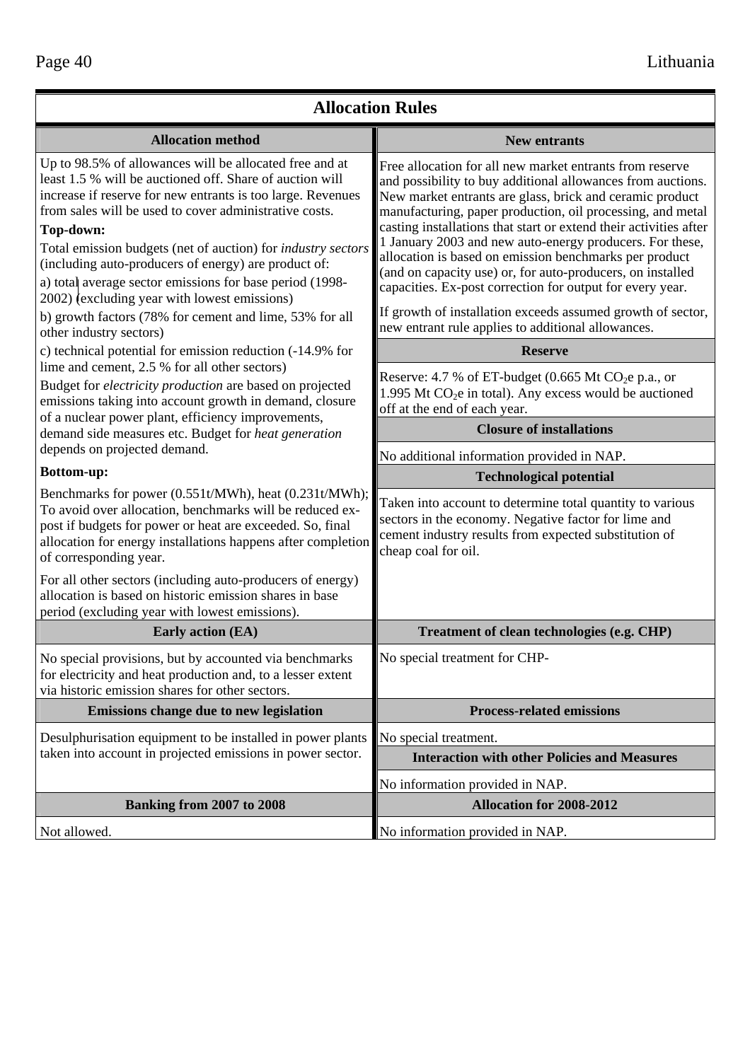## Allocation Rules

### Allocation method

Up to 98.5% of allowances will be allocated free and at least 1.5 % will be auctioned off. Share of auction will increase if reserve for new entrants is too large. Revenues from sales will be used to cover administrative costs.

**Top-down:**

Total emission budgets (net of auction) for *industry sectors* (including auto-producers of energy) are product of:

a) total average sector emissions for base period (1998-2002) (excluding year with lowest emissions)

b) growth factors (78% for cement and lime, 53% for all other industry sectors)

c) technical potential for emission reduction (-14.9% for lime and cement, 2.5 % for all other sectors)

Budget for *electricity production* are based on projected emissions taking into account growth in demand, closure of a nuclear power plant, efficiency improvements, demand side measures etc. Budget for *heat generation* depends on projected demand.

**Bottom-up:**

Benchmarks for power (0.551t/MWh), heat (0.231t/MWh); To avoid over allocation, benchmarks will be reduced ex-post if budgets for power or heat are exceeded. So, final allocation for energy installations happens after completion of corresponding year.

For all other sectors (including auto-producers of energy) allocation is based on historic emission shares in base period (excluding year with lowest emissions).

### New entrants

Free allocation for all new market entrants from reserve and possibility to buy additional allowances from auctions. New market entrants are glass, brick and ceramic product manufacturing, paper production, oil processing, and metal casting installations that start or extend their activities after 1 January 2003 and new auto-energy producers. For these, allocation is based on emission benchmarks per product (and on capacity use) or, for auto-producers, on installed capacities. Ex-post correction for output for every year.

If growth of installation exceeds assumed growth of sector, new entrant rule applies to additional allowances.

### Reserve

Reserve: 4.7 % of ET-budget (0.665 Mt $CO_2$e p.a., or 1.995 Mt $CO_2$e in total). Any excess would be auctioned off at the end of each year.

### Closure of installations

No additional information provided in NAP.

### Technological potential

Taken into account to determine total quantity to various sectors in the economy. Negative factor for lime and cement industry results from expected substitution of cheap coal for oil.

### Early action (EA)

No special provisions, but by accounted via benchmarks for electricity and heat production and, to a lesser extent via historic emission shares for other sectors.

### Treatment of clean technologies (e.g. CHP)

No special treatment for CHP-

### Emissions change due to new legislation

Desulphurisation equipment to be installed in power plants taken into account in projected emissions in power sector.

### Process-related emissions

No special treatment.

### Interaction with other Policies and Measures

No information provided in NAP.

### Banking from 2007 to 2008

Not allowed.

### Allocation for 2008-2012

No information provided in NAP.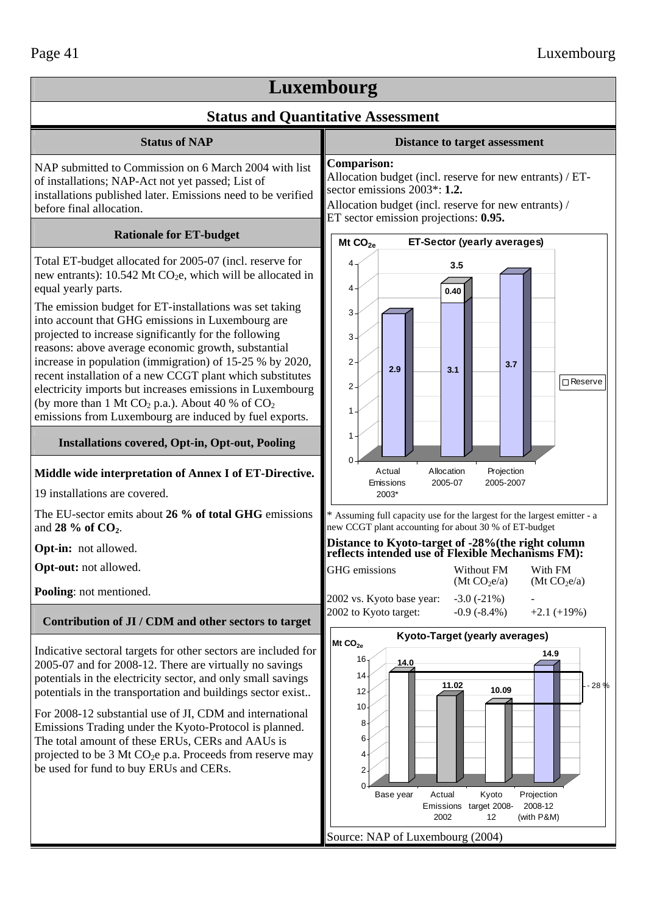# Luxembourg

## Status and Quantitative Assessment

### Status of NAP

NAP submitted to Commission on 6 March 2004 with list of installations; NAP-Act not yet passed; List of installations published later. Emissions need to be verified before final allocation.

### Rationale for ET-budget

Total ET-budget allocated for 2005-07 (incl. reserve for new entrants): 10.542 Mt $CO_2$e, which will be allocated in equal yearly parts.

The emission budget for ET-installations was set taking into account that GHG emissions in Luxembourg are projected to increase significantly for the following reasons: above average economic growth, substantial increase in population (immigration) of 15-25 % by 2020, recent installation of a new CCGT plant which substitutes electricity imports but increases emissions in Luxembourg (by more than 1 Mt $CO_2$ p.a.). About 40 % of $CO_2$ emissions from Luxembourg are induced by fuel exports.

### Installations covered, Opt-in, Opt-out, Pooling

**Middle wide interpretation of Annex I of ET-Directive.**

19 installations are covered.

The EU-sector emits about **26 % of total GHG** emissions and **28 % of $CO_2$**.

**Opt-in:** not allowed.

**Opt-out:** not allowed.

**Pooling**: not mentioned.

### Contribution of JI / CDM and other sectors to target

Indicative sectoral targets for other sectors are included for 2005-07 and for 2008-12. There are virtually no savings potentials in the electricity sector, and only small savings potentials in the transportation and buildings sector exist..

For 2008-12 substantial use of JI, CDM and international Emissions Trading under the Kyoto-Protocol is planned. The total amount of these ERUs, CERs and AAUs is projected to be 3 Mt $CO_2$e p.a. Proceeds from reserve may be used for fund to buy ERUs and CERs.

### Distance to target assessment

**Comparison:**
Allocation budget (incl. reserve for new entrants) / ET-sector emissions 2003*: **1.2.**
Allocation budget (incl. reserve for new entrants) / ET sector emission projections: **0.95.**

**ET-Sector (yearly averages)** (Mt $CO_{2e}$)

| | Actual Emissions 2003* | Allocation 2005-07 | Projection 2005-2007 |
|---|---|---|---|
| Value | 2.9 | 3.1 | 3.7 |
| Reserve | | 0.40 | |
| Total | | 3.5 | |

\* Assuming full capacity use for the largest for the largest emitter - a new CCGT plant accounting for about 30 % of ET-budget

**Distance to Kyoto-target of -28%(the right column reflects intended use of Flexible Mechanisms FM):**

| GHG emissions | Without FM (Mt $CO_2$e/a) | With FM (Mt $CO_2$e/a) |
|---|---|---|
| 2002 vs. Kyoto base year: | -3.0 (-21%) | - |
| 2002 to Kyoto target: | -0.9 (-8.4%) | +2.1 (+19%) |

**Kyoto-Target (yearly averages)** (Mt $CO_{2e}$)

| Base year | Actual Emissions 2002 | Kyoto target 2008-12 | Projection 2008-12 (with P&M) |
|---|---|---|---|
| 14.0 | 11.02 | 10.09 | 14.9 |

- 28 %

Source: NAP of Luxembourg (2004)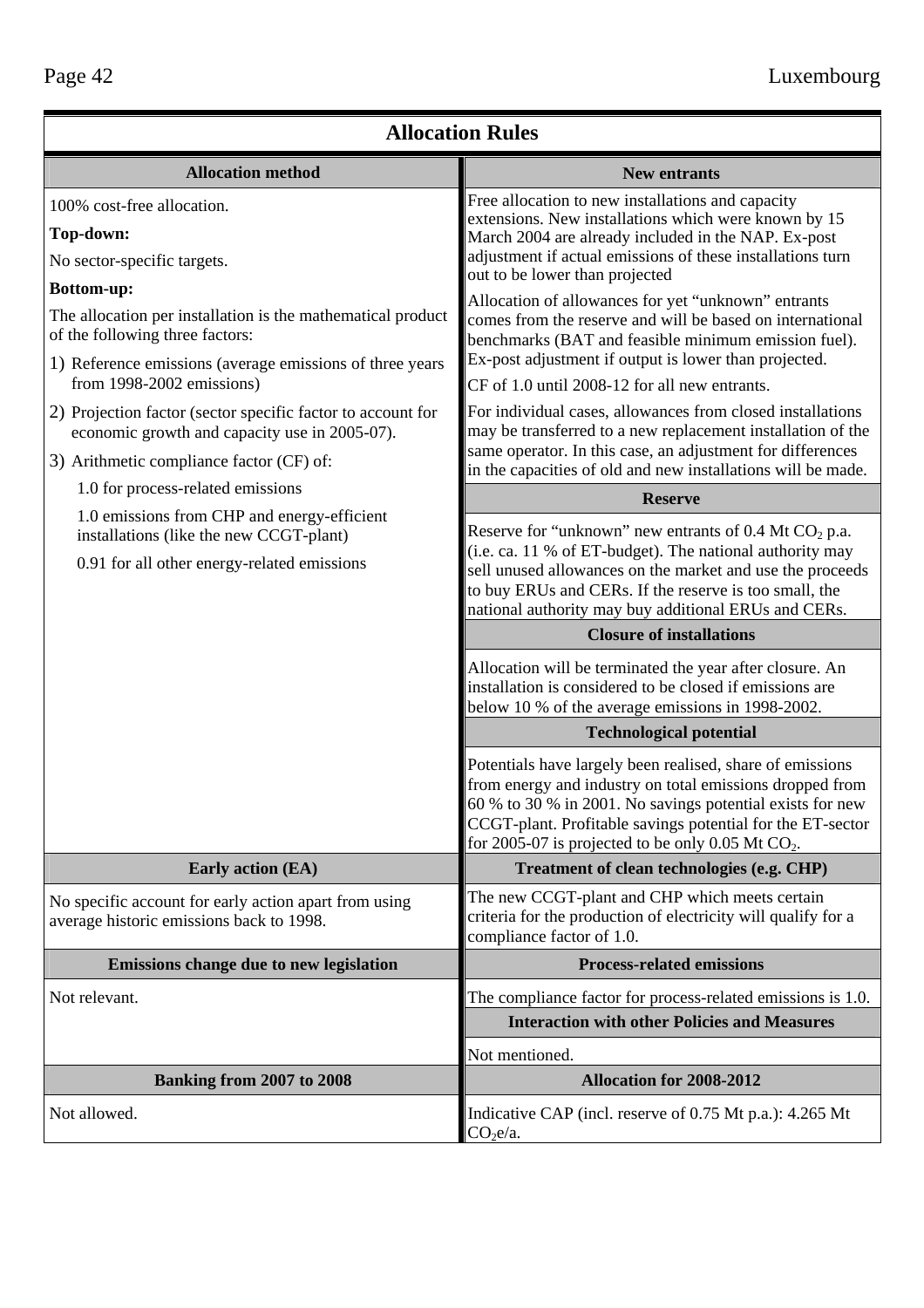# Allocation Rules

### Allocation method

100% cost-free allocation.

**Top-down:**

No sector-specific targets.

**Bottom-up:**

The allocation per installation is the mathematical product of the following three factors:

1) Reference emissions (average emissions of three years from 1998-2002 emissions)
2) Projection factor (sector specific factor to account for economic growth and capacity use in 2005-07).
3) Arithmetic compliance factor (CF) of:

   1.0 for process-related emissions

   1.0 emissions from CHP and energy-efficient installations (like the new CCGT-plant)

   0.91 for all other energy-related emissions

### New entrants

Free allocation to new installations and capacity extensions. New installations which were known by 15 March 2004 are already included in the NAP. Ex-post adjustment if actual emissions of these installations turn out to be lower than projected

Allocation of allowances for yet "unknown" entrants comes from the reserve and will be based on international benchmarks (BAT and feasible minimum emission fuel). Ex-post adjustment if output is lower than projected.

CF of 1.0 until 2008-12 for all new entrants.

For individual cases, allowances from closed installations may be transferred to a new replacement installation of the same operator. In this case, an adjustment for differences in the capacities of old and new installations will be made.

### Reserve

Reserve for "unknown" new entrants of 0.4 Mt $CO_2$ p.a. (i.e. ca. 11 % of ET-budget). The national authority may sell unused allowances on the market and use the proceeds to buy ERUs and CERs. If the reserve is too small, the national authority may buy additional ERUs and CERs.

### Closure of installations

Allocation will be terminated the year after closure. An installation is considered to be closed if emissions are below 10 % of the average emissions in 1998-2002.

### Technological potential

Potentials have largely been realised, share of emissions from energy and industry on total emissions dropped from 60 % to 30 % in 2001. No savings potential exists for new CCGT-plant. Profitable savings potential for the ET-sector for 2005-07 is projected to be only 0.05 Mt $CO_2$.

### Early action (EA)

No specific account for early action apart from using average historic emissions back to 1998.

### Treatment of clean technologies (e.g. CHP)

The new CCGT-plant and CHP which meets certain criteria for the production of electricity will qualify for a compliance factor of 1.0.

### Emissions change due to new legislation

Not relevant.

### Process-related emissions

The compliance factor for process-related emissions is 1.0.

### Interaction with other Policies and Measures

Not mentioned.

### Banking from 2007 to 2008

Not allowed.

### Allocation for 2008-2012

Indicative CAP (incl. reserve of 0.75 Mt p.a.): 4.265 Mt $CO_2$e/a.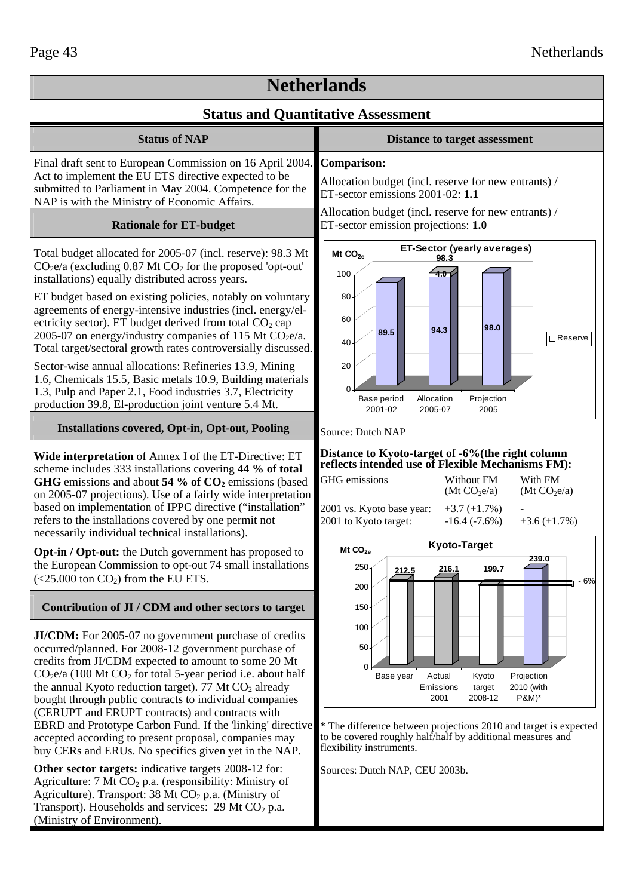# Netherlands

## Status and Quantitative Assessment

### Status of NAP

Final draft sent to European Commission on 16 April 2004. Act to implement the EU ETS directive expected to be submitted to Parliament in May 2004. Competence for the NAP is with the Ministry of Economic Affairs.

### Rationale for ET-budget

Total budget allocated for 2005-07 (incl. reserve): 98.3 Mt $CO_2e$/a (excluding 0.87 Mt $CO_2$ for the proposed 'opt-out' installations) equally distributed across years.

ET budget based on existing policies, notably on voluntary agreements of energy-intensive industries (incl. energy/electricity sector). ET budget derived from total $CO_2$ cap 2005-07 on energy/industry companies of 115 Mt $CO_2e$/a. Total target/sectoral growth rates controversially discussed.

Sector-wise annual allocations: Refineries 13.9, Mining 1.6, Chemicals 15.5, Basic metals 10.9, Building materials 1.3, Pulp and Paper 2.1, Food industries 3.7, Electricity production 39.8, El-production joint venture 5.4 Mt.

### Installations covered, Opt-in, Opt-out, Pooling

**Wide interpretation** of Annex I of the ET-Directive: ET scheme includes 333 installations covering **44 % of total GHG** emissions and about **54 % of $CO_2$** emissions (based on 2005-07 projections). Use of a fairly wide interpretation based on implementation of IPPC directive ("installation" refers to the installations covered by one permit not necessarily individual technical installations).

**Opt-in / Opt-out:** the Dutch government has proposed to the European Commission to opt-out 74 small installations (<25.000 ton $CO_2$) from the EU ETS.

### Contribution of JI / CDM and other sectors to target

**JI/CDM:** For 2005-07 no government purchase of credits occurred/planned. For 2008-12 government purchase of credits from JI/CDM expected to amount to some 20 Mt $CO_2e$/a (100 Mt $CO_2$ for total 5-year period i.e. about half the annual Kyoto reduction target). 77 Mt $CO_2$ already bought through public contracts to individual companies (CERUPT and ERUPT contracts) and contracts with EBRD and Prototype Carbon Fund. If the 'linking' directive accepted according to present proposal, companies may buy CERs and ERUs. No specifics given yet in the NAP.

**Other sector targets:** indicative targets 2008-12 for: Agriculture: 7 Mt $CO_2$ p.a. (responsibility: Ministry of Agriculture). Transport: 38 Mt $CO_2$ p.a. (Ministry of Transport). Households and services: 29 Mt $CO_2$ p.a. (Ministry of Environment).

### Distance to target assessment

**Comparison:**

Allocation budget (incl. reserve for new entrants) / ET-sector emissions 2001-02: **1.1**

Allocation budget (incl. reserve for new entrants) / ET-sector emission projections: **1.0**

**ET-Sector (yearly averages)** (Mt $CO_{2e}$)

| | Base period 2001-02 | Allocation 2005-07 | Projection 2005 |
|---|---|---|---|
| Value | 89.5 | 94.3 | 98.0 |
| Reserve | | 4.0 | |
| Total | | 98.3 | |

Source: Dutch NAP

**Distance to Kyoto-target of -6%(the right column reflects intended use of Flexible Mechanisms FM):**

| GHG emissions | Without FM ($Mt CO_2e/a$) | With FM ($Mt CO_2e/a$) |
|---|---|---|
| 2001 vs. Kyoto base year: | +3.7 (+1.7%) | - |
| 2001 to Kyoto target: | -16.4 (-7.6%) | +3.6 (+1.7%) |

**Kyoto-Target** (Mt $CO_{2e}$)

| Base year | Actual Emissions 2001 | Kyoto target 2008-12 | Projection 2010 (with P&M)* |
|---|---|---|---|
| 212.5 | 216.1 | 199.7 | 239.0 |

- 6%

\* The difference between projections 2010 and target is expected to be covered roughly half/half by additional measures and flexibility instruments.

Sources: Dutch NAP, CEU 2003b.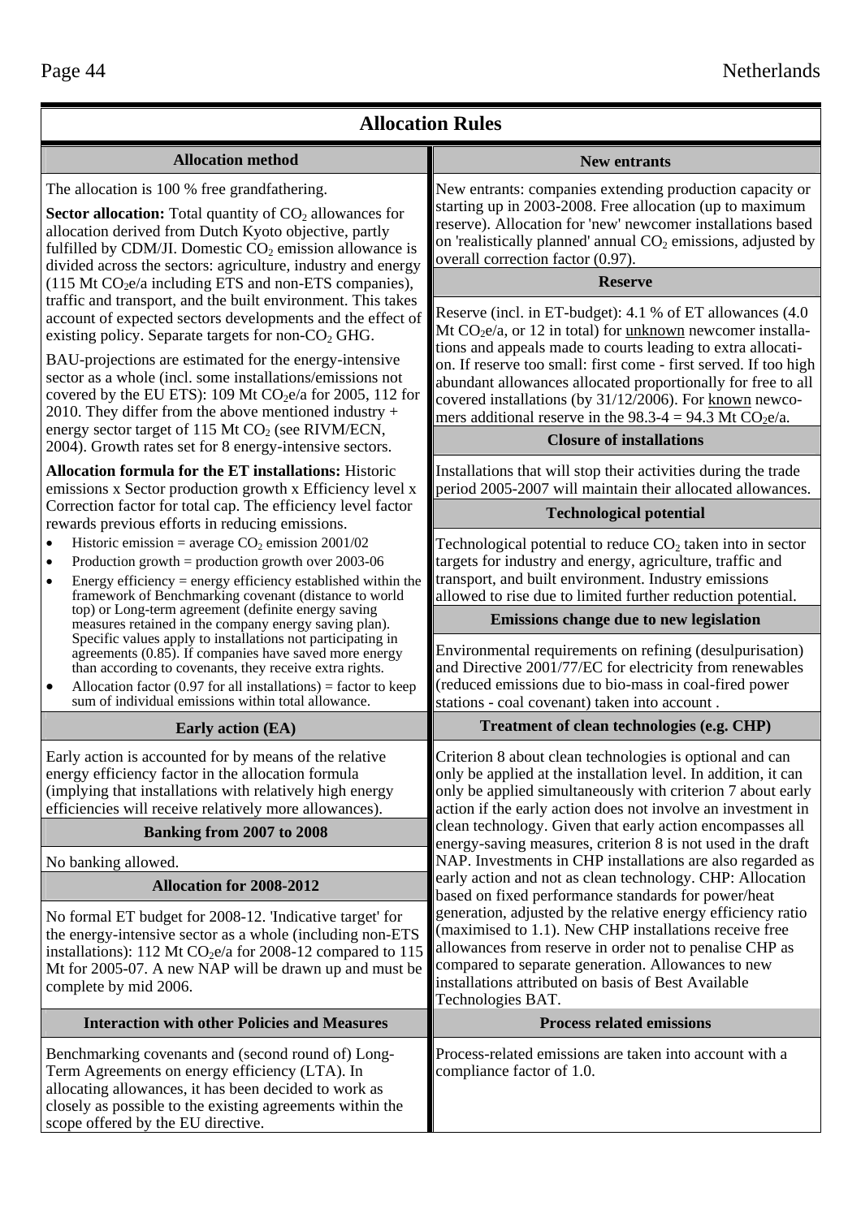# Allocation Rules

## Allocation method

The allocation is 100 % free grandfathering.

**Sector allocation:** Total quantity of $CO_2$ allowances for allocation derived from Dutch Kyoto objective, partly fulfilled by CDM/JI. Domestic $CO_2$ emission allowance is divided across the sectors: agriculture, industry and energy (115 Mt $CO_2$e/a including ETS and non-ETS companies), traffic and transport, and the built environment. This takes account of expected sectors developments and the effect of existing policy. Separate targets for non-$CO_2$ GHG.

BAU-projections are estimated for the energy-intensive sector as a whole (incl. some installations/emissions not covered by the EU ETS): 109 Mt $CO_2$e/a for 2005, 112 for 2010. They differ from the above mentioned industry + energy sector target of 115 Mt $CO_2$ (see RIVM/ECN, 2004). Growth rates set for 8 energy-intensive sectors.

**Allocation formula for the ET installations:** Historic emissions x Sector production growth x Efficiency level x Correction factor for total cap. The efficiency level factor rewards previous efforts in reducing emissions.

- Historic emission = average $CO_2$ emission 2001/02
- Production growth = production growth over 2003-06
- Energy efficiency = energy efficiency established within the framework of Benchmarking covenant (distance to world top) or Long-term agreement (definite energy saving measures retained in the company energy saving plan). Specific values apply to installations not participating in agreements (0.85). If companies have saved more energy than according to covenants, they receive extra rights.
- Allocation factor (0.97 for all installations) = factor to keep sum of individual emissions within total allowance.

## Early action (EA)

Early action is accounted for by means of the relative energy efficiency factor in the allocation formula (implying that installations with relatively high energy efficiencies will receive relatively more allowances).

## Banking from 2007 to 2008

No banking allowed.

## Allocation for 2008-2012

No formal ET budget for 2008-12. 'Indicative target' for the energy-intensive sector as a whole (including non-ETS installations): 112 Mt $CO_2$e/a for 2008-12 compared to 115 Mt for 2005-07. A new NAP will be drawn up and must be complete by mid 2006.

## Interaction with other Policies and Measures

Benchmarking covenants and (second round of) Long-Term Agreements on energy efficiency (LTA). In allocating allowances, it has been decided to work as closely as possible to the existing agreements within the scope offered by the EU directive.

## New entrants

New entrants: companies extending production capacity or starting up in 2003-2008. Free allocation (up to maximum reserve). Allocation for 'new' newcomer installations based on 'realistically planned' annual $CO_2$ emissions, adjusted by overall correction factor (0.97).

## Reserve

Reserve (incl. in ET-budget): 4.1 % of ET allowances (4.0 Mt $CO_2$e/a, or 12 in total) for unknown newcomer installations and appeals made to courts leading to extra allocation. If reserve too small: first come - first served. If too high abundant allowances allocated proportionally for free to all covered installations (by 31/12/2006). For known newcomers additional reserve in the 98.3-4 = 94.3 Mt $CO_2$e/a.

## Closure of installations

Installations that will stop their activities during the trade period 2005-2007 will maintain their allocated allowances.

## Technological potential

Technological potential to reduce $CO_2$ taken into in sector targets for industry and energy, agriculture, traffic and transport, and built environment. Industry emissions allowed to rise due to limited further reduction potential.

## Emissions change due to new legislation

Environmental requirements on refining (desulpurisation) and Directive 2001/77/EC for electricity from renewables (reduced emissions due to bio-mass in coal-fired power stations - coal covenant) taken into account .

## Treatment of clean technologies (e.g. CHP)

Criterion 8 about clean technologies is optional and can only be applied at the installation level. In addition, it can only be applied simultaneously with criterion 7 about early action if the early action does not involve an investment in clean technology. Given that early action encompasses all energy-saving measures, criterion 8 is not used in the draft NAP. Investments in CHP installations are also regarded as early action and not as clean technology. CHP: Allocation based on fixed performance standards for power/heat generation, adjusted by the relative energy efficiency ratio (maximised to 1.1). New CHP installations receive free allowances from reserve in order not to penalise CHP as compared to separate generation. Allowances to new installations attributed on basis of Best Available Technologies BAT.

## Process related emissions

Process-related emissions are taken into account with a compliance factor of 1.0.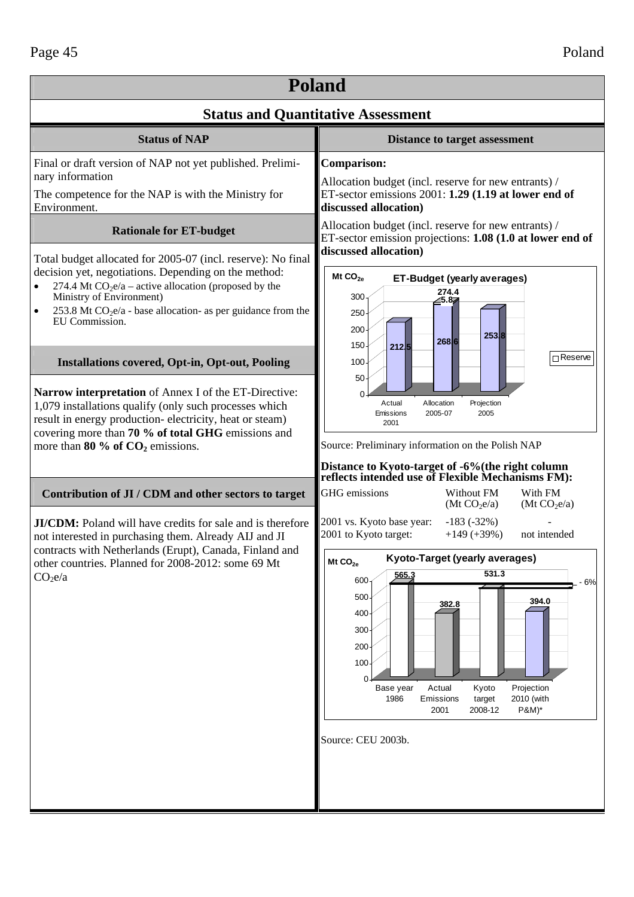# Poland

## Status and Quantitative Assessment

### Status of NAP

Final or draft version of NAP not yet published. Preliminary information

The competence for the NAP is with the Ministry for Environment.

### Rationale for ET-budget

Total budget allocated for 2005-07 (incl. reserve): No final decision yet, negotiations. Depending on the method:

- 274.4 Mt $CO_2$e/a – active allocation (proposed by the Ministry of Environment)
- 253.8 Mt $CO_2$e/a - base allocation- as per guidance from the EU Commission.

### Installations covered, Opt-in, Opt-out, Pooling

**Narrow interpretation** of Annex I of the ET-Directive: 1,079 installations qualify (only such processes which result in energy production- electricity, heat or steam) covering more than **70 % of total GHG** emissions and more than **80 % of $CO_2$** emissions.

### Contribution of JI / CDM and other sectors to target

**JI/CDM:** Poland will have credits for sale and is therefore not interested in purchasing them. Already AIJ and JI contracts with Netherlands (Erupt), Canada, Finland and other countries. Planned for 2008-2012: some 69 Mt $CO_2$e/a

### Distance to target assessment

**Comparison:**

Allocation budget (incl. reserve for new entrants) / ET-sector emissions 2001: **1.29 (1.19 at lower end of discussed allocation)**

Allocation budget (incl. reserve for new entrants) / ET-sector emission projections: **1.08 (1.0 at lower end of discussed allocation)**

**ET-Budget (yearly averages)** (Mt $CO_{2e}$)

| | Actual Emissions 2001 | Allocation 2005-07 | Projection 2005 |
|---|---|---|---|
| Value | 212.5 | 268.6 | 253.8 |
| Reserve | | 5.8 | |
| Total | | 274.4 | |

Source: Preliminary information on the Polish NAP

**Distance to Kyoto-target of -6%(the right column reflects intended use of Flexible Mechanisms FM):**

| GHG emissions | Without FM (Mt $CO_2$e/a) | With FM (Mt $CO_2$e/a) |
|---|---|---|
| 2001 vs. Kyoto base year: | -183 (-32%) | - |
| 2001 to Kyoto target: | +149 (+39%) | not intended |

**Kyoto-Target (yearly averages)** (Mt $CO_{2e}$)

| Base year 1986 | Actual Emissions 2001 | Kyoto target 2008-12 | Projection 2010 (with P&M)* |
|---|---|---|---|
| 565.3 | 382.8 | 531.3 | 394.0 |

(Target line: - 6%)

Source: CEU 2003b.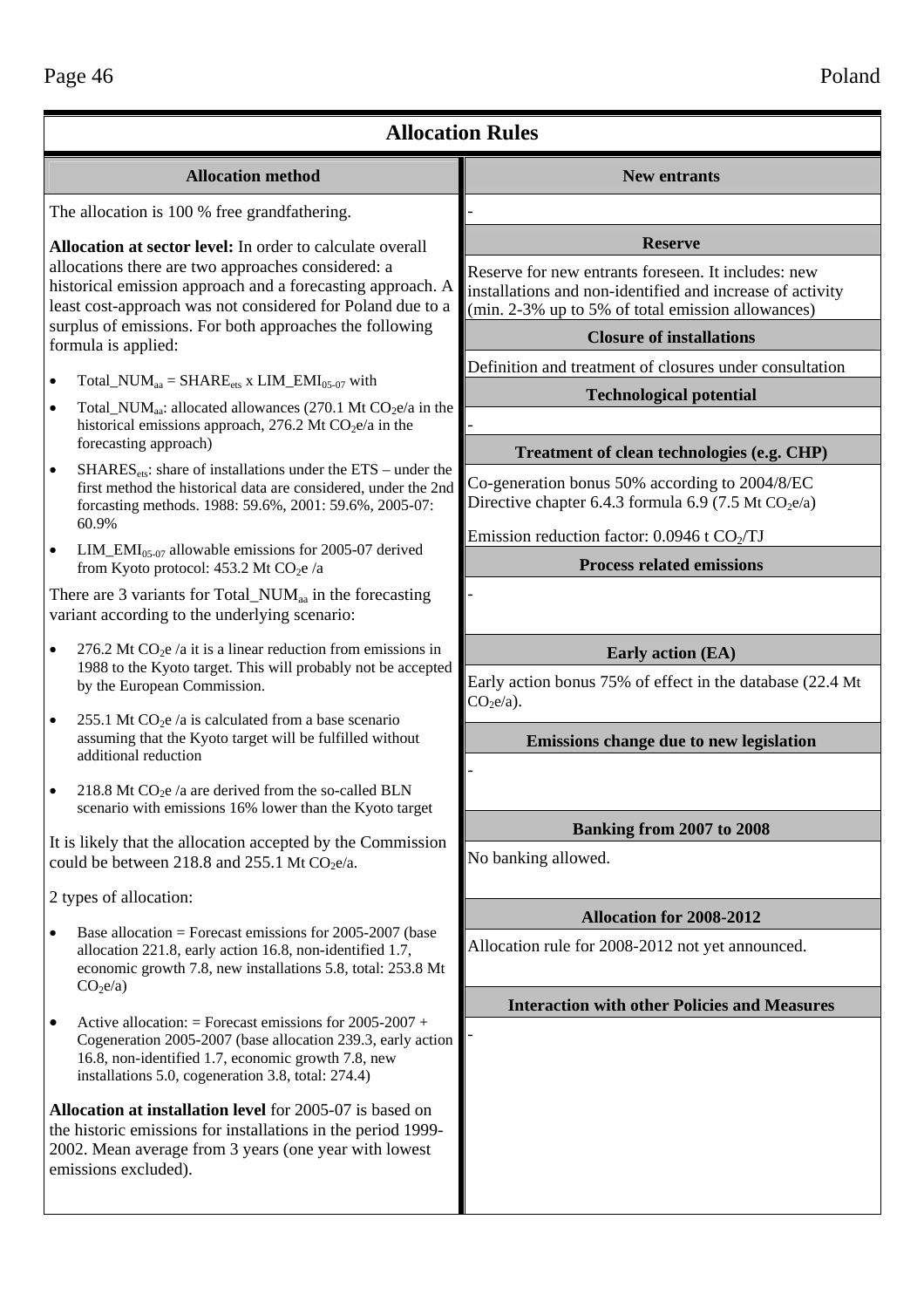## Allocation Rules

### Allocation method

The allocation is 100 % free grandfathering.

**Allocation at sector level:** In order to calculate overall allocations there are two approaches considered: a historical emission approach and a forecasting approach. A least cost-approach was not considered for Poland due to a surplus of emissions. For both approaches the following formula is applied:

- $Total\_NUM_{aa} = SHARE_{ets} \times LIM\_EMI_{05\text{-}07}$ with
- $Total\_NUM_{aa}$: allocated allowances (270.1 Mt $CO_2e$/a in the historical emissions approach, 276.2 Mt $CO_2e$/a in the forecasting approach)
- $SHARES_{ets}$: share of installations under the ETS – under the first method the historical data are considered, under the 2nd forcasting methods. 1988: 59.6%, 2001: 59.6%, 2005-07: 60.9%
- $LIM\_EMI_{05\text{-}07}$ allowable emissions for 2005-07 derived from Kyoto protocol: 453.2 Mt $CO_2e$ /a

There are 3 variants for $Total\_NUM_{aa}$ in the forecasting variant according to the underlying scenario:

- 276.2 Mt $CO_2e$ /a it is a linear reduction from emissions in 1988 to the Kyoto target. This will probably not be accepted by the European Commission.
- 255.1 Mt $CO_2e$ /a is calculated from a base scenario assuming that the Kyoto target will be fulfilled without additional reduction
- 218.8 Mt $CO_2e$ /a are derived from the so-called BLN scenario with emissions 16% lower than the Kyoto target

It is likely that the allocation accepted by the Commission could be between 218.8 and 255.1 Mt $CO_2e$/a.

2 types of allocation:

- Base allocation = Forecast emissions for 2005-2007 (base allocation 221.8, early action 16.8, non-identified 1.7, economic growth 7.8, new installations 5.8, total: 253.8 Mt $CO_2e$/a)
- Active allocation: = Forecast emissions for 2005-2007 + Cogeneration 2005-2007 (base allocation 239.3, early action 16.8, non-identified 1.7, economic growth 7.8, new installations 5.0, cogeneration 3.8, total: 274.4)

**Allocation at installation level** for 2005-07 is based on the historic emissions for installations in the period 1999-2002. Mean average from 3 years (one year with lowest emissions excluded).

### New entrants

-

### Reserve

Reserve for new entrants foreseen. It includes: new installations and non-identified and increase of activity (min. 2-3% up to 5% of total emission allowances)

### Closure of installations

Definition and treatment of closures under consultation

### Technological potential

-

### Treatment of clean technologies (e.g. CHP)

Co-generation bonus 50% according to 2004/8/EC Directive chapter 6.4.3 formula 6.9 (7.5 Mt $CO_2e$/a)

Emission reduction factor: 0.0946 t $CO_2$/TJ

### Process related emissions

-

### Early action (EA)

Early action bonus 75% of effect in the database (22.4 Mt $CO_2e$/a).

### Emissions change due to new legislation

-

### Banking from 2007 to 2008

No banking allowed.

### Allocation for 2008-2012

Allocation rule for 2008-2012 not yet announced.

### Interaction with other Policies and Measures

-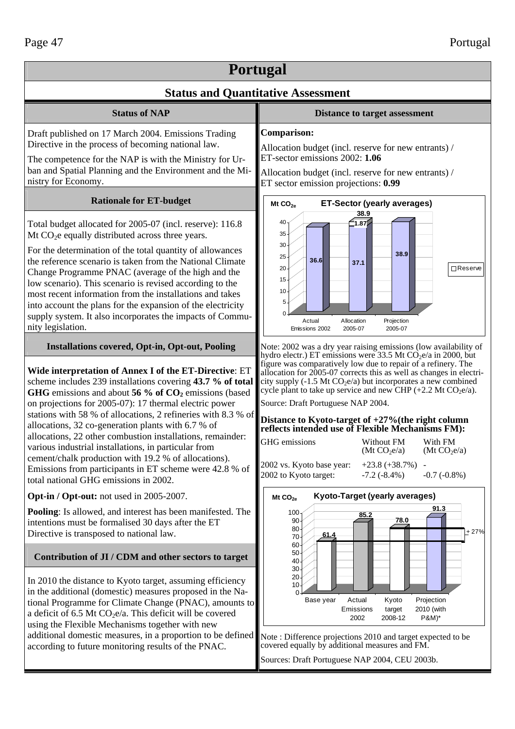# Portugal

## Status and Quantitative Assessment

### Status of NAP

Draft published on 17 March 2004. Emissions Trading Directive in the process of becoming national law.

The competence for the NAP is with the Ministry for Urban and Spatial Planning and the Environment and the Ministry for Economy.

### Rationale for ET-budget

Total budget allocated for 2005-07 (incl. reserve): 116.8 Mt $CO_2e$ equally distributed across three years.

For the determination of the total quantity of allowances the reference scenario is taken from the National Climate Change Programme PNAC (average of the high and the low scenario). This scenario is revised according to the most recent information from the installations and takes into account the plans for the expansion of the electricity supply system. It also incorporates the impacts of Community legislation.

### Installations covered, Opt-in, Opt-out, Pooling

**Wide interpretation of Annex I of the ET-Directive**: ET scheme includes 239 installations covering **43.7 % of total GHG** emissions and about **56 % of $CO_2$** emissions (based on projections for 2005-07): 17 thermal electric power stations with 58 % of allocations, 2 refineries with 8.3 % of allocations, 32 co-generation plants with 6.7 % of allocations, 22 other combustion installations, remainder: various industrial installations, in particular from cement/chalk production with 19.2 % of allocations). Emissions from participants in ET scheme were 42.8 % of total national GHG emissions in 2002.

**Opt-in / Opt-out:** not used in 2005-2007.

**Pooling**: Is allowed, and interest has been manifested. The intentions must be formalised 30 days after the ET Directive is transposed to national law.

### Contribution of JI / CDM and other sectors to target

In 2010 the distance to Kyoto target, assuming efficiency in the additional (domestic) measures proposed in the National Programme for Climate Change (PNAC), amounts to a deficit of 6.5 Mt $CO_2e/a$. This deficit will be covered using the Flexible Mechanisms together with new additional domestic measures, in a proportion to be defined according to future monitoring results of the PNAC.

### Distance to target assessment

**Comparison:**

Allocation budget (incl. reserve for new entrants) / ET-sector emissions 2002: **1.06**

Allocation budget (incl. reserve for new entrants) / ET sector emission projections: **0.99**

Note: 2002 was a dry year raising emissions (low availability of hydro electr.) ET emissions were 33.5 Mt $CO_2e/a$ in 2000, but figure was comparatively low due to repair of a refinery. The allocation for 2005-07 corrects this as well as changes in electricity supply (-1.5 Mt $CO_2e/a$) but incorporates a new combined cycle plant to take up service and new CHP (+2.2 Mt $CO_2e/a$).

Source: Draft Portuguese NAP 2004.

**Distance to Kyoto-target of +27%(the right column reflects intended use of Flexible Mechanisms FM):**

| GHG emissions | Without FM (Mt $CO_2e/a$) | With FM (Mt $CO_2e/a$) |
|---|---|---|
| 2002 vs. Kyoto base year: | +23.8 (+38.7%) | - |
| 2002 to Kyoto target: | -7.2 (-8.4%) | -0.7 (-0.8%) |

Note : Difference projections 2010 and target expected to be covered equally by additional measures and FM.

Sources: Draft Portuguese NAP 2004, CEU 2003b.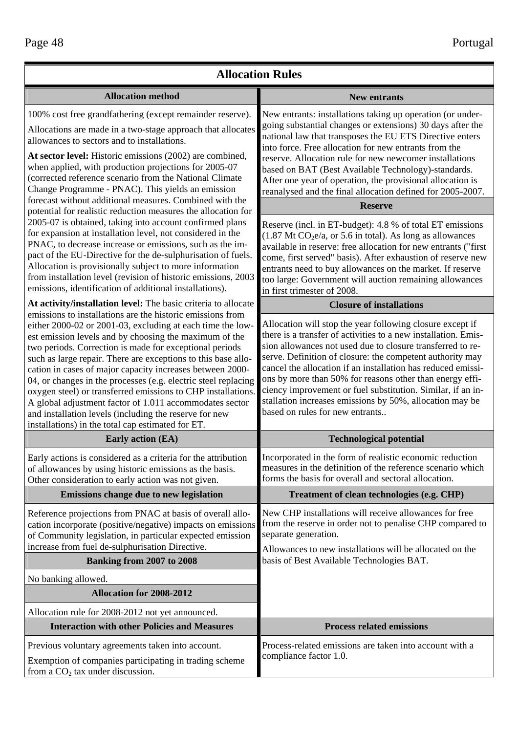## Allocation Rules

### Allocation method

100% cost free grandfathering (except remainder reserve).

Allocations are made in a two-stage approach that allocates allowances to sectors and to installations.

**At sector level:** Historic emissions (2002) are combined, when applied, with production projections for 2005-07 (corrected reference scenario from the National Climate Change Programme - PNAC). This yields an emission forecast without additional measures. Combined with the potential for realistic reduction measures the allocation for 2005-07 is obtained, taking into account confirmed plans for expansion at installation level, not considered in the PNAC, to decrease increase or emissions, such as the impact of the EU-Directive for the de-sulphurisation of fuels. Allocation is provisionally subject to more information from installation level (revision of historic emissions, 2003 emissions, identification of additional installations).

**At activity/installation level:** The basic criteria to allocate emissions to installations are the historic emissions from either 2000-02 or 2001-03, excluding at each time the lowest emission levels and by choosing the maximum of the two periods. Correction is made for exceptional periods such as large repair. There are exceptions to this base allocation in cases of major capacity increases between 2000-04, or changes in the processes (e.g. electric steel replacing oxygen steel) or transferred emissions to CHP installations. A global adjustment factor of 1.011 accommodates sector and installation levels (including the reserve for new installations) in the total cap estimated for ET.

### New entrants

New entrants: installations taking up operation (or undergoing substantial changes or extensions) 30 days after the national law that transposes the EU ETS Directive enters into force. Free allocation for new entrants from the reserve. Allocation rule for new newcomer installations based on BAT (Best Available Technology)-standards. After one year of operation, the provisional allocation is reanalysed and the final allocation defined for 2005-2007.

### Reserve

Reserve (incl. in ET-budget): 4.8 % of total ET emissions (1.87 Mt $CO_2$e/a, or 5.6 in total). As long as allowances available in reserve: free allocation for new entrants ("first come, first served" basis). After exhaustion of reserve new entrants need to buy allowances on the market. If reserve too large: Government will auction remaining allowances in first trimester of 2008.

### Closure of installations

Allocation will stop the year following closure except if there is a transfer of activities to a new installation. Emission allowances not used due to closure transferred to reserve. Definition of closure: the competent authority may cancel the allocation if an installation has reduced emissions by more than 50% for reasons other than energy efficiency improvement or fuel substitution. Similar, if an installation increases emissions by 50%, allocation may be based on rules for new entrants..

### Early action (EA)

Early actions is considered as a criteria for the attribution of allowances by using historic emissions as the basis. Other consideration to early action was not given.

### Technological potential

Incorporated in the form of realistic economic reduction measures in the definition of the reference scenario which forms the basis for overall and sectoral allocation.

### Emissions change due to new legislation

Reference projections from PNAC at basis of overall allocation incorporate (positive/negative) impacts on emissions of Community legislation, in particular expected emission increase from fuel de-sulphurisation Directive.

### Banking from 2007 to 2008

No banking allowed.

### Allocation for 2008-2012

Allocation rule for 2008-2012 not yet announced.

### Treatment of clean technologies (e.g. CHP)

New CHP installations will receive allowances for free from the reserve in order not to penalise CHP compared to separate generation.

Allowances to new installations will be allocated on the basis of Best Available Technologies BAT.

### Interaction with other Policies and Measures

Previous voluntary agreements taken into account.

Exemption of companies participating in trading scheme from a $CO_2$ tax under discussion.

### Process related emissions

Process-related emissions are taken into account with a compliance factor 1.0.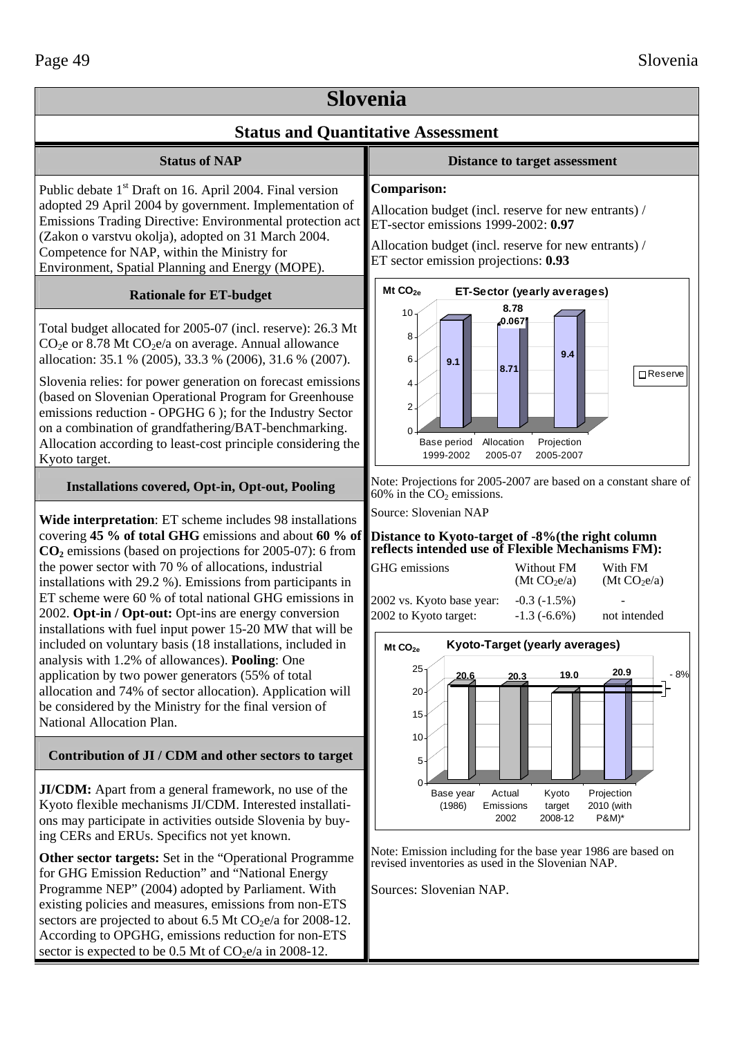# Slovenia

## Status and Quantitative Assessment

### Status of NAP

Public debate 1st Draft on 16. April 2004. Final version adopted 29 April 2004 by government. Implementation of Emissions Trading Directive: Environmental protection act (Zakon o varstvu okolja), adopted on 31 March 2004. Competence for NAP, within the Ministry for Environment, Spatial Planning and Energy (MOPE).

### Rationale for ET-budget

Total budget allocated for 2005-07 (incl. reserve): 26.3 Mt $CO_2$e or 8.78 Mt $CO_2$e/a on average. Annual allowance allocation: 35.1 % (2005), 33.3 % (2006), 31.6 % (2007).

Slovenia relies: for power generation on forecast emissions (based on Slovenian Operational Program for Greenhouse emissions reduction - OPGHG 6 ); for the Industry Sector on a combination of grandfathering/BAT-benchmarking. Allocation according to least-cost principle considering the Kyoto target.

### Installations covered, Opt-in, Opt-out, Pooling

**Wide interpretation**: ET scheme includes 98 installations covering **45 % of total GHG** emissions and about **60 % of $CO_2$** emissions (based on projections for 2005-07): 6 from the power sector with 70 % of allocations, industrial installations with 29.2 %). Emissions from participants in ET scheme were 60 % of total national GHG emissions in 2002. **Opt-in / Opt-out:** Opt-ins are energy conversion installations with fuel input power 15-20 MW that will be included on voluntary basis (18 installations, included in analysis with 1.2% of allowances). **Pooling**: One application by two power generators (55% of total allocation and 74% of sector allocation). Application will be considered by the Ministry for the final version of National Allocation Plan.

### Contribution of JI / CDM and other sectors to target

**JI/CDM:** Apart from a general framework, no use of the Kyoto flexible mechanisms JI/CDM. Interested installations may participate in activities outside Slovenia by buying CERs and ERUs. Specifics not yet known.

**Other sector targets:** Set in the "Operational Programme for GHG Emission Reduction" and "National Energy Programme NEP" (2004) adopted by Parliament. With existing policies and measures, emissions from non-ETS sectors are projected to about 6.5 Mt $CO_2$e/a for 2008-12. According to OPGHG, emissions reduction for non-ETS sector is expected to be 0.5 Mt of $CO_2$e/a in 2008-12.

### Distance to target assessment

**Comparison:**

Allocation budget (incl. reserve for new entrants) / ET-sector emissions 1999-2002: **0.97**

Allocation budget (incl. reserve for new entrants) / ET sector emission projections: **0.93**

**ET-Sector (yearly averages)** (Mt $CO_{2e}$)

| | Base period 1999-2002 | Allocation 2005-07 | Projection 2005-2007 |
|---|---|---|---|
| Value | 9.1 | 8.71 (+ Reserve 0.067; total 8.78) | 9.4 |

Note: Projections for 2005-2007 are based on a constant share of 60% in the $CO_2$ emissions.

Source: Slovenian NAP

**Distance to Kyoto-target of -8%(the right column reflects intended use of Flexible Mechanisms FM):**

| GHG emissions | Without FM (Mt $CO_2$e/a) | With FM (Mt $CO_2$e/a) |
|---|---|---|
| 2002 vs. Kyoto base year: | -0.3 (-1.5%) | - |
| 2002 to Kyoto target: | -1.3 (-6.6%) | not intended |

**Kyoto-Target (yearly averages)** (Mt $CO_{2e}$)

| | Base year (1986) | Actual Emissions 2002 | Kyoto target 2008-12 | Projection 2010 (with P&M)* |
|---|---|---|---|---|
| Value | 20.6 | 20.3 | 19.0 | 20.9 |

(- 8%)

Note: Emission including for the base year 1986 are based on revised inventories as used in the Slovenian NAP.

Sources: Slovenian NAP.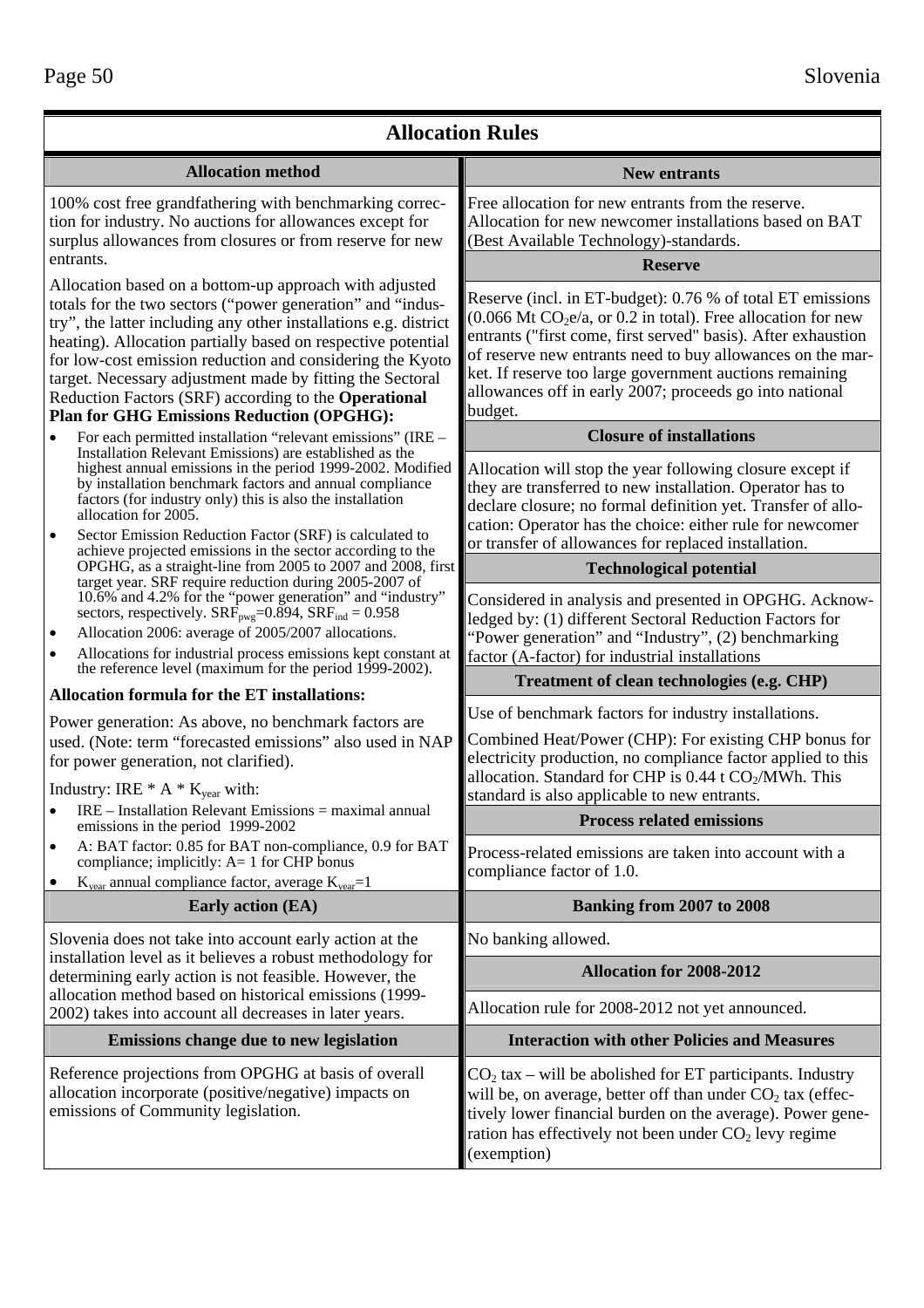## Allocation Rules

### Allocation method

100% cost free grandfathering with benchmarking correction for industry. No auctions for allowances except for surplus allowances from closures or from reserve for new entrants.

Allocation based on a bottom-up approach with adjusted totals for the two sectors ("power generation" and "industry", the latter including any other installations e.g. district heating). Allocation partially based on respective potential for low-cost emission reduction and considering the Kyoto target. Necessary adjustment made by fitting the Sectoral Reduction Factors (SRF) according to the **Operational Plan for GHG Emissions Reduction (OPGHG):**

- For each permitted installation "relevant emissions" (IRE – Installation Relevant Emissions) are established as the highest annual emissions in the period 1999-2002. Modified by installation benchmark factors and annual compliance factors (for industry only) this is also the installation allocation for 2005.
- Sector Emission Reduction Factor (SRF) is calculated to achieve projected emissions in the sector according to the OPGHG, as a straight-line from 2005 to 2007 and 2008, first target year. SRF require reduction during 2005-2007 of 10.6% and 4.2% for the "power generation" and "industry" sectors, respectively. $SRF_{pwg}$=0.894, $SRF_{ind}$ = 0.958
- Allocation 2006: average of 2005/2007 allocations.
- Allocations for industrial process emissions kept constant at the reference level (maximum for the period 1999-2002).

**Allocation formula for the ET installations:**

Power generation: As above, no benchmark factors are used. (Note: term "forecasted emissions" also used in NAP for power generation, not clarified).

Industry: IRE * A * $K_{year}$ with:

- IRE – Installation Relevant Emissions = maximal annual emissions in the period 1999-2002
- A: BAT factor: 0.85 for BAT non-compliance, 0.9 for BAT compliance; implicitly: A= 1 for CHP bonus
- $K_{year}$ annual compliance factor, average $K_{year}$=1

### Early action (EA)

Slovenia does not take into account early action at the installation level as it believes a robust methodology for determining early action is not feasible. However, the allocation method based on historical emissions (1999-2002) takes into account all decreases in later years.

### Emissions change due to new legislation

Reference projections from OPGHG at basis of overall allocation incorporate (positive/negative) impacts on emissions of Community legislation.

### New entrants

Free allocation for new entrants from the reserve. Allocation for new newcomer installations based on BAT (Best Available Technology)-standards.

### Reserve

Reserve (incl. in ET-budget): 0.76 % of total ET emissions (0.066 Mt $CO_2$e/a, or 0.2 in total). Free allocation for new entrants ("first come, first served" basis). After exhaustion of reserve new entrants need to buy allowances on the market. If reserve too large government auctions remaining allowances off in early 2007; proceeds go into national budget.

### Closure of installations

Allocation will stop the year following closure except if they are transferred to new installation. Operator has to declare closure; no formal definition yet. Transfer of allocation: Operator has the choice: either rule for newcomer or transfer of allowances for replaced installation.

### Technological potential

Considered in analysis and presented in OPGHG. Acknowledged by: (1) different Sectoral Reduction Factors for "Power generation" and "Industry", (2) benchmarking factor (A-factor) for industrial installations

### Treatment of clean technologies (e.g. CHP)

Use of benchmark factors for industry installations.

Combined Heat/Power (CHP): For existing CHP bonus for electricity production, no compliance factor applied to this allocation. Standard for CHP is 0.44 t $CO_2$/MWh. This standard is also applicable to new entrants.

### Process related emissions

Process-related emissions are taken into account with a compliance factor of 1.0.

### Banking from 2007 to 2008

No banking allowed.

### Allocation for 2008-2012

Allocation rule for 2008-2012 not yet announced.

### Interaction with other Policies and Measures

$CO_2$ tax – will be abolished for ET participants. Industry will be, on average, better off than under $CO_2$ tax (effectively lower financial burden on the average). Power generation has effectively not been under $CO_2$ levy regime (exemption)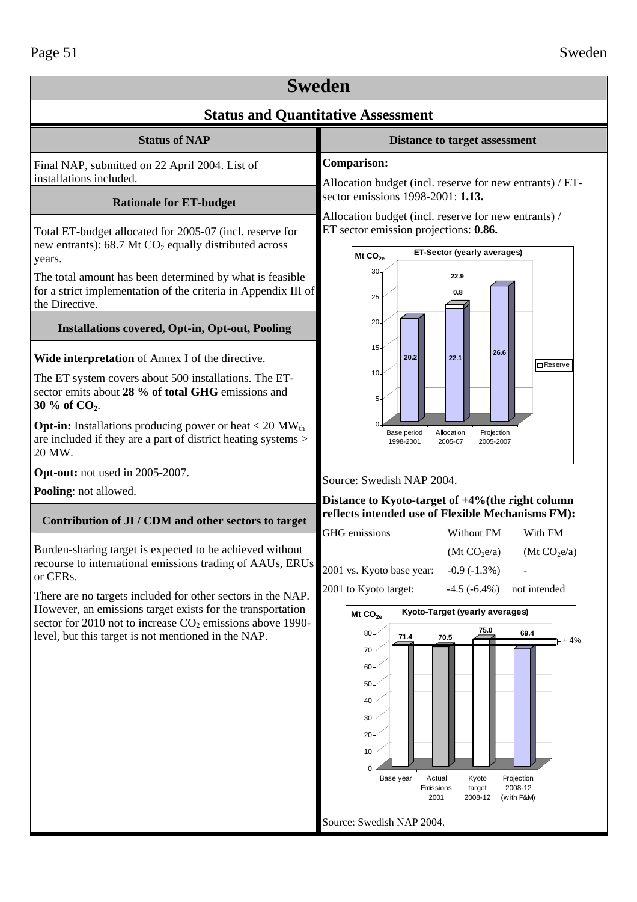# Sweden

## Status and Quantitative Assessment

### Status of NAP

Final NAP, submitted on 22 April 2004. List of installations included.

### Rationale for ET-budget

Total ET-budget allocated for 2005-07 (incl. reserve for new entrants): 68.7 Mt $CO_2$ equally distributed across years.

The total amount has been determined by what is feasible for a strict implementation of the criteria in Appendix III of the Directive.

### Installations covered, Opt-in, Opt-out, Pooling

**Wide interpretation** of Annex I of the directive.

The ET system covers about 500 installations. The ET-sector emits about **28 % of total GHG** emissions and **30 % of $CO_2$**.

**Opt-in:** Installations producing power or heat < 20 $MW_{th}$ are included if they are a part of district heating systems > 20 MW.

**Opt-out:** not used in 2005-2007.

**Pooling**: not allowed.

### Contribution of JI / CDM and other sectors to target

Burden-sharing target is expected to be achieved without recourse to international emissions trading of AAUs, ERUs or CERs.

There are no targets included for other sectors in the NAP. However, an emissions target exists for the transportation sector for 2010 not to increase $CO_2$ emissions above 1990-level, but this target is not mentioned in the NAP.

### Distance to target assessment

**Comparison:**

Allocation budget (incl. reserve for new entrants) / ET-sector emissions 1998-2001: **1.13.**

Allocation budget (incl. reserve for new entrants) / ET sector emission projections: **0.86.**

**ET-Sector (yearly averages)** ($Mt\ CO_{2e}$)

| | Base period 1998-2001 | Allocation 2005-07 | Projection 2005-2007 |
|---|---|---|---|
| Emissions / Allocation | 20.2 | 22.1 | 26.6 |
| Reserve | | 0.8 | |
| Total | | 22.9 | |

Source: Swedish NAP 2004.

**Distance to Kyoto-target of +4%(the right column reflects intended use of Flexible Mechanisms FM):**

| GHG emissions | Without FM ($Mt\ CO_2e/a$) | With FM ($Mt\ CO_2e/a$) |
|---|---|---|
| 2001 vs. Kyoto base year: | -0.9 (-1.3%) | - |
| 2001 to Kyoto target: | -4.5 (-6.4%) | not intended |

**Kyoto-Target (yearly averages)** ($Mt\ CO_{2e}$)

| Base year | Actual Emissions 2001 | Kyoto target 2008-12 | Projection 2008-12 (with P&M) |
|---|---|---|---|
| 71.4 | 70.5 | 75.0 | 69.4 |

+ 4%

Source: Swedish NAP 2004.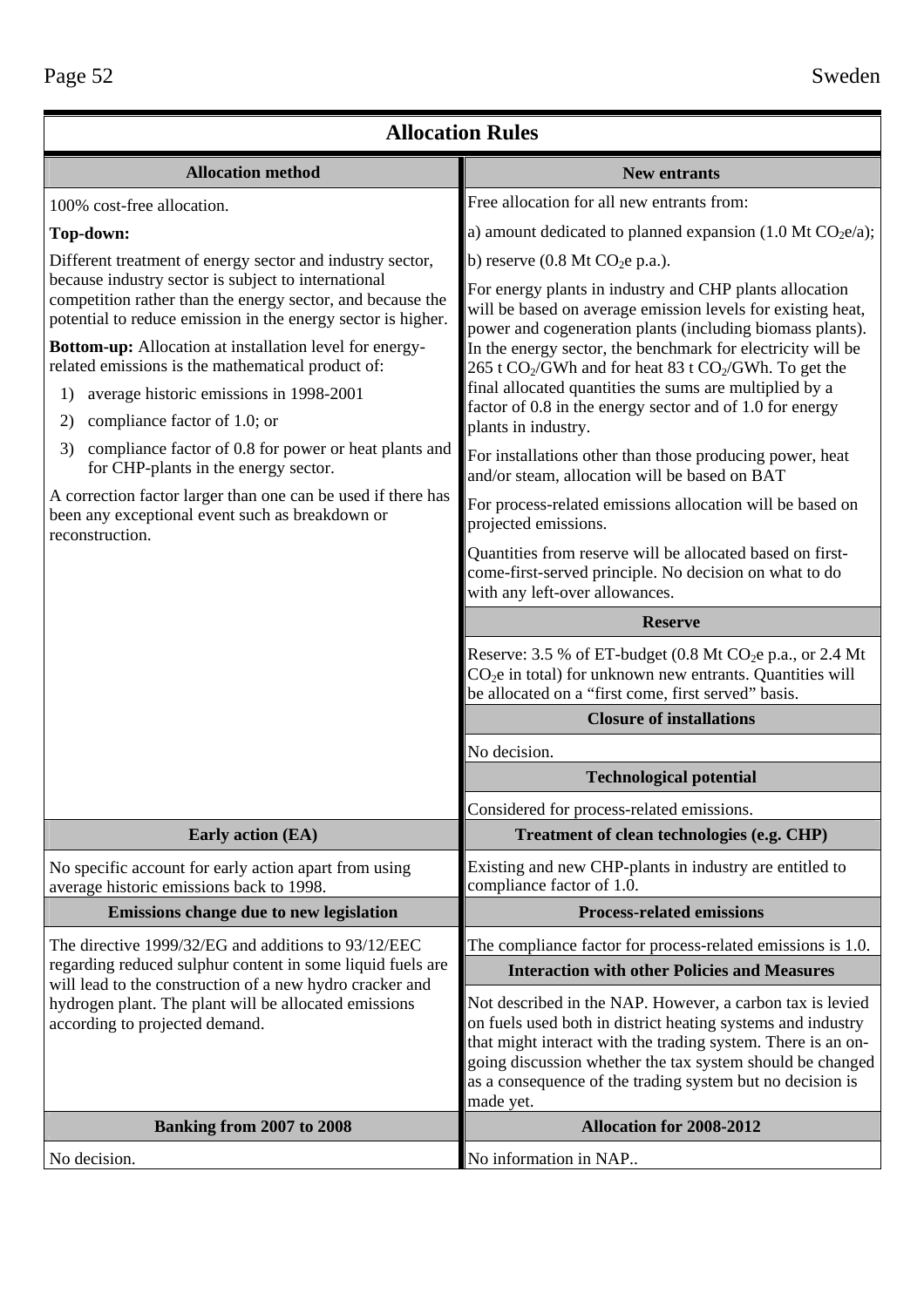## Allocation Rules

### Allocation method

100% cost-free allocation.

**Top-down:**

Different treatment of energy sector and industry sector, because industry sector is subject to international competition rather than the energy sector, and because the potential to reduce emission in the energy sector is higher.

**Bottom-up:** Allocation at installation level for energy-related emissions is the mathematical product of:

1) average historic emissions in 1998-2001
2) compliance factor of 1.0; or
3) compliance factor of 0.8 for power or heat plants and for CHP-plants in the energy sector.

A correction factor larger than one can be used if there has been any exceptional event such as breakdown or reconstruction.

### New entrants

Free allocation for all new entrants from:

a) amount dedicated to planned expansion (1.0 Mt $CO_2e$/a);

b) reserve (0.8 Mt $CO_2e$ p.a.).

For energy plants in industry and CHP plants allocation will be based on average emission levels for existing heat, power and cogeneration plants (including biomass plants). In the energy sector, the benchmark for electricity will be 265 t $CO_2$/GWh and for heat 83 t $CO_2$/GWh. To get the final allocated quantities the sums are multiplied by a factor of 0.8 in the energy sector and of 1.0 for energy plants in industry.

For installations other than those producing power, heat and/or steam, allocation will be based on BAT

For process-related emissions allocation will be based on projected emissions.

Quantities from reserve will be allocated based on first-come-first-served principle. No decision on what to do with any left-over allowances.

### Reserve

Reserve: 3.5 % of ET-budget (0.8 Mt $CO_2e$ p.a., or 2.4 Mt $CO_2e$ in total) for unknown new entrants. Quantities will be allocated on a "first come, first served" basis.

### Closure of installations

No decision.

### Technological potential

Considered for process-related emissions.

### Early action (EA)

No specific account for early action apart from using average historic emissions back to 1998.

### Treatment of clean technologies (e.g. CHP)

Existing and new CHP-plants in industry are entitled to compliance factor of 1.0.

### Emissions change due to new legislation

The directive 1999/32/EG and additions to 93/12/EEC regarding reduced sulphur content in some liquid fuels are will lead to the construction of a new hydro cracker and hydrogen plant. The plant will be allocated emissions according to projected demand.

### Process-related emissions

The compliance factor for process-related emissions is 1.0.

### Interaction with other Policies and Measures

Not described in the NAP. However, a carbon tax is levied on fuels used both in district heating systems and industry that might interact with the trading system. There is an on-going discussion whether the tax system should be changed as a consequence of the trading system but no decision is made yet.

### Banking from 2007 to 2008

No decision.

### Allocation for 2008-2012

No information in NAP..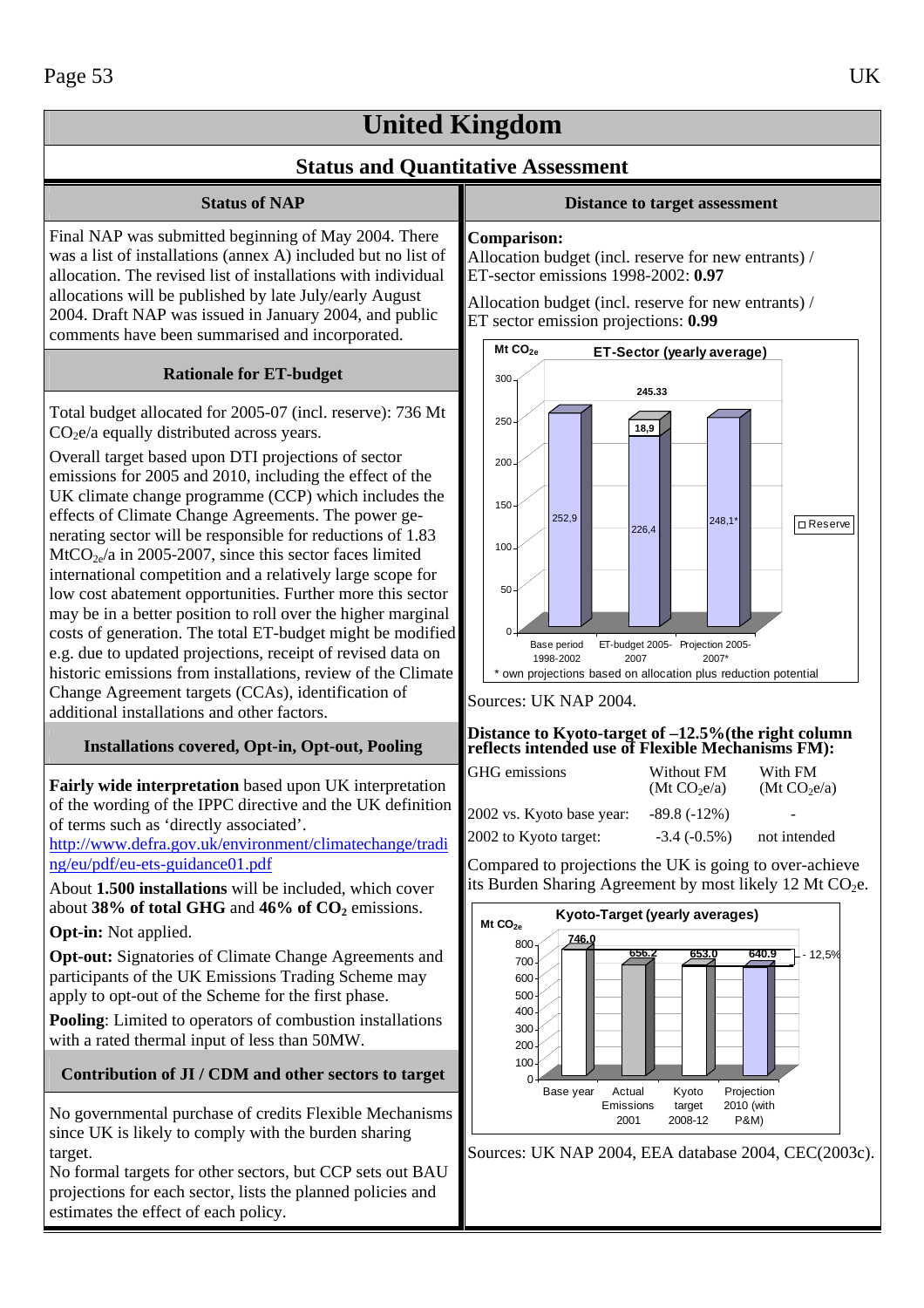# United Kingdom

## Status and Quantitative Assessment

### Status of NAP

Final NAP was submitted beginning of May 2004. There was a list of installations (annex A) included but no list of allocation. The revised list of installations with individual allocations will be published by late July/early August 2004. Draft NAP was issued in January 2004, and public comments have been summarised and incorporated.

### Rationale for ET-budget

Total budget allocated for 2005-07 (incl. reserve): 736 Mt $CO_2e$/a equally distributed across years.

Overall target based upon DTI projections of sector emissions for 2005 and 2010, including the effect of the UK climate change programme (CCP) which includes the effects of Climate Change Agreements. The power generating sector will be responsible for reductions of 1.83 $MtCO_{2e}$/a in 2005-2007, since this sector faces limited international competition and a relatively large scope for low cost abatement opportunities. Further more this sector may be in a better position to roll over the higher marginal costs of generation. The total ET-budget might be modified e.g. due to updated projections, receipt of revised data on historic emissions from installations, review of the Climate Change Agreement targets (CCAs), identification of additional installations and other factors.

### Installations covered, Opt-in, Opt-out, Pooling

**Fairly wide interpretation** based upon UK interpretation of the wording of the IPPC directive and the UK definition of terms such as 'directly associated'.
http://www.defra.gov.uk/environment/climatechange/trading/eu/pdf/eu-ets-guidance01.pdf

About **1.500 installations** will be included, which cover about **38% of total GHG** and **46% of $CO_2$** emissions.

**Opt-in:** Not applied.

**Opt-out:** Signatories of Climate Change Agreements and participants of the UK Emissions Trading Scheme may apply to opt-out of the Scheme for the first phase.

**Pooling**: Limited to operators of combustion installations with a rated thermal input of less than 50MW.

### Contribution of JI / CDM and other sectors to target

No governmental purchase of credits Flexible Mechanisms since UK is likely to comply with the burden sharing target.
No formal targets for other sectors, but CCP sets out BAU projections for each sector, lists the planned policies and estimates the effect of each policy.

### Distance to target assessment

**Comparison:**
Allocation budget (incl. reserve for new entrants) / ET-sector emissions 1998-2002: **0.97**

Allocation budget (incl. reserve for new entrants) / ET sector emission projections: **0.99**

ET-Sector (yearly average), Mt $CO_{2e}$

| | Base period 1998-2002 | ET-budget 2005-2007 | Projection 2005-2007* |
|---|---|---|---|
| Emissions / allocation | 252,9 | 226,4 | 248,1* |
| Reserve | | 18,9 | |
| Total | | 245.33 | |

\* own projections based on allocation plus reduction potential

Sources: UK NAP 2004.

**Distance to Kyoto-target of –12.5%(the right column reflects intended use of Flexible Mechanisms FM):**

| GHG emissions | Without FM ($Mt CO_2e/a$) | With FM ($Mt CO_2e/a$) |
|---|---|---|
| 2002 vs. Kyoto base year: | -89.8 (-12%) | - |
| 2002 to Kyoto target: | -3.4 (-0.5%) | not intended |

Compared to projections the UK is going to over-achieve its Burden Sharing Agreement by most likely 12 Mt $CO_2e$.

Kyoto-Target (yearly averages), Mt $CO_{2e}$

| Base year | Actual Emissions 2001 | Kyoto target 2008-12 | Projection 2010 (with P&M) |
|---|---|---|---|
| 746.0 | 656.2 | 653.0 | 640.9 |

Kyoto target: - 12,5%

Sources: UK NAP 2004, EEA database 2004, CEC(2003c).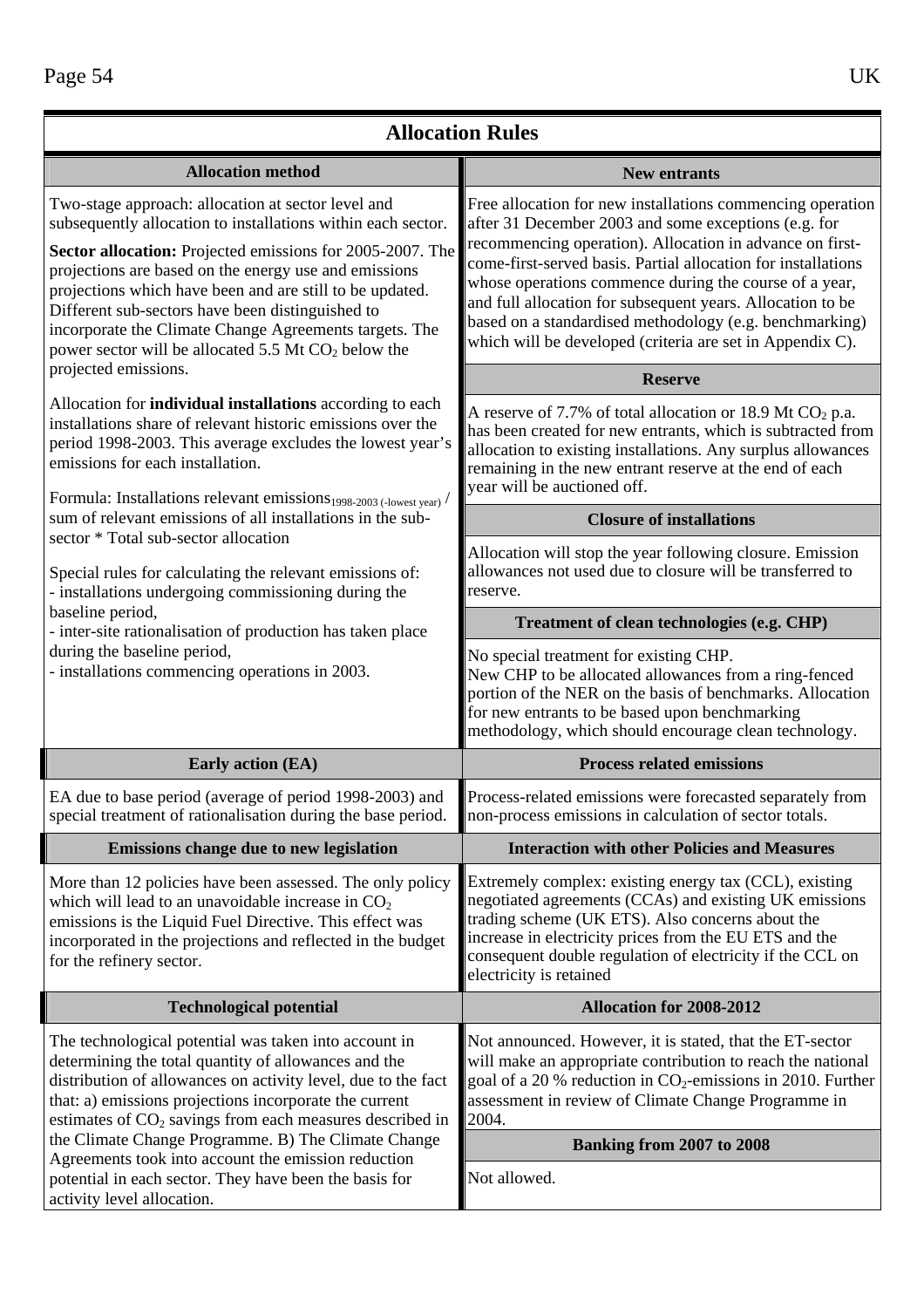## Allocation Rules

### Allocation method

Two-stage approach: allocation at sector level and subsequently allocation to installations within each sector.

**Sector allocation:** Projected emissions for 2005-2007. The projections are based on the energy use and emissions projections which have been and are still to be updated. Different sub-sectors have been distinguished to incorporate the Climate Change Agreements targets. The power sector will be allocated 5.5 Mt $CO_2$ below the projected emissions.

Allocation for **individual installations** according to each installations share of relevant historic emissions over the period 1998-2003. This average excludes the lowest year's emissions for each installation.

Formula: Installations relevant emissions$_{1998\text{-}2003\ (\text{-lowest year})}$ / sum of relevant emissions of all installations in the sub-sector * Total sub-sector allocation

Special rules for calculating the relevant emissions of:
- installations undergoing commissioning during the baseline period,
- inter-site rationalisation of production has taken place during the baseline period,
- installations commencing operations in 2003.

### New entrants

Free allocation for new installations commencing operation after 31 December 2003 and some exceptions (e.g. for recommencing operation). Allocation in advance on first-come-first-served basis. Partial allocation for installations whose operations commence during the course of a year, and full allocation for subsequent years. Allocation to be based on a standardised methodology (e.g. benchmarking) which will be developed (criteria are set in Appendix C).

### Reserve

A reserve of 7.7% of total allocation or 18.9 Mt $CO_2$ p.a. has been created for new entrants, which is subtracted from allocation to existing installations. Any surplus allowances remaining in the new entrant reserve at the end of each year will be auctioned off.

### Closure of installations

Allocation will stop the year following closure. Emission allowances not used due to closure will be transferred to reserve.

### Treatment of clean technologies (e.g. CHP)

No special treatment for existing CHP.
New CHP to be allocated allowances from a ring-fenced portion of the NER on the basis of benchmarks. Allocation for new entrants to be based upon benchmarking methodology, which should encourage clean technology.

### Early action (EA)

EA due to base period (average of period 1998-2003) and special treatment of rationalisation during the base period.

### Process related emissions

Process-related emissions were forecasted separately from non-process emissions in calculation of sector totals.

### Emissions change due to new legislation

More than 12 policies have been assessed. The only policy which will lead to an unavoidable increase in $CO_2$ emissions is the Liquid Fuel Directive. This effect was incorporated in the projections and reflected in the budget for the refinery sector.

### Interaction with other Policies and Measures

Extremely complex: existing energy tax (CCL), existing negotiated agreements (CCAs) and existing UK emissions trading scheme (UK ETS). Also concerns about the increase in electricity prices from the EU ETS and the consequent double regulation of electricity if the CCL on electricity is retained

### Technological potential

The technological potential was taken into account in determining the total quantity of allowances and the distribution of allowances on activity level, due to the fact that: a) emissions projections incorporate the current estimates of $CO_2$ savings from each measures described in the Climate Change Programme. B) The Climate Change Agreements took into account the emission reduction potential in each sector. They have been the basis for activity level allocation.

### Allocation for 2008-2012

Not announced. However, it is stated, that the ET-sector will make an appropriate contribution to reach the national goal of a 20 % reduction in $CO_2$-emissions in 2010. Further assessment in review of Climate Change Programme in 2004.

### Banking from 2007 to 2008

Not allowed.